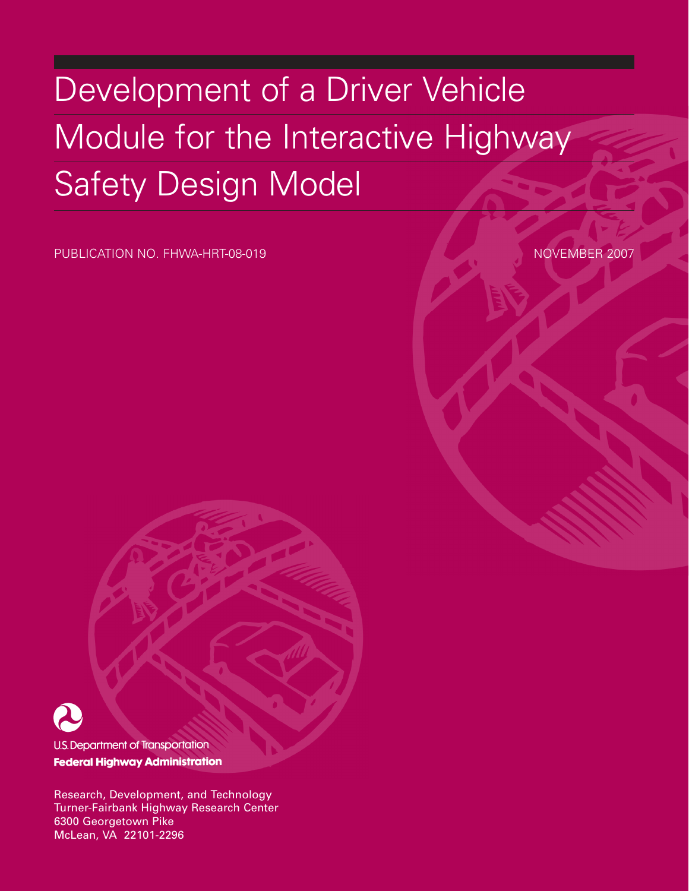# Development of a Driver Vehicle Module for the Interactive Highway Safety Design Model

PUBLICATION NO. FHWA-HRT-08-019

NOVEMBER 2007

U.S. Department of Transportation

**Federal Highway Administration**

Research, Development, and Technology
Turner-Fairbank Highway Research Center
6300 Georgetown Pike
McLean, VA 22101-2296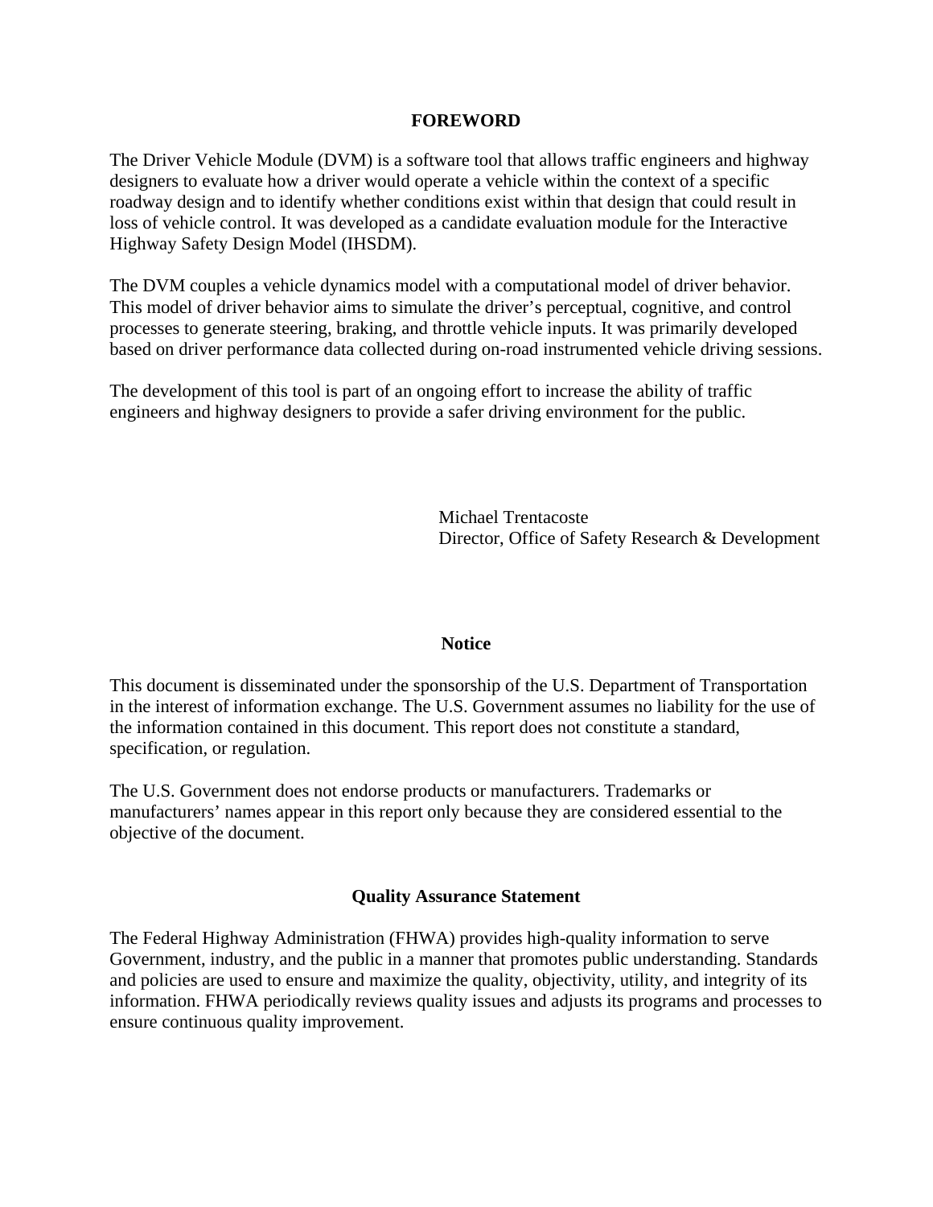## FOREWORD

The Driver Vehicle Module (DVM) is a software tool that allows traffic engineers and highway designers to evaluate how a driver would operate a vehicle within the context of a specific roadway design and to identify whether conditions exist within that design that could result in loss of vehicle control. It was developed as a candidate evaluation module for the Interactive Highway Safety Design Model (IHSDM).

The DVM couples a vehicle dynamics model with a computational model of driver behavior. This model of driver behavior aims to simulate the driver's perceptual, cognitive, and control processes to generate steering, braking, and throttle vehicle inputs. It was primarily developed based on driver performance data collected during on-road instrumented vehicle driving sessions.

The development of this tool is part of an ongoing effort to increase the ability of traffic engineers and highway designers to provide a safer driving environment for the public.

Michael Trentacoste
Director, Office of Safety Research & Development

## Notice

This document is disseminated under the sponsorship of the U.S. Department of Transportation in the interest of information exchange. The U.S. Government assumes no liability for the use of the information contained in this document. This report does not constitute a standard, specification, or regulation.

The U.S. Government does not endorse products or manufacturers. Trademarks or manufacturers' names appear in this report only because they are considered essential to the objective of the document.

## Quality Assurance Statement

The Federal Highway Administration (FHWA) provides high-quality information to serve Government, industry, and the public in a manner that promotes public understanding. Standards and policies are used to ensure and maximize the quality, objectivity, utility, and integrity of its information. FHWA periodically reviews quality issues and adjusts its programs and processes to ensure continuous quality improvement.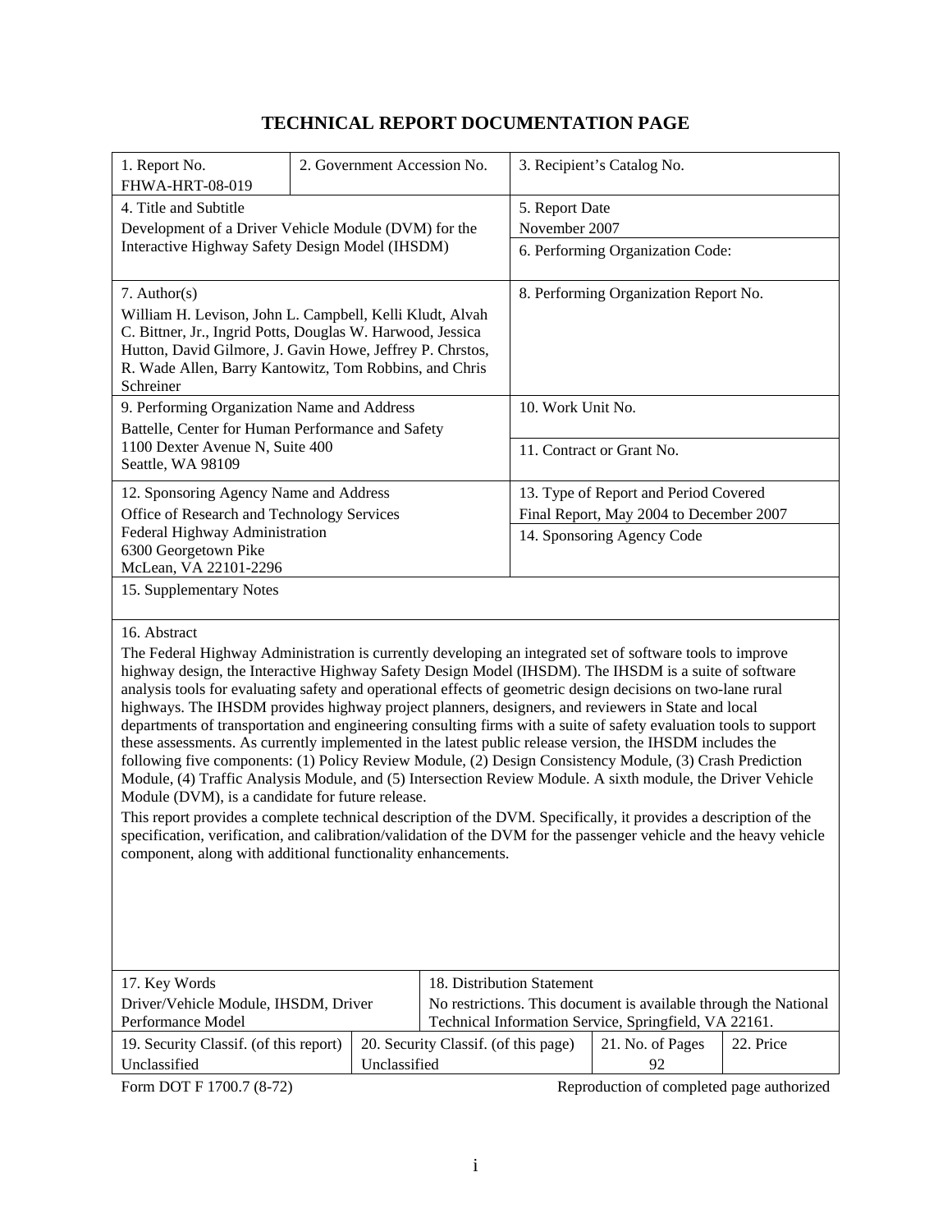# TECHNICAL REPORT DOCUMENTATION PAGE

| 1. Report No. FHWA-HRT-08-019 | 2. Government Accession No. | 3. Recipient's Catalog No. |
|---|---|---|
| 4. Title and Subtitle<br>Development of a Driver Vehicle Module (DVM) for the Interactive Highway Safety Design Model (IHSDM) | | 5. Report Date<br>November 2007<br>6. Performing Organization Code: |
| 7. Author(s)<br>William H. Levison, John L. Campbell, Kelli Kludt, Alvah C. Bittner, Jr., Ingrid Potts, Douglas W. Harwood, Jessica Hutton, David Gilmore, J. Gavin Howe, Jeffrey P. Chrstos, R. Wade Allen, Barry Kantowitz, Tom Robbins, and Chris Schreiner | | 8. Performing Organization Report No. |
| 9. Performing Organization Name and Address<br>Battelle, Center for Human Performance and Safety<br>1100 Dexter Avenue N, Suite 400<br>Seattle, WA 98109 | | 10. Work Unit No.<br>11. Contract or Grant No. |
| 12. Sponsoring Agency Name and Address<br>Office of Research and Technology Services<br>Federal Highway Administration<br>6300 Georgetown Pike<br>McLean, VA 22101-2296 | | 13. Type of Report and Period Covered<br>Final Report, May 2004 to December 2007<br>14. Sponsoring Agency Code |

15. Supplementary Notes

16. Abstract

The Federal Highway Administration is currently developing an integrated set of software tools to improve highway design, the Interactive Highway Safety Design Model (IHSDM). The IHSDM is a suite of software analysis tools for evaluating safety and operational effects of geometric design decisions on two-lane rural highways. The IHSDM provides highway project planners, designers, and reviewers in State and local departments of transportation and engineering consulting firms with a suite of safety evaluation tools to support these assessments. As currently implemented in the latest public release version, the IHSDM includes the following five components: (1) Policy Review Module, (2) Design Consistency Module, (3) Crash Prediction Module, (4) Traffic Analysis Module, and (5) Intersection Review Module. A sixth module, the Driver Vehicle Module (DVM), is a candidate for future release.

This report provides a complete technical description of the DVM. Specifically, it provides a description of the specification, verification, and calibration/validation of the DVM for the passenger vehicle and the heavy vehicle component, along with additional functionality enhancements.

| 17. Key Words<br>Driver/Vehicle Module, IHSDM, Driver Performance Model | 18. Distribution Statement<br>No restrictions. This document is available through the National Technical Information Service, Springfield, VA 22161. | | |
|---|---|---|---|
| 19. Security Classif. (of this report)<br>Unclassified | 20. Security Classif. (of this page)<br>Unclassified | 21. No. of Pages<br>92 | 22. Price |

Form DOT F 1700.7 (8-72) Reproduction of completed page authorized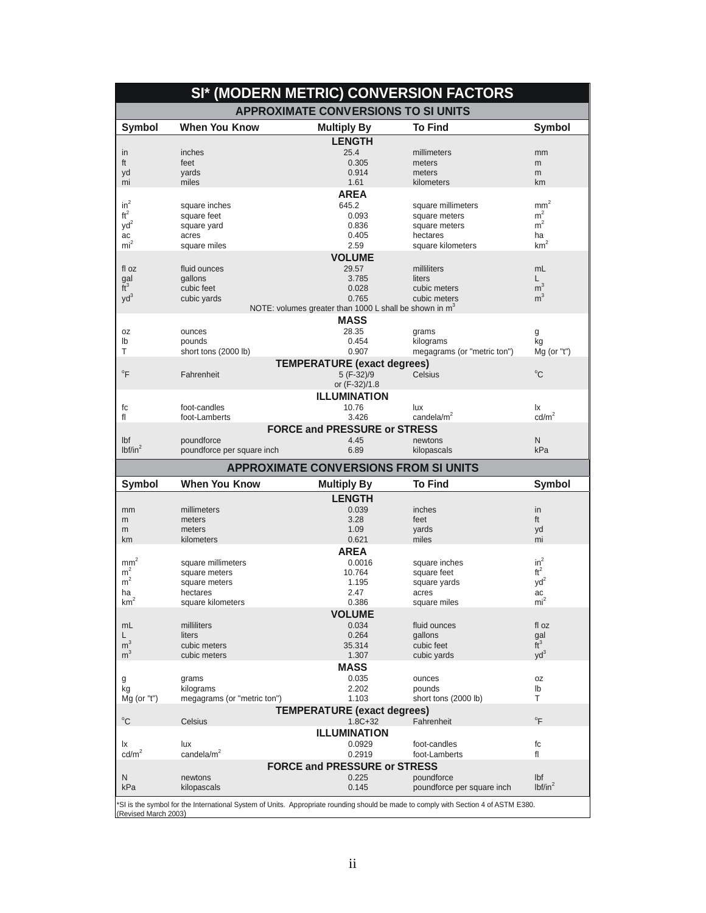# SI* (MODERN METRIC) CONVERSION FACTORS

## APPROXIMATE CONVERSIONS TO SI UNITS

| Symbol | When You Know | Multiply By | To Find | Symbol |
|---|---|---|---|---|
| | | **LENGTH** | | |
| in | inches | 25.4 | millimeters | mm |
| ft | feet | 0.305 | meters | m |
| yd | yards | 0.914 | meters | m |
| mi | miles | 1.61 | kilometers | km |
| | | **AREA** | | |
| $in^2$ | square inches | 645.2 | square millimeters | $mm^2$ |
| $ft^2$ | square feet | 0.093 | square meters | $m^2$ |
| $yd^2$ | square yard | 0.836 | square meters | $m^2$ |
| ac | acres | 0.405 | hectares | ha |
| $mi^2$ | square miles | 2.59 | square kilometers | $km^2$ |
| | | **VOLUME** | | |
| fl oz | fluid ounces | 29.57 | milliliters | mL |
| gal | gallons | 3.785 | liters | L |
| $ft^3$ | cubic feet | 0.028 | cubic meters | $m^3$ |
| $yd^3$ | cubic yards | 0.765 | cubic meters | $m^3$ |
| | | NOTE: volumes greater than 1000 L shall be shown in $m^3$ | | |
| | | **MASS** | | |
| oz | ounces | 28.35 | grams | g |
| lb | pounds | 0.454 | kilograms | kg |
| T | short tons (2000 lb) | 0.907 | megagrams (or "metric ton") | Mg (or "t") |
| | | **TEMPERATURE (exact degrees)** | | |
| °F | Fahrenheit | 5 (F-32)/9 or (F-32)/1.8 | Celsius | °C |
| | | **ILLUMINATION** | | |
| fc | foot-candles | 10.76 | lux | lx |
| fl | foot-Lamberts | 3.426 | candela/$m^2$ | cd/$m^2$ |
| | | **FORCE and PRESSURE or STRESS** | | |
| lbf | poundforce | 4.45 | newtons | N |
| lbf/$in^2$ | poundforce per square inch | 6.89 | kilopascals | kPa |

## APPROXIMATE CONVERSIONS FROM SI UNITS

| Symbol | When You Know | Multiply By | To Find | Symbol |
|---|---|---|---|---|
| | | **LENGTH** | | |
| mm | millimeters | 0.039 | inches | in |
| m | meters | 3.28 | feet | ft |
| m | meters | 1.09 | yards | yd |
| km | kilometers | 0.621 | miles | mi |
| | | **AREA** | | |
| $mm^2$ | square millimeters | 0.0016 | square inches | $in^2$ |
| $m^2$ | square meters | 10.764 | square feet | $ft^2$ |
| $m^2$ | square meters | 1.195 | square yards | $yd^2$ |
| ha | hectares | 2.47 | acres | ac |
| $km^2$ | square kilometers | 0.386 | square miles | $mi^2$ |
| | | **VOLUME** | | |
| mL | milliliters | 0.034 | fluid ounces | fl oz |
| L | liters | 0.264 | gallons | gal |
| $m^3$ | cubic meters | 35.314 | cubic feet | $ft^3$ |
| $m^3$ | cubic meters | 1.307 | cubic yards | $yd^3$ |
| | | **MASS** | | |
| g | grams | 0.035 | ounces | oz |
| kg | kilograms | 2.202 | pounds | lb |
| Mg (or "t") | megagrams (or "metric ton") | 1.103 | short tons (2000 lb) | T |
| | | **TEMPERATURE (exact degrees)** | | |
| °C | Celsius | 1.8C+32 | Fahrenheit | °F |
| | | **ILLUMINATION** | | |
| lx | lux | 0.0929 | foot-candles | fc |
| cd/$m^2$ | candela/$m^2$ | 0.2919 | foot-Lamberts | fl |
| | | **FORCE and PRESSURE or STRESS** | | |
| N | newtons | 0.225 | poundforce | lbf |
| kPa | kilopascals | 0.145 | poundforce per square inch | lbf/$in^2$ |

*SI is the symbol for the International System of Units. Appropriate rounding should be made to comply with Section 4 of ASTM E380.
(Revised March 2003)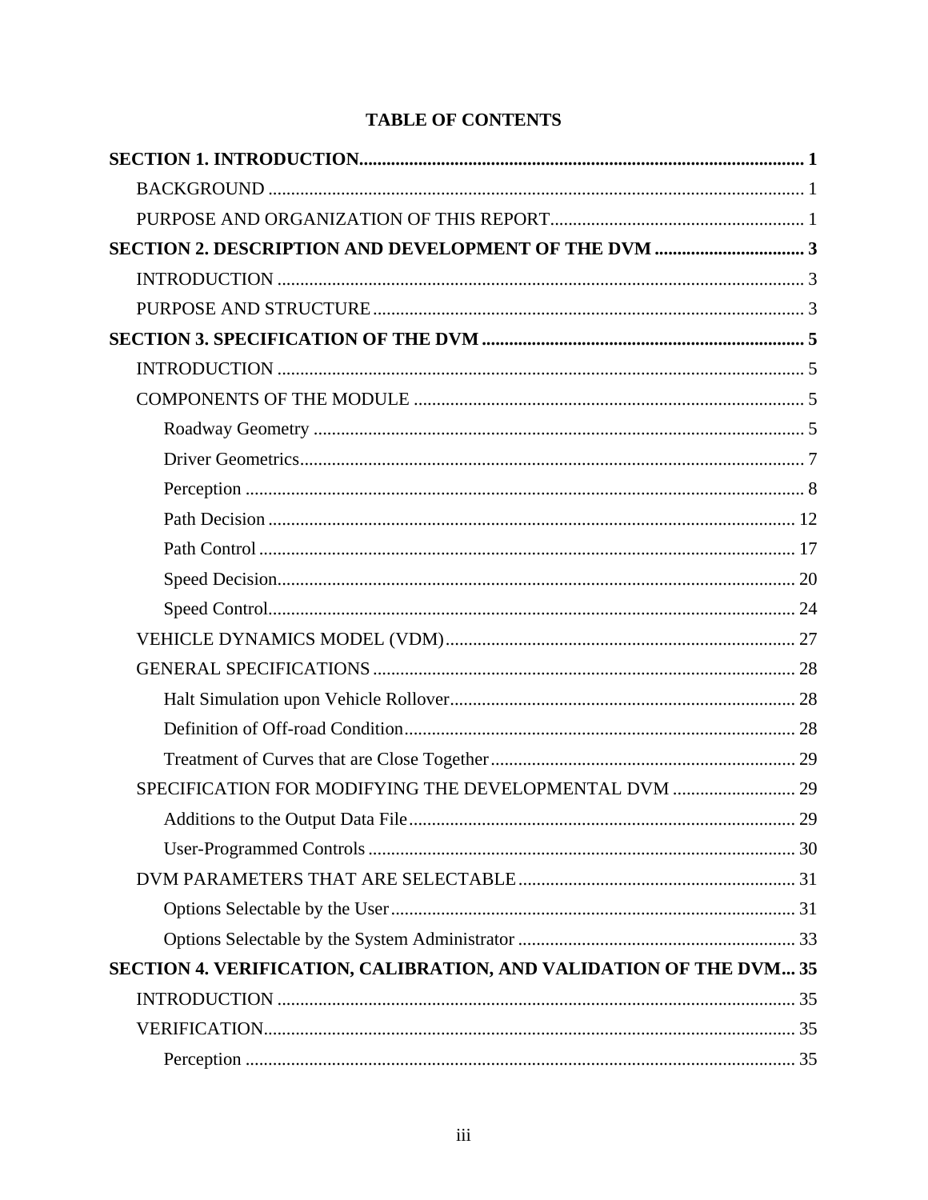# TABLE OF CONTENTS

**SECTION 1. INTRODUCTION** .......... **1**

- BACKGROUND .......... 1
- PURPOSE AND ORGANIZATION OF THIS REPORT .......... 1

**SECTION 2. DESCRIPTION AND DEVELOPMENT OF THE DVM** .......... **3**

- INTRODUCTION .......... 3
- PURPOSE AND STRUCTURE .......... 3

**SECTION 3. SPECIFICATION OF THE DVM** .......... **5**

- INTRODUCTION .......... 5
- COMPONENTS OF THE MODULE .......... 5
  - Roadway Geometry .......... 5
  - Driver Geometrics .......... 7
  - Perception .......... 8
  - Path Decision .......... 12
  - Path Control .......... 17
  - Speed Decision .......... 20
  - Speed Control .......... 24
- VEHICLE DYNAMICS MODEL (VDM) .......... 27
- GENERAL SPECIFICATIONS .......... 28
  - Halt Simulation upon Vehicle Rollover .......... 28
  - Definition of Off-road Condition .......... 28
  - Treatment of Curves that are Close Together .......... 29
- SPECIFICATION FOR MODIFYING THE DEVELOPMENTAL DVM .......... 29
  - Additions to the Output Data File .......... 29
  - User-Programmed Controls .......... 30
- DVM PARAMETERS THAT ARE SELECTABLE .......... 31
  - Options Selectable by the User .......... 31
  - Options Selectable by the System Administrator .......... 33

**SECTION 4. VERIFICATION, CALIBRATION, AND VALIDATION OF THE DVM** .......... **35**

- INTRODUCTION .......... 35
- VERIFICATION .......... 35
  - Perception .......... 35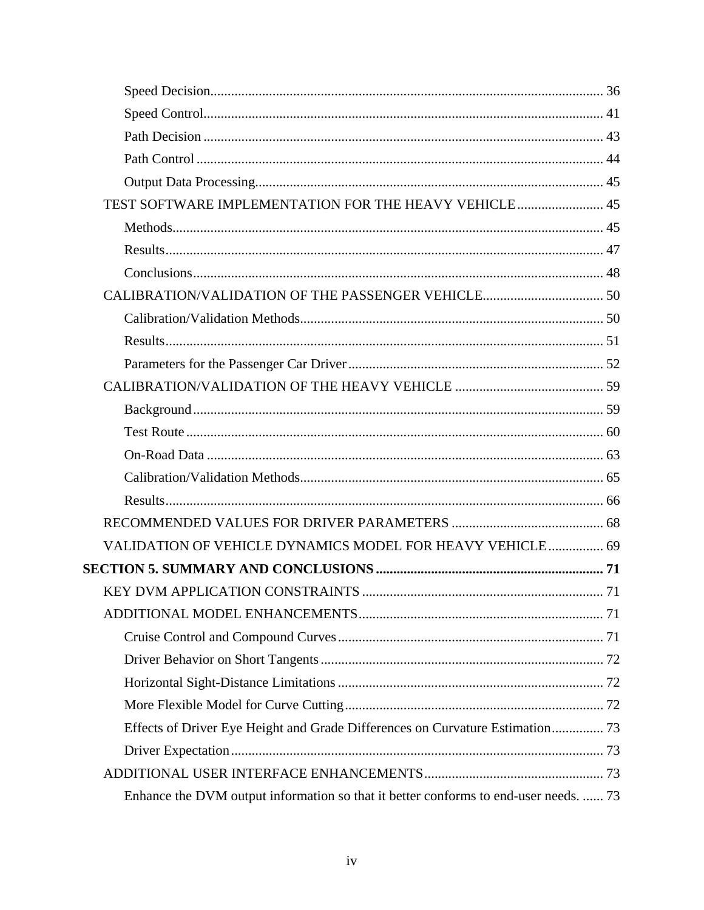Speed Decision ..... 36

Speed Control ..... 41

Path Decision ..... 43

Path Control ..... 44

Output Data Processing ..... 45

TEST SOFTWARE IMPLEMENTATION FOR THE HEAVY VEHICLE ..... 45

Methods ..... 45

Results ..... 47

Conclusions ..... 48

CALIBRATION/VALIDATION OF THE PASSENGER VEHICLE ..... 50

Calibration/Validation Methods ..... 50

Results ..... 51

Parameters for the Passenger Car Driver ..... 52

CALIBRATION/VALIDATION OF THE HEAVY VEHICLE ..... 59

Background ..... 59

Test Route ..... 60

On-Road Data ..... 63

Calibration/Validation Methods ..... 65

Results ..... 66

RECOMMENDED VALUES FOR DRIVER PARAMETERS ..... 68

VALIDATION OF VEHICLE DYNAMICS MODEL FOR HEAVY VEHICLE ..... 69

**SECTION 5. SUMMARY AND CONCLUSIONS ..... 71**

KEY DVM APPLICATION CONSTRAINTS ..... 71

ADDITIONAL MODEL ENHANCEMENTS ..... 71

Cruise Control and Compound Curves ..... 71

Driver Behavior on Short Tangents ..... 72

Horizontal Sight-Distance Limitations ..... 72

More Flexible Model for Curve Cutting ..... 72

Effects of Driver Eye Height and Grade Differences on Curvature Estimation ..... 73

Driver Expectation ..... 73

ADDITIONAL USER INTERFACE ENHANCEMENTS ..... 73

Enhance the DVM output information so that it better conforms to end-user needs. ..... 73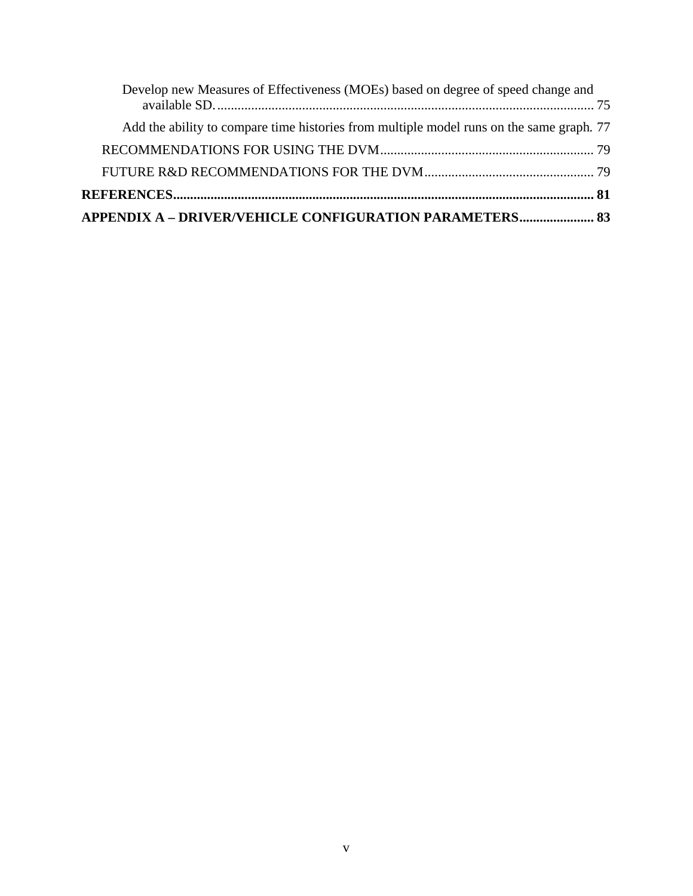Develop new Measures of Effectiveness (MOEs) based on degree of speed change and available SD. ..... 75

Add the ability to compare time histories from multiple model runs on the same graph. 77

RECOMMENDATIONS FOR USING THE DVM ..... 79

FUTURE R&D RECOMMENDATIONS FOR THE DVM ..... 79

**REFERENCES ..... 81**

**APPENDIX A – DRIVER/VEHICLE CONFIGURATION PARAMETERS ..... 83**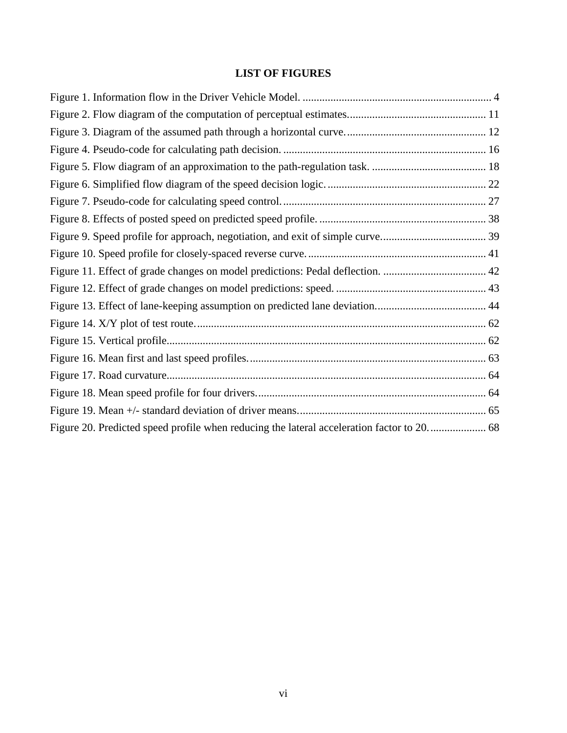## LIST OF FIGURES

Figure 1. Information flow in the Driver Vehicle Model. .................................................................... 4
Figure 2. Flow diagram of the computation of perceptual estimates................................................. 11
Figure 3. Diagram of the assumed path through a horizontal curve.................................................. 12
Figure 4. Pseudo-code for calculating path decision. ......................................................................... 16
Figure 5. Flow diagram of an approximation to the path-regulation task. ......................................... 18
Figure 6. Simplified flow diagram of the speed decision logic. ......................................................... 22
Figure 7. Pseudo-code for calculating speed control. ......................................................................... 27
Figure 8. Effects of posted speed on predicted speed profile. ............................................................ 38
Figure 9. Speed profile for approach, negotiation, and exit of simple curve...................................... 39
Figure 10. Speed profile for closely-spaced reverse curve. ................................................................ 41
Figure 11. Effect of grade changes on model predictions: Pedal deflection. ..................................... 42
Figure 12. Effect of grade changes on model predictions: speed. ...................................................... 43
Figure 13. Effect of lane-keeping assumption on predicted lane deviation........................................ 44
Figure 14. X/Y plot of test route......................................................................................................... 62
Figure 15. Vertical profile.................................................................................................................. 62
Figure 16. Mean first and last speed profiles...................................................................................... 63
Figure 17. Road curvature.................................................................................................................. 64
Figure 18. Mean speed profile for four drivers................................................................................... 64
Figure 19. Mean +/- standard deviation of driver means.................................................................... 65
Figure 20. Predicted speed profile when reducing the lateral acceleration factor to 20..................... 68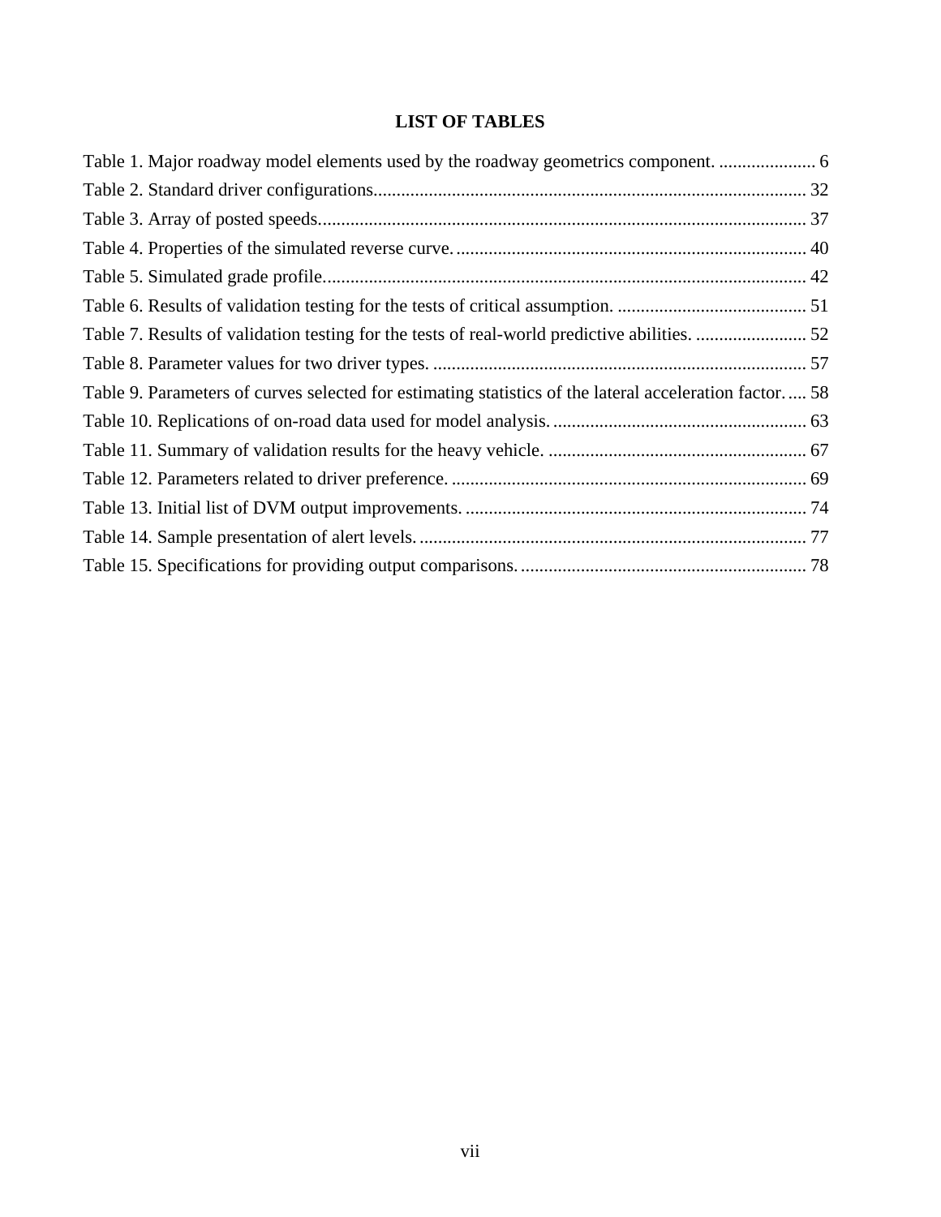## LIST OF TABLES

Table 1. Major roadway model elements used by the roadway geometrics component. ..................... 6
Table 2. Standard driver configurations............................................................................................. 32
Table 3. Array of posted speeds......................................................................................................... 37
Table 4. Properties of the simulated reverse curve. ........................................................................... 40
Table 5. Simulated grade profile......................................................................................................... 42
Table 6. Results of validation testing for the tests of critical assumption. ......................................... 51
Table 7. Results of validation testing for the tests of real-world predictive abilities. ........................ 52
Table 8. Parameter values for two driver types. ................................................................................. 57
Table 9. Parameters of curves selected for estimating statistics of the lateral acceleration factor..... 58
Table 10. Replications of on-road data used for model analysis. ....................................................... 63
Table 11. Summary of validation results for the heavy vehicle. ........................................................ 67
Table 12. Parameters related to driver preference. ............................................................................. 69
Table 13. Initial list of DVM output improvements. .......................................................................... 74
Table 14. Sample presentation of alert levels. .................................................................................... 77
Table 15. Specifications for providing output comparisons. .............................................................. 78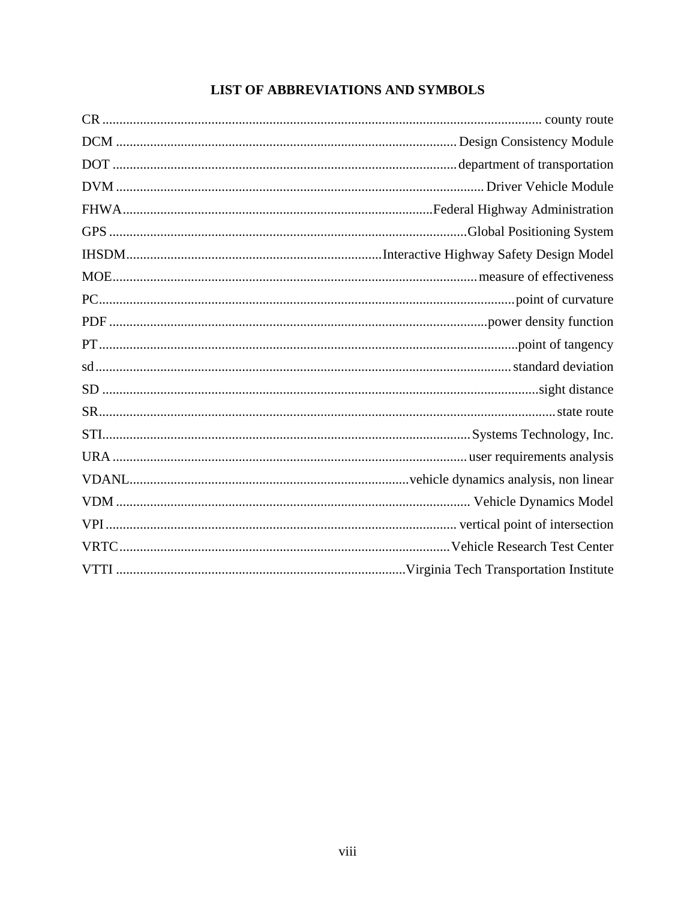# LIST OF ABBREVIATIONS AND SYMBOLS

CR ............................................................ county route
DCM ............................................................ Design Consistency Module
DOT ............................................................ department of transportation
DVM ............................................................ Driver Vehicle Module
FHWA............................................................ Federal Highway Administration
GPS ............................................................ Global Positioning System
IHSDM............................................................ Interactive Highway Safety Design Model
MOE............................................................ measure of effectiveness
PC............................................................ point of curvature
PDF ............................................................ power density function
PT............................................................ point of tangency
sd............................................................ standard deviation
SD ............................................................ sight distance
SR............................................................ state route
STI............................................................ Systems Technology, Inc.
URA ............................................................ user requirements analysis
VDANL............................................................ vehicle dynamics analysis, non linear
VDM ............................................................ Vehicle Dynamics Model
VPI ............................................................ vertical point of intersection
VRTC............................................................ Vehicle Research Test Center
VTTI ............................................................ Virginia Tech Transportation Institute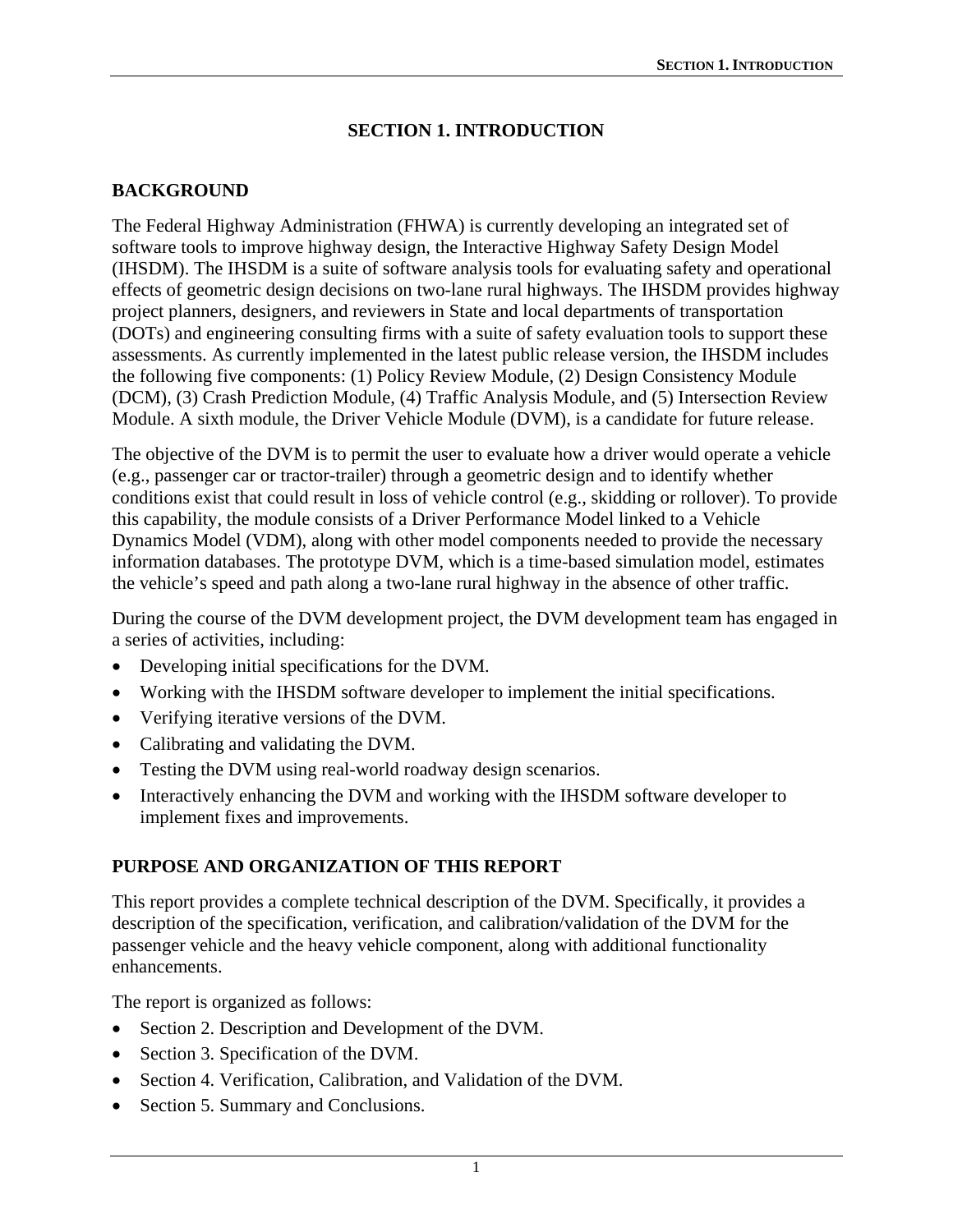# SECTION 1. INTRODUCTION

## BACKGROUND

The Federal Highway Administration (FHWA) is currently developing an integrated set of software tools to improve highway design, the Interactive Highway Safety Design Model (IHSDM). The IHSDM is a suite of software analysis tools for evaluating safety and operational effects of geometric design decisions on two-lane rural highways. The IHSDM provides highway project planners, designers, and reviewers in State and local departments of transportation (DOTs) and engineering consulting firms with a suite of safety evaluation tools to support these assessments. As currently implemented in the latest public release version, the IHSDM includes the following five components: (1) Policy Review Module, (2) Design Consistency Module (DCM), (3) Crash Prediction Module, (4) Traffic Analysis Module, and (5) Intersection Review Module. A sixth module, the Driver Vehicle Module (DVM), is a candidate for future release.

The objective of the DVM is to permit the user to evaluate how a driver would operate a vehicle (e.g., passenger car or tractor-trailer) through a geometric design and to identify whether conditions exist that could result in loss of vehicle control (e.g., skidding or rollover). To provide this capability, the module consists of a Driver Performance Model linked to a Vehicle Dynamics Model (VDM), along with other model components needed to provide the necessary information databases. The prototype DVM, which is a time-based simulation model, estimates the vehicle's speed and path along a two-lane rural highway in the absence of other traffic.

During the course of the DVM development project, the DVM development team has engaged in a series of activities, including:

- Developing initial specifications for the DVM.
- Working with the IHSDM software developer to implement the initial specifications.
- Verifying iterative versions of the DVM.
- Calibrating and validating the DVM.
- Testing the DVM using real-world roadway design scenarios.
- Interactively enhancing the DVM and working with the IHSDM software developer to implement fixes and improvements.

## PURPOSE AND ORGANIZATION OF THIS REPORT

This report provides a complete technical description of the DVM. Specifically, it provides a description of the specification, verification, and calibration/validation of the DVM for the passenger vehicle and the heavy vehicle component, along with additional functionality enhancements.

The report is organized as follows:

- Section 2. Description and Development of the DVM.
- Section 3. Specification of the DVM.
- Section 4. Verification, Calibration, and Validation of the DVM.
- Section 5. Summary and Conclusions.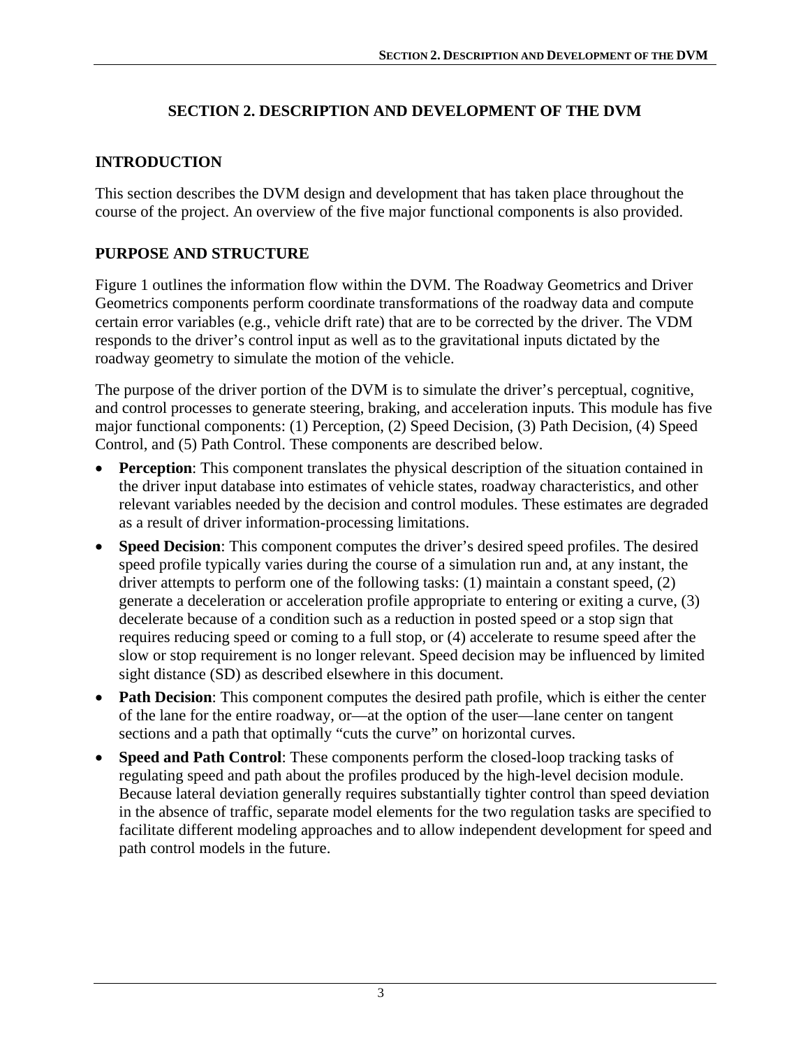# SECTION 2. DESCRIPTION AND DEVELOPMENT OF THE DVM

## INTRODUCTION

This section describes the DVM design and development that has taken place throughout the course of the project. An overview of the five major functional components is also provided.

## PURPOSE AND STRUCTURE

Figure 1 outlines the information flow within the DVM. The Roadway Geometrics and Driver Geometrics components perform coordinate transformations of the roadway data and compute certain error variables (e.g., vehicle drift rate) that are to be corrected by the driver. The VDM responds to the driver's control input as well as to the gravitational inputs dictated by the roadway geometry to simulate the motion of the vehicle.

The purpose of the driver portion of the DVM is to simulate the driver's perceptual, cognitive, and control processes to generate steering, braking, and acceleration inputs. This module has five major functional components: (1) Perception, (2) Speed Decision, (3) Path Decision, (4) Speed Control, and (5) Path Control. These components are described below.

- **Perception**: This component translates the physical description of the situation contained in the driver input database into estimates of vehicle states, roadway characteristics, and other relevant variables needed by the decision and control modules. These estimates are degraded as a result of driver information-processing limitations.
- **Speed Decision**: This component computes the driver's desired speed profiles. The desired speed profile typically varies during the course of a simulation run and, at any instant, the driver attempts to perform one of the following tasks: (1) maintain a constant speed, (2) generate a deceleration or acceleration profile appropriate to entering or exiting a curve, (3) decelerate because of a condition such as a reduction in posted speed or a stop sign that requires reducing speed or coming to a full stop, or (4) accelerate to resume speed after the slow or stop requirement is no longer relevant. Speed decision may be influenced by limited sight distance (SD) as described elsewhere in this document.
- **Path Decision**: This component computes the desired path profile, which is either the center of the lane for the entire roadway, or—at the option of the user—lane center on tangent sections and a path that optimally "cuts the curve" on horizontal curves.
- **Speed and Path Control**: These components perform the closed-loop tracking tasks of regulating speed and path about the profiles produced by the high-level decision module. Because lateral deviation generally requires substantially tighter control than speed deviation in the absence of traffic, separate model elements for the two regulation tasks are specified to facilitate different modeling approaches and to allow independent development for speed and path control models in the future.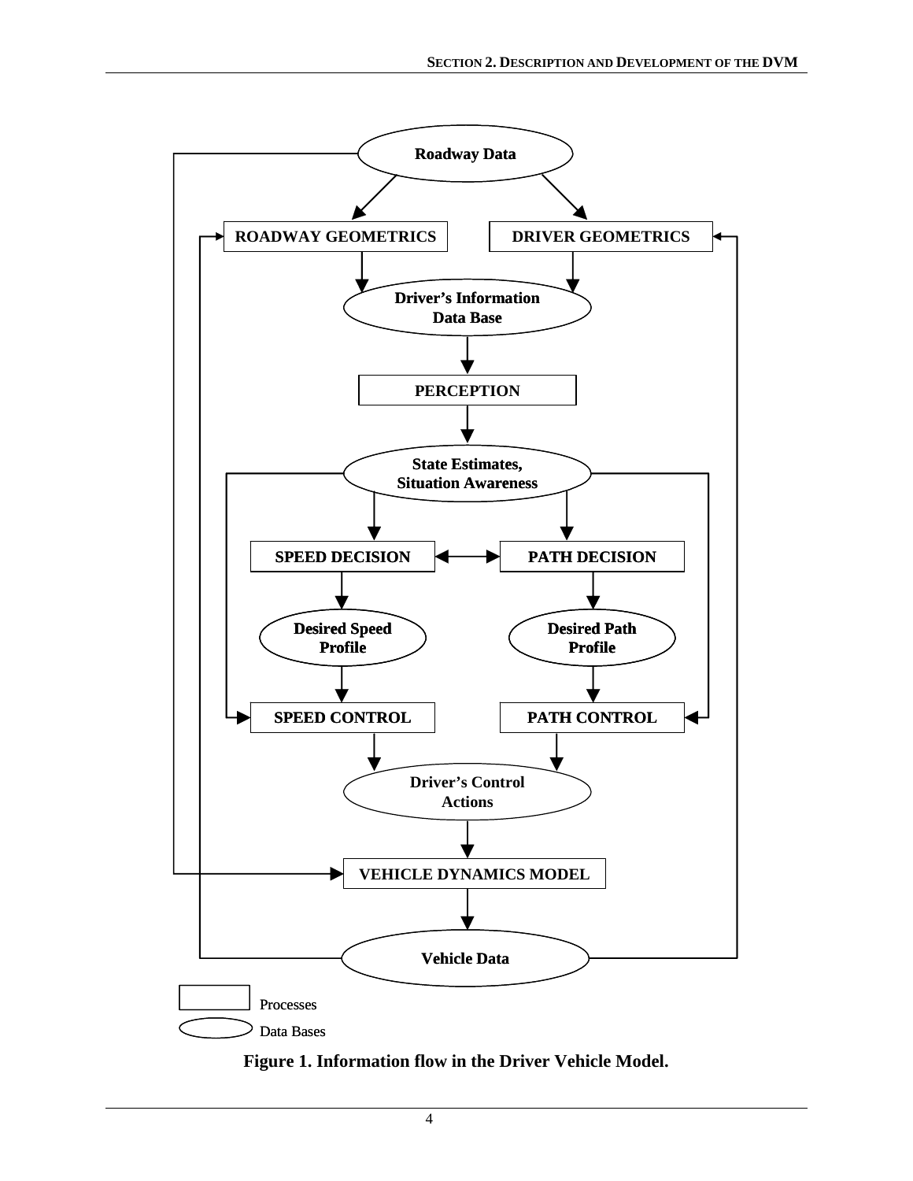**Figure 1. Information flow in the Driver Vehicle Model.**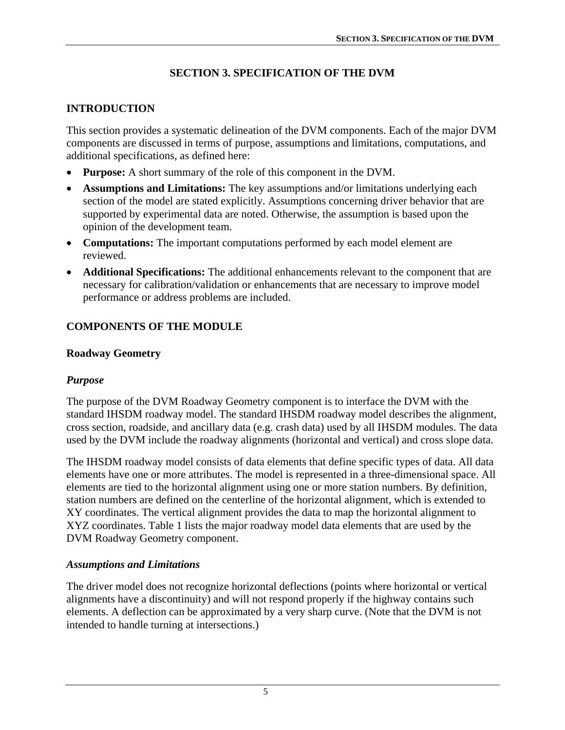# SECTION 3. SPECIFICATION OF THE DVM

## INTRODUCTION

This section provides a systematic delineation of the DVM components. Each of the major DVM components are discussed in terms of purpose, assumptions and limitations, computations, and additional specifications, as defined here:

- **Purpose:** A short summary of the role of this component in the DVM.
- **Assumptions and Limitations:** The key assumptions and/or limitations underlying each section of the model are stated explicitly. Assumptions concerning driver behavior that are supported by experimental data are noted. Otherwise, the assumption is based upon the opinion of the development team.
- **Computations:** The important computations performed by each model element are reviewed.
- **Additional Specifications:** The additional enhancements relevant to the component that are necessary for calibration/validation or enhancements that are necessary to improve model performance or address problems are included.

## COMPONENTS OF THE MODULE

### Roadway Geometry

#### *Purpose*

The purpose of the DVM Roadway Geometry component is to interface the DVM with the standard IHSDM roadway model. The standard IHSDM roadway model describes the alignment, cross section, roadside, and ancillary data (e.g. crash data) used by all IHSDM modules. The data used by the DVM include the roadway alignments (horizontal and vertical) and cross slope data.

The IHSDM roadway model consists of data elements that define specific types of data. All data elements have one or more attributes. The model is represented in a three-dimensional space. All elements are tied to the horizontal alignment using one or more station numbers. By definition, station numbers are defined on the centerline of the horizontal alignment, which is extended to XY coordinates. The vertical alignment provides the data to map the horizontal alignment to XYZ coordinates. Table 1 lists the major roadway model data elements that are used by the DVM Roadway Geometry component.

#### *Assumptions and Limitations*

The driver model does not recognize horizontal deflections (points where horizontal or vertical alignments have a discontinuity) and will not respond properly if the highway contains such elements. A deflection can be approximated by a very sharp curve. (Note that the DVM is not intended to handle turning at intersections.)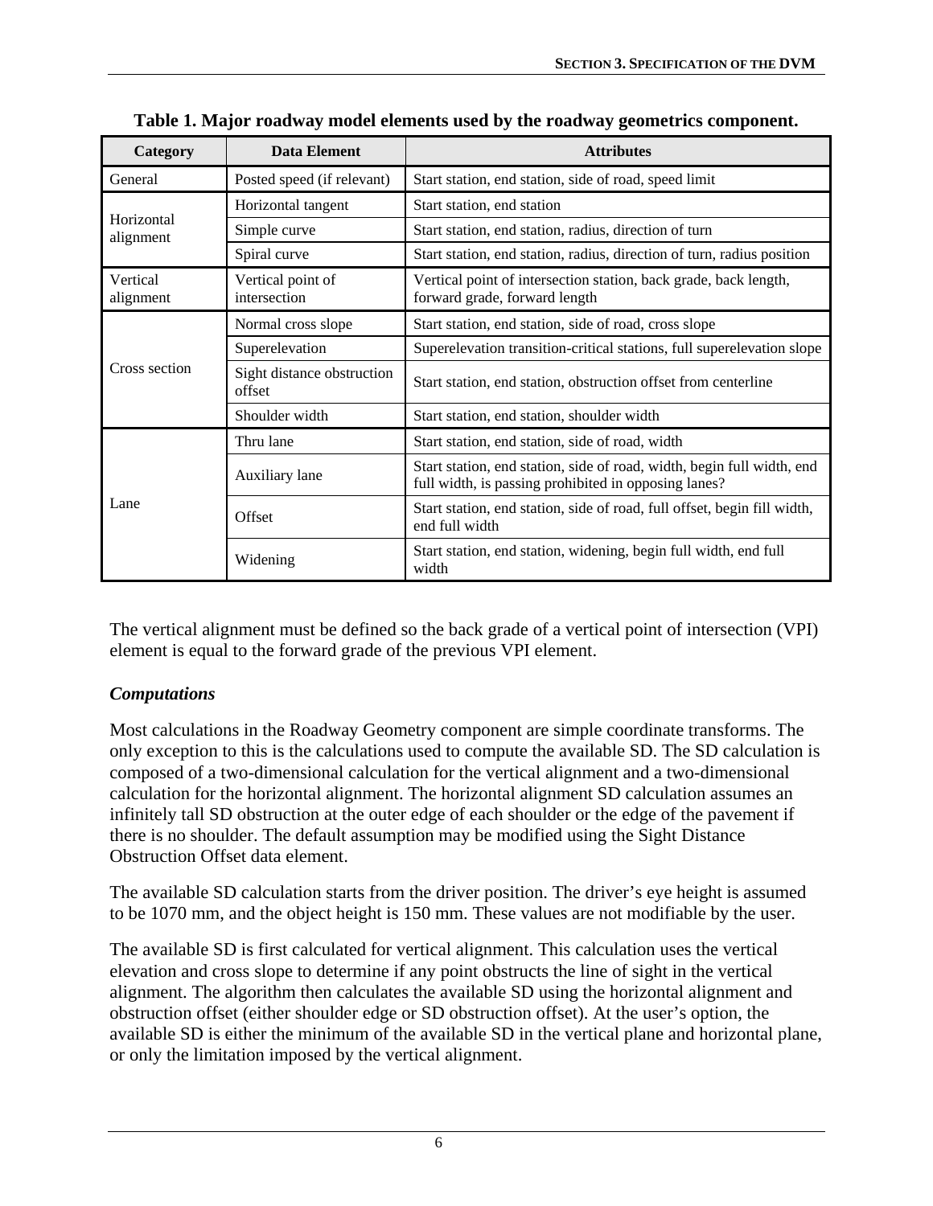**Table 1. Major roadway model elements used by the roadway geometrics component.**

| Category | Data Element | Attributes |
|---|---|---|
| General | Posted speed (if relevant) | Start station, end station, side of road, speed limit |
| Horizontal alignment | Horizontal tangent | Start station, end station |
| | Simple curve | Start station, end station, radius, direction of turn |
| | Spiral curve | Start station, end station, radius, direction of turn, radius position |
| Vertical alignment | Vertical point of intersection | Vertical point of intersection station, back grade, back length, forward grade, forward length |
| Cross section | Normal cross slope | Start station, end station, side of road, cross slope |
| | Superelevation | Superelevation transition-critical stations, full superelevation slope |
| | Sight distance obstruction offset | Start station, end station, obstruction offset from centerline |
| | Shoulder width | Start station, end station, shoulder width |
| Lane | Thru lane | Start station, end station, side of road, width |
| | Auxiliary lane | Start station, end station, side of road, width, begin full width, end full width, is passing prohibited in opposing lanes? |
| | Offset | Start station, end station, side of road, full offset, begin fill width, end full width |
| | Widening | Start station, end station, widening, begin full width, end full width |

The vertical alignment must be defined so the back grade of a vertical point of intersection (VPI) element is equal to the forward grade of the previous VPI element.

### *Computations*

Most calculations in the Roadway Geometry component are simple coordinate transforms. The only exception to this is the calculations used to compute the available SD. The SD calculation is composed of a two-dimensional calculation for the vertical alignment and a two-dimensional calculation for the horizontal alignment. The horizontal alignment SD calculation assumes an infinitely tall SD obstruction at the outer edge of each shoulder or the edge of the pavement if there is no shoulder. The default assumption may be modified using the Sight Distance Obstruction Offset data element.

The available SD calculation starts from the driver position. The driver's eye height is assumed to be 1070 mm, and the object height is 150 mm. These values are not modifiable by the user.

The available SD is first calculated for vertical alignment. This calculation uses the vertical elevation and cross slope to determine if any point obstructs the line of sight in the vertical alignment. The algorithm then calculates the available SD using the horizontal alignment and obstruction offset (either shoulder edge or SD obstruction offset). At the user's option, the available SD is either the minimum of the available SD in the vertical plane and horizontal plane, or only the limitation imposed by the vertical alignment.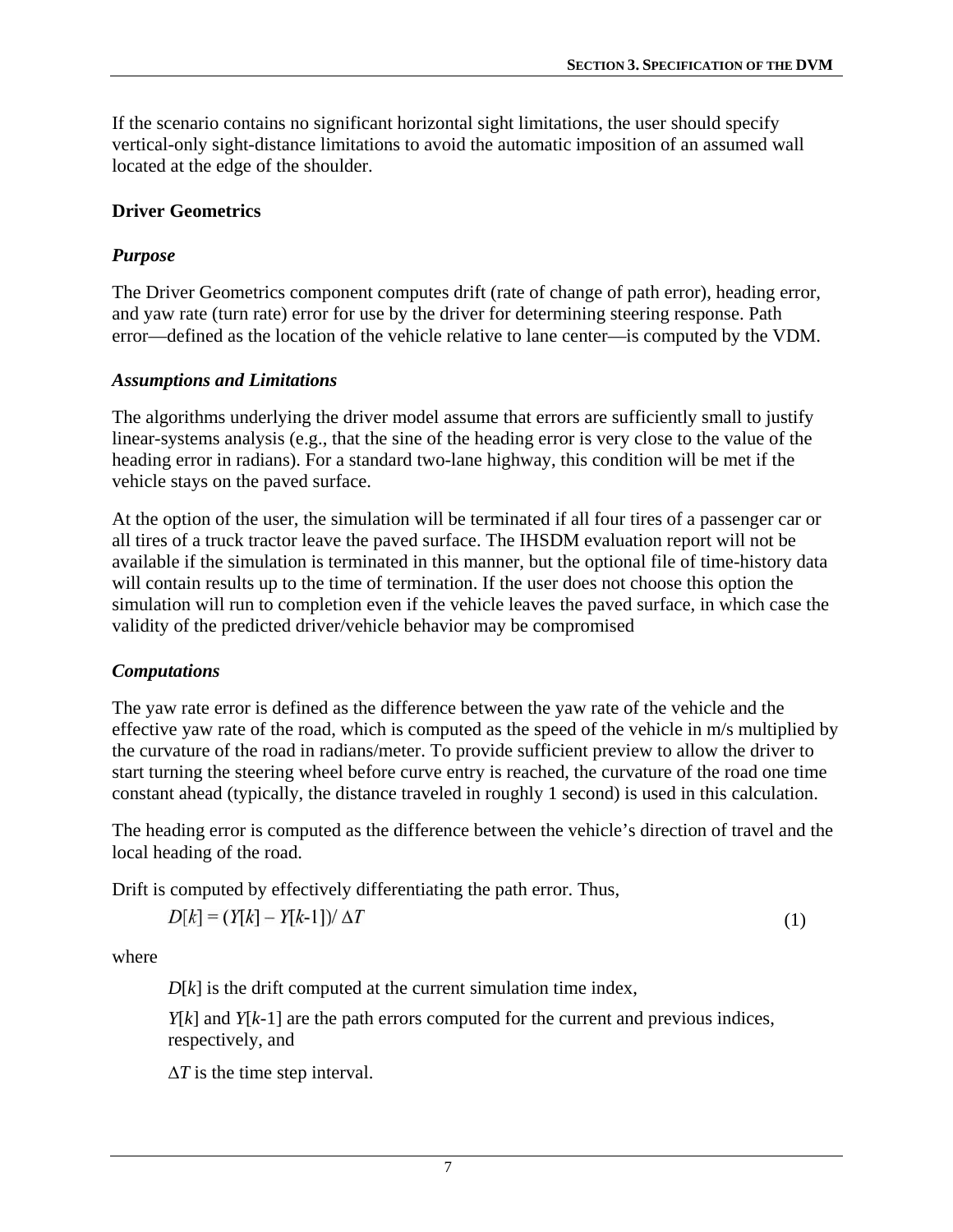If the scenario contains no significant horizontal sight limitations, the user should specify vertical-only sight-distance limitations to avoid the automatic imposition of an assumed wall located at the edge of the shoulder.

## Driver Geometrics

### *Purpose*

The Driver Geometrics component computes drift (rate of change of path error), heading error, and yaw rate (turn rate) error for use by the driver for determining steering response. Path error—defined as the location of the vehicle relative to lane center—is computed by the VDM.

### *Assumptions and Limitations*

The algorithms underlying the driver model assume that errors are sufficiently small to justify linear-systems analysis (e.g., that the sine of the heading error is very close to the value of the heading error in radians). For a standard two-lane highway, this condition will be met if the vehicle stays on the paved surface.

At the option of the user, the simulation will be terminated if all four tires of a passenger car or all tires of a truck tractor leave the paved surface. The IHSDM evaluation report will not be available if the simulation is terminated in this manner, but the optional file of time-history data will contain results up to the time of termination. If the user does not choose this option the simulation will run to completion even if the vehicle leaves the paved surface, in which case the validity of the predicted driver/vehicle behavior may be compromised

### *Computations*

The yaw rate error is defined as the difference between the yaw rate of the vehicle and the effective yaw rate of the road, which is computed as the speed of the vehicle in m/s multiplied by the curvature of the road in radians/meter. To provide sufficient preview to allow the driver to start turning the steering wheel before curve entry is reached, the curvature of the road one time constant ahead (typically, the distance traveled in roughly 1 second) is used in this calculation.

The heading error is computed as the difference between the vehicle's direction of travel and the local heading of the road.

Drift is computed by effectively differentiating the path error. Thus,

$$D[k] = (Y[k] - Y[k\text{-}1]) / \Delta T \tag{1}$$

where

$D[k]$ is the drift computed at the current simulation time index,

$Y[k]$ and $Y[k\text{-}1]$ are the path errors computed for the current and previous indices, respectively, and

$\Delta T$ is the time step interval.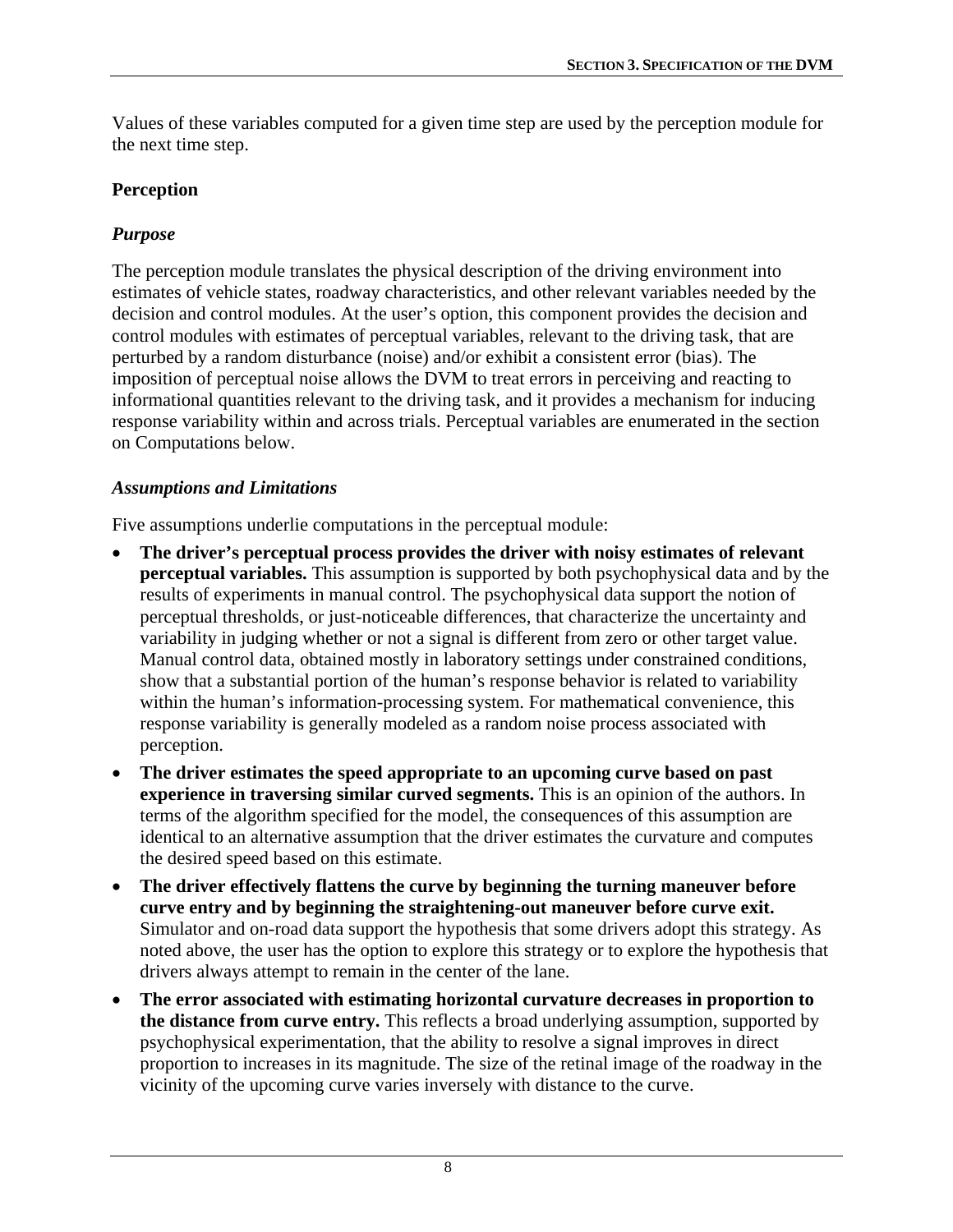Values of these variables computed for a given time step are used by the perception module for the next time step.

### Perception

#### *Purpose*

The perception module translates the physical description of the driving environment into estimates of vehicle states, roadway characteristics, and other relevant variables needed by the decision and control modules. At the user's option, this component provides the decision and control modules with estimates of perceptual variables, relevant to the driving task, that are perturbed by a random disturbance (noise) and/or exhibit a consistent error (bias). The imposition of perceptual noise allows the DVM to treat errors in perceiving and reacting to informational quantities relevant to the driving task, and it provides a mechanism for inducing response variability within and across trials. Perceptual variables are enumerated in the section on Computations below.

#### *Assumptions and Limitations*

Five assumptions underlie computations in the perceptual module:

- **The driver's perceptual process provides the driver with noisy estimates of relevant perceptual variables.** This assumption is supported by both psychophysical data and by the results of experiments in manual control. The psychophysical data support the notion of perceptual thresholds, or just-noticeable differences, that characterize the uncertainty and variability in judging whether or not a signal is different from zero or other target value. Manual control data, obtained mostly in laboratory settings under constrained conditions, show that a substantial portion of the human's response behavior is related to variability within the human's information-processing system. For mathematical convenience, this response variability is generally modeled as a random noise process associated with perception.
- **The driver estimates the speed appropriate to an upcoming curve based on past experience in traversing similar curved segments.** This is an opinion of the authors. In terms of the algorithm specified for the model, the consequences of this assumption are identical to an alternative assumption that the driver estimates the curvature and computes the desired speed based on this estimate.
- **The driver effectively flattens the curve by beginning the turning maneuver before curve entry and by beginning the straightening-out maneuver before curve exit.** Simulator and on-road data support the hypothesis that some drivers adopt this strategy. As noted above, the user has the option to explore this strategy or to explore the hypothesis that drivers always attempt to remain in the center of the lane.
- **The error associated with estimating horizontal curvature decreases in proportion to the distance from curve entry.** This reflects a broad underlying assumption, supported by psychophysical experimentation, that the ability to resolve a signal improves in direct proportion to increases in its magnitude. The size of the retinal image of the roadway in the vicinity of the upcoming curve varies inversely with distance to the curve.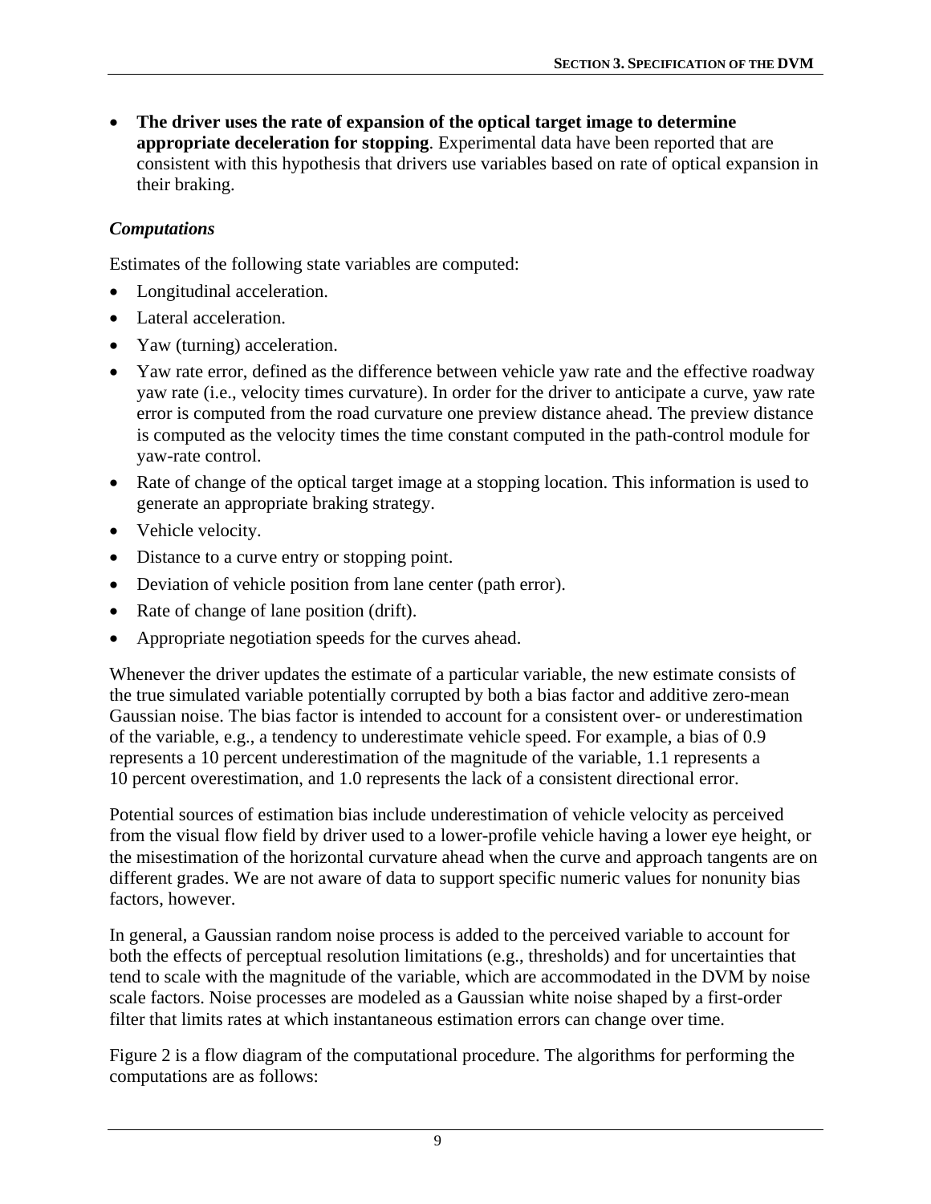- **The driver uses the rate of expansion of the optical target image to determine appropriate deceleration for stopping**. Experimental data have been reported that are consistent with this hypothesis that drivers use variables based on rate of optical expansion in their braking.

### *Computations*

Estimates of the following state variables are computed:

- Longitudinal acceleration.
- Lateral acceleration.
- Yaw (turning) acceleration.
- Yaw rate error, defined as the difference between vehicle yaw rate and the effective roadway yaw rate (i.e., velocity times curvature). In order for the driver to anticipate a curve, yaw rate error is computed from the road curvature one preview distance ahead. The preview distance is computed as the velocity times the time constant computed in the path-control module for yaw-rate control.
- Rate of change of the optical target image at a stopping location. This information is used to generate an appropriate braking strategy.
- Vehicle velocity.
- Distance to a curve entry or stopping point.
- Deviation of vehicle position from lane center (path error).
- Rate of change of lane position (drift).
- Appropriate negotiation speeds for the curves ahead.

Whenever the driver updates the estimate of a particular variable, the new estimate consists of the true simulated variable potentially corrupted by both a bias factor and additive zero-mean Gaussian noise. The bias factor is intended to account for a consistent over- or underestimation of the variable, e.g., a tendency to underestimate vehicle speed. For example, a bias of 0.9 represents a 10 percent underestimation of the magnitude of the variable, 1.1 represents a 10 percent overestimation, and 1.0 represents the lack of a consistent directional error.

Potential sources of estimation bias include underestimation of vehicle velocity as perceived from the visual flow field by driver used to a lower-profile vehicle having a lower eye height, or the misestimation of the horizontal curvature ahead when the curve and approach tangents are on different grades. We are not aware of data to support specific numeric values for nonunity bias factors, however.

In general, a Gaussian random noise process is added to the perceived variable to account for both the effects of perceptual resolution limitations (e.g., thresholds) and for uncertainties that tend to scale with the magnitude of the variable, which are accommodated in the DVM by noise scale factors. Noise processes are modeled as a Gaussian white noise shaped by a first-order filter that limits rates at which instantaneous estimation errors can change over time.

Figure 2 is a flow diagram of the computational procedure. The algorithms for performing the computations are as follows: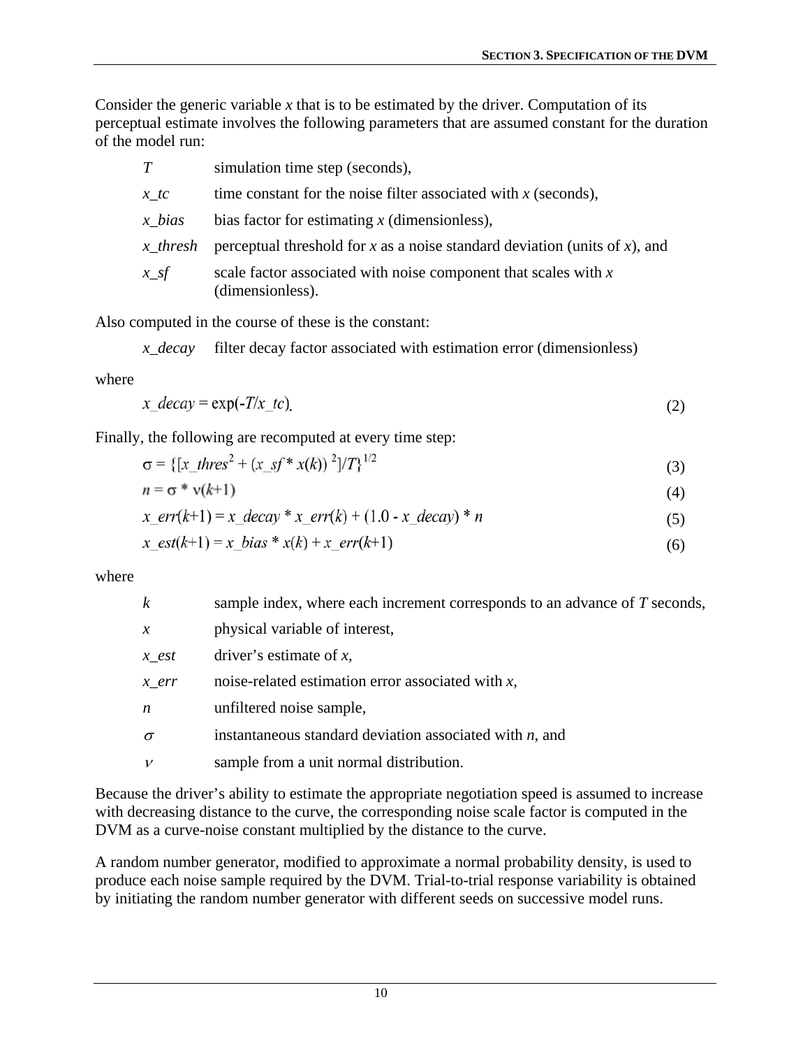Consider the generic variable $x$ that is to be estimated by the driver. Computation of its perceptual estimate involves the following parameters that are assumed constant for the duration of the model run:

| | |
|---|---|
| $T$ | simulation time step (seconds), |
| $x\_tc$ | time constant for the noise filter associated with $x$ (seconds), |
| $x\_bias$ | bias factor for estimating $x$ (dimensionless), |
| $x\_thresh$ | perceptual threshold for $x$ as a noise standard deviation (units of $x$), and |
| $x\_sf$ | scale factor associated with noise component that scales with $x$ (dimensionless). |

Also computed in the course of these is the constant:

| | |
|---|---|
| $x\_decay$ | filter decay factor associated with estimation error (dimensionless) |

where

$$x\_decay = \exp(-T/x\_tc). \tag{2}$$

Finally, the following are recomputed at every time step:

$$\sigma = \{[x\_thres^2 + (x\_sf * x(k))^2]/T\}^{1/2} \tag{3}$$

$$n = \sigma * \nu(k+1) \tag{4}$$

$$x\_err(k+1) = x\_decay * x\_err(k) + (1.0 - x\_decay) * n \tag{5}$$

$$x\_est(k+1) = x\_bias * x(k) + x\_err(k+1) \tag{6}$$

where

| | |
|---|---|
| $k$ | sample index, where each increment corresponds to an advance of $T$ seconds, |
| $x$ | physical variable of interest, |
| $x\_est$ | driver's estimate of $x$, |
| $x\_err$ | noise-related estimation error associated with $x$, |
| $n$ | unfiltered noise sample, |
| $\sigma$ | instantaneous standard deviation associated with $n$, and |
| $\nu$ | sample from a unit normal distribution. |

Because the driver's ability to estimate the appropriate negotiation speed is assumed to increase with decreasing distance to the curve, the corresponding noise scale factor is computed in the DVM as a curve-noise constant multiplied by the distance to the curve.

A random number generator, modified to approximate a normal probability density, is used to produce each noise sample required by the DVM. Trial-to-trial response variability is obtained by initiating the random number generator with different seeds on successive model runs.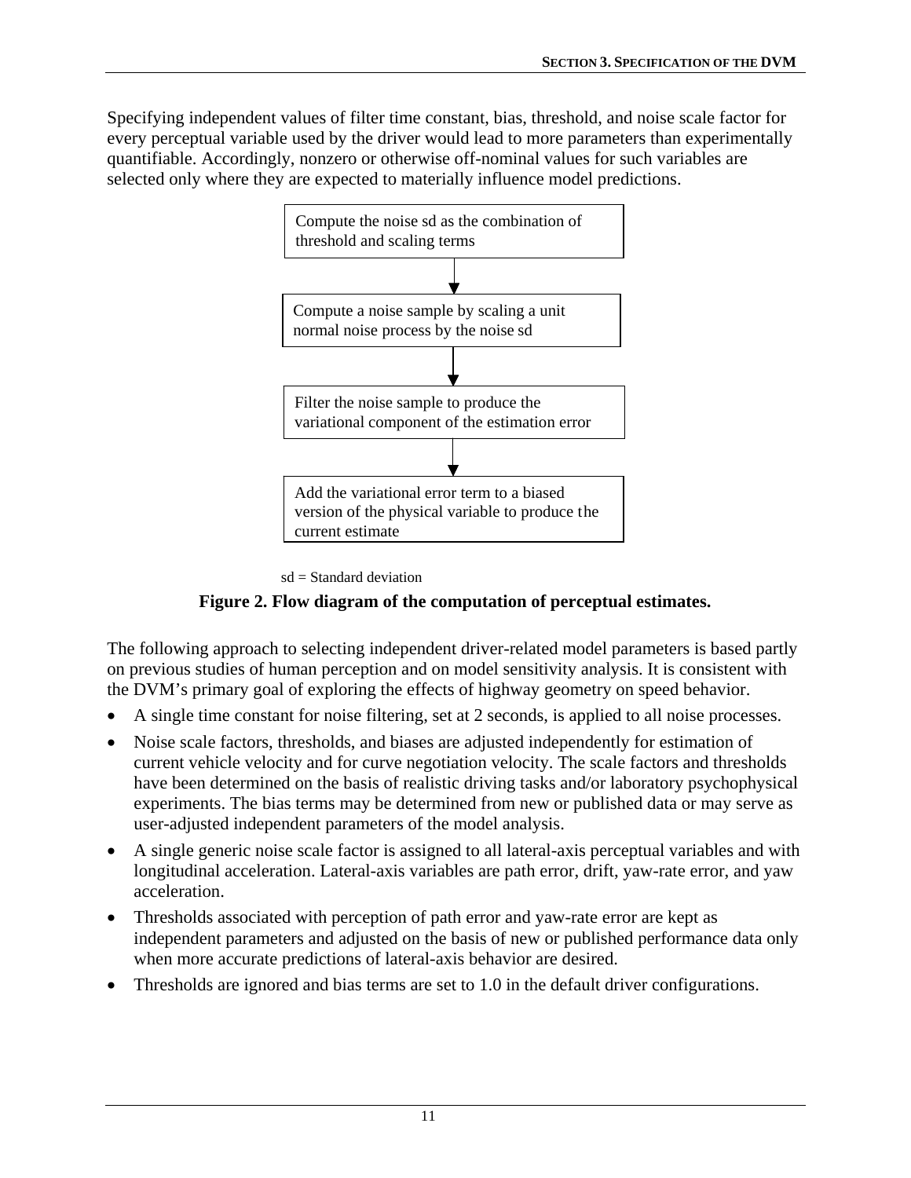Specifying independent values of filter time constant, bias, threshold, and noise scale factor for every perceptual variable used by the driver would lead to more parameters than experimentally quantifiable. Accordingly, nonzero or otherwise off-nominal values for such variables are selected only where they are expected to materially influence model predictions.

Compute the noise sd as the combination of threshold and scaling terms

↓

Compute a noise sample by scaling a unit normal noise process by the noise sd

↓

Filter the noise sample to produce the variational component of the estimation error

↓

Add the variational error term to a biased version of the physical variable to produce the current estimate

sd = Standard deviation

**Figure 2. Flow diagram of the computation of perceptual estimates.**

The following approach to selecting independent driver-related model parameters is based partly on previous studies of human perception and on model sensitivity analysis. It is consistent with the DVM's primary goal of exploring the effects of highway geometry on speed behavior.

- A single time constant for noise filtering, set at 2 seconds, is applied to all noise processes.
- Noise scale factors, thresholds, and biases are adjusted independently for estimation of current vehicle velocity and for curve negotiation velocity. The scale factors and thresholds have been determined on the basis of realistic driving tasks and/or laboratory psychophysical experiments. The bias terms may be determined from new or published data or may serve as user-adjusted independent parameters of the model analysis.
- A single generic noise scale factor is assigned to all lateral-axis perceptual variables and with longitudinal acceleration. Lateral-axis variables are path error, drift, yaw-rate error, and yaw acceleration.
- Thresholds associated with perception of path error and yaw-rate error are kept as independent parameters and adjusted on the basis of new or published performance data only when more accurate predictions of lateral-axis behavior are desired.
- Thresholds are ignored and bias terms are set to 1.0 in the default driver configurations.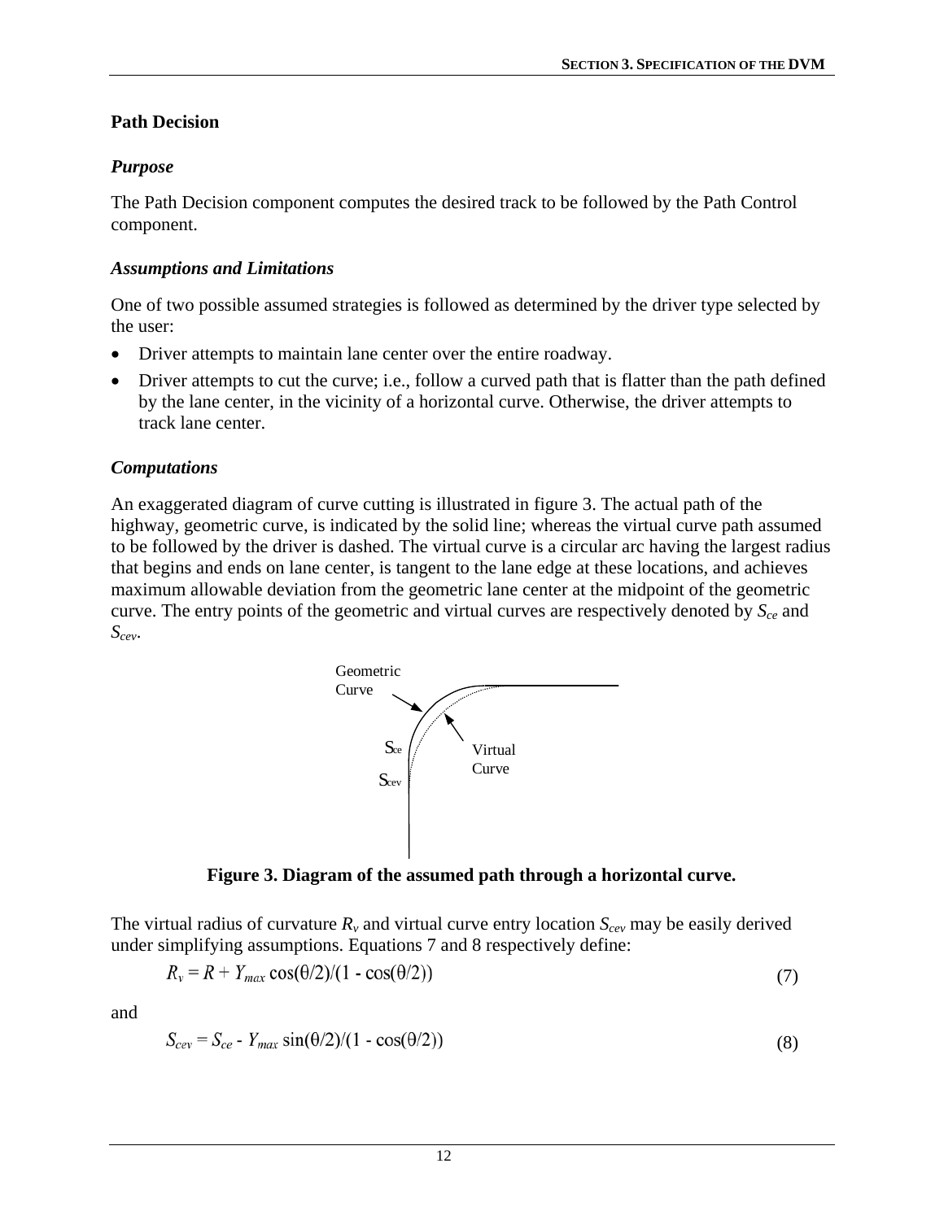## Path Decision

### *Purpose*

The Path Decision component computes the desired track to be followed by the Path Control component.

### *Assumptions and Limitations*

One of two possible assumed strategies is followed as determined by the driver type selected by the user:

- Driver attempts to maintain lane center over the entire roadway.
- Driver attempts to cut the curve; i.e., follow a curved path that is flatter than the path defined by the lane center, in the vicinity of a horizontal curve. Otherwise, the driver attempts to track lane center.

### *Computations*

An exaggerated diagram of curve cutting is illustrated in figure 3. The actual path of the highway, geometric curve, is indicated by the solid line; whereas the virtual curve path assumed to be followed by the driver is dashed. The virtual curve is a circular arc having the largest radius that begins and ends on lane center, is tangent to the lane edge at these locations, and achieves maximum allowable deviation from the geometric lane center at the midpoint of the geometric curve. The entry points of the geometric and virtual curves are respectively denoted by $S_{ce}$ and $S_{cev}$.

**Figure 3. Diagram of the assumed path through a horizontal curve.**

The virtual radius of curvature $R_v$ and virtual curve entry location $S_{cev}$ may be easily derived under simplifying assumptions. Equations 7 and 8 respectively define:

$$R_v = R + Y_{max} \cos(\theta/2)/(1 - \cos(\theta/2)) \tag{7}$$

and

$$S_{cev} = S_{ce} - Y_{max} \sin(\theta/2)/(1 - \cos(\theta/2)) \tag{8}$$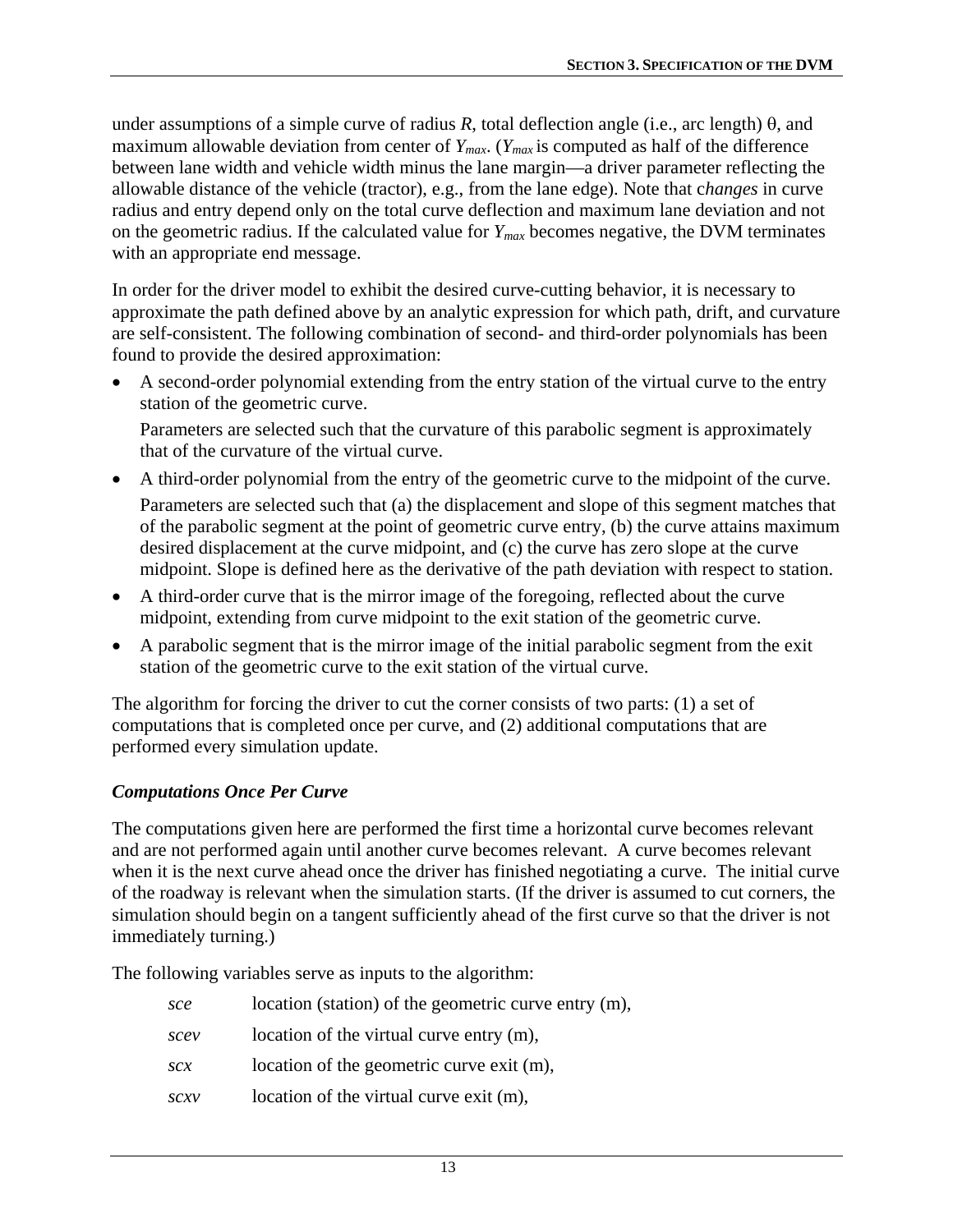under assumptions of a simple curve of radius *R*, total deflection angle (i.e., arc length) θ, and maximum allowable deviation from center of $Y_{max}$. ($Y_{max}$ is computed as half of the difference between lane width and vehicle width minus the lane margin—a driver parameter reflecting the allowable distance of the vehicle (tractor), e.g., from the lane edge). Note that c*hanges* in curve radius and entry depend only on the total curve deflection and maximum lane deviation and not on the geometric radius. If the calculated value for $Y_{max}$ becomes negative, the DVM terminates with an appropriate end message.

In order for the driver model to exhibit the desired curve-cutting behavior, it is necessary to approximate the path defined above by an analytic expression for which path, drift, and curvature are self-consistent. The following combination of second- and third-order polynomials has been found to provide the desired approximation:

- A second-order polynomial extending from the entry station of the virtual curve to the entry station of the geometric curve.

  Parameters are selected such that the curvature of this parabolic segment is approximately that of the curvature of the virtual curve.

- A third-order polynomial from the entry of the geometric curve to the midpoint of the curve.

  Parameters are selected such that (a) the displacement and slope of this segment matches that of the parabolic segment at the point of geometric curve entry, (b) the curve attains maximum desired displacement at the curve midpoint, and (c) the curve has zero slope at the curve midpoint. Slope is defined here as the derivative of the path deviation with respect to station.

- A third-order curve that is the mirror image of the foregoing, reflected about the curve midpoint, extending from curve midpoint to the exit station of the geometric curve.
- A parabolic segment that is the mirror image of the initial parabolic segment from the exit station of the geometric curve to the exit station of the virtual curve.

The algorithm for forcing the driver to cut the corner consists of two parts: (1) a set of computations that is completed once per curve, and (2) additional computations that are performed every simulation update.

### *Computations Once Per Curve*

The computations given here are performed the first time a horizontal curve becomes relevant and are not performed again until another curve becomes relevant. A curve becomes relevant when it is the next curve ahead once the driver has finished negotiating a curve. The initial curve of the roadway is relevant when the simulation starts. (If the driver is assumed to cut corners, the simulation should begin on a tangent sufficiently ahead of the first curve so that the driver is not immediately turning.)

The following variables serve as inputs to the algorithm:

| | |
|---|---|
| *sce* | location (station) of the geometric curve entry (m), |
| *scev* | location of the virtual curve entry (m), |
| *scx* | location of the geometric curve exit (m), |
| *scxv* | location of the virtual curve exit (m), |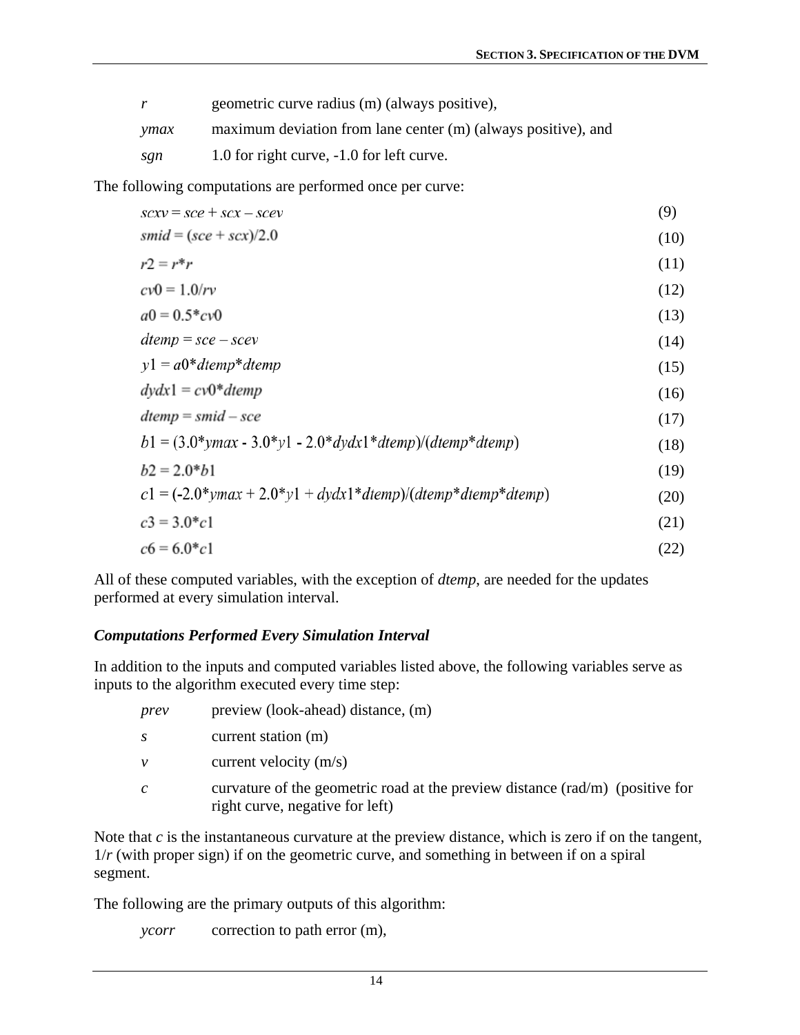| | |
|---|---|
| $r$ | geometric curve radius (m) (always positive), |
| $ymax$ | maximum deviation from lane center (m) (always positive), and |
| $sgn$ | 1.0 for right curve, -1.0 for left curve. |

The following computations are performed once per curve:

$$scxv = sce + scx - scev \tag{9}$$

$$smid = (sce + scx)/2.0 \tag{10}$$

$$r2 = r*r \tag{11}$$

$$cv0 = 1.0/rv \tag{12}$$

$$a0 = 0.5*cv0 \tag{13}$$

$$dtemp = sce - scev \tag{14}$$

$$y1 = a0*dtemp*dtemp \tag{15}$$

$$dydx1 = cv0*dtemp \tag{16}$$

$$dtemp = smid - sce \tag{17}$$

$$b1 = (3.0*ymax - 3.0*y1 - 2.0*dydx1*dtemp)/(dtemp*dtemp) \tag{18}$$

$$b2 = 2.0*b1 \tag{19}$$

$$c1 = (-2.0*ymax + 2.0*y1 + dydx1*dtemp)/(dtemp*dtemp*dtemp) \tag{20}$$

$$c3 = 3.0*c1 \tag{21}$$

$$c6 = 6.0*c1 \tag{22}$$

All of these computed variables, with the exception of *dtemp*, are needed for the updates performed at every simulation interval.

### *Computations Performed Every Simulation Interval*

In addition to the inputs and computed variables listed above, the following variables serve as inputs to the algorithm executed every time step:

| | |
|---|---|
| $prev$ | preview (look-ahead) distance, (m) |
| $s$ | current station (m) |
| $v$ | current velocity (m/s) |
| $c$ | curvature of the geometric road at the preview distance (rad/m) (positive for right curve, negative for left) |

Note that $c$ is the instantaneous curvature at the preview distance, which is zero if on the tangent, $1/r$ (with proper sign) if on the geometric curve, and something in between if on a spiral segment.

The following are the primary outputs of this algorithm:

| | |
|---|---|
| $ycorr$ | correction to path error (m), |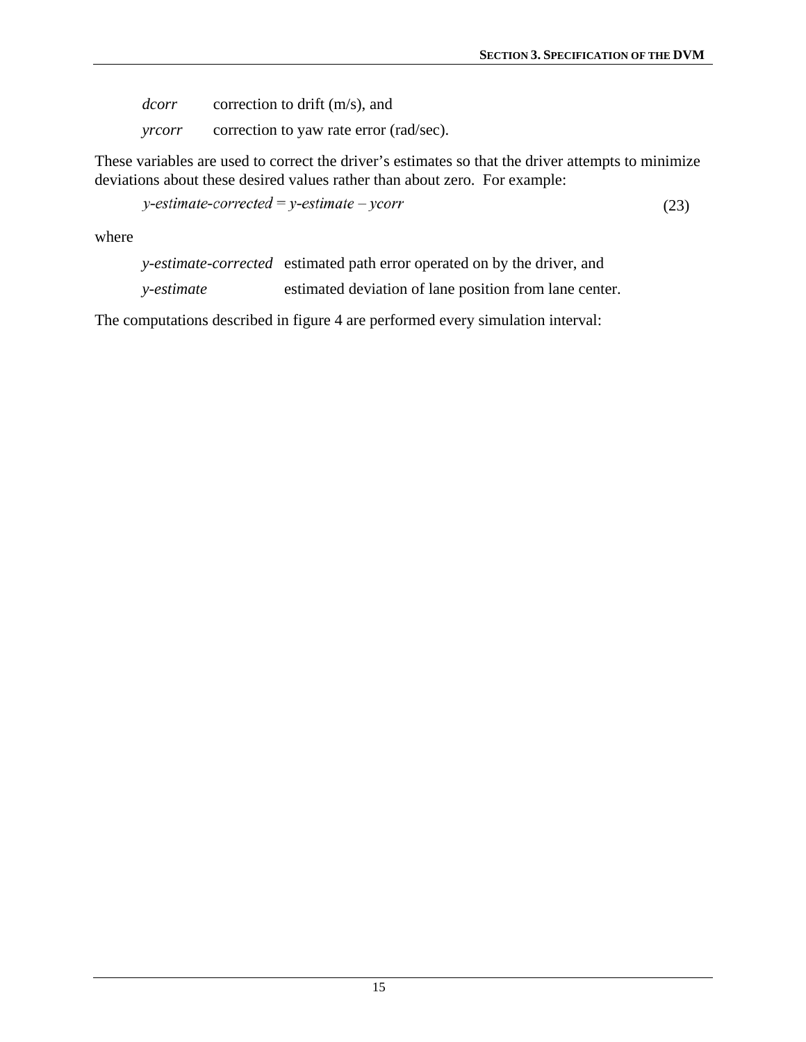*dcorr* correction to drift (m/s), and

*yrcorr* correction to yaw rate error (rad/sec).

These variables are used to correct the driver's estimates so that the driver attempts to minimize deviations about these desired values rather than about zero. For example:

$$y\text{-}estimate\text{-}corrected = y\text{-}estimate - ycorr \tag{23}$$

where

*y-estimate-corrected* estimated path error operated on by the driver, and

*y-estimate* estimated deviation of lane position from lane center.

The computations described in figure 4 are performed every simulation interval: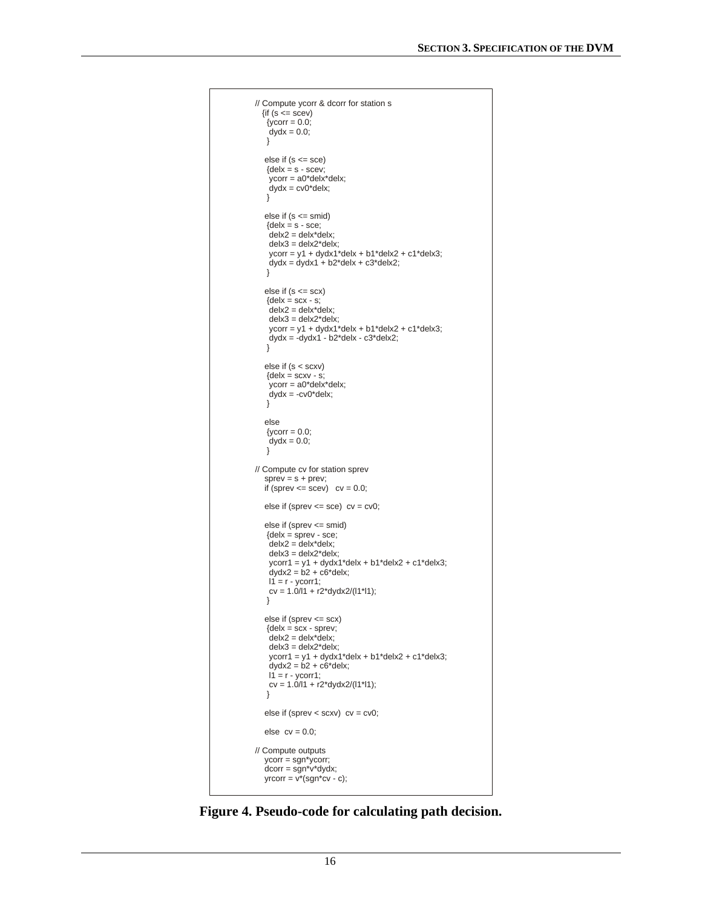```
// Compute ycorr & dcorr for station s
  {if (s <= scev)
    {ycorr = 0.0;
     dydx = 0.0;
    }

   else if (s <= sce)
    {delx = s - scev;
     ycorr = a0*delx*delx;
     dydx = cv0*delx;
    }

   else if (s <= smid)
    {delx = s - sce;
     delx2 = delx*delx;
     delx3 = delx2*delx;
     ycorr = y1 + dydx1*delx + b1*delx2 + c1*delx3;
     dydx = dydx1 + b2*delx + c3*delx2;
    }

   else if (s <= scx)
    {delx = scx - s;
     delx2 = delx*delx;
     delx3 = delx2*delx;
     ycorr = y1 + dydx1*delx + b1*delx2 + c1*delx3;
     dydx = -dydx1 - b2*delx - c3*delx2;
    }

   else if (s < scxv)
    {delx = scxv - s;
     ycorr = a0*delx*delx;
     dydx = -cv0*delx;
    }

   else
    {ycorr = 0.0;
     dydx = 0.0;
    }

// Compute cv for station sprev
   sprev = s + prev;
   if (sprev <= scev)   cv = 0.0;

   else if (sprev <= sce)  cv = cv0;

   else if (sprev <= smid)
    {delx = sprev - sce;
     delx2 = delx*delx;
     delx3 = delx2*delx;
     ycorr1 = y1 + dydx1*delx + b1*delx2 + c1*delx3;
     dydx2 = b2 + c6*delx;
     l1 = r - ycorr1;
     cv = 1.0/l1 + r2*dydx2/(l1*l1);
    }

   else if (sprev <= scx)
    {delx = scx - sprev;
     delx2 = delx*delx;
     delx3 = delx2*delx;
     ycorr1 = y1 + dydx1*delx + b1*delx2 + c1*delx3;
     dydx2 = b2 + c6*delx;
     l1 = r - ycorr1;
     cv = 1.0/l1 + r2*dydx2/(l1*l1);
    }

   else if (sprev < scxv)  cv = cv0;

   else  cv = 0.0;

// Compute outputs
   ycorr = sgn*ycorr;
   dcorr = sgn*v*dydx;
   yrcorr = v*(sgn*cv - c);
```

**Figure 4. Pseudo-code for calculating path decision.**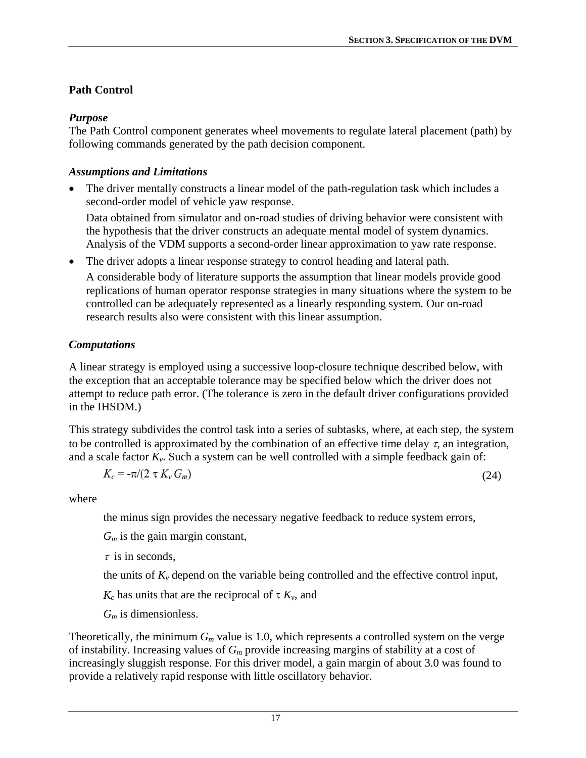## Path Control

### *Purpose*

The Path Control component generates wheel movements to regulate lateral placement (path) by following commands generated by the path decision component.

### *Assumptions and Limitations*

- The driver mentally constructs a linear model of the path-regulation task which includes a second-order model of vehicle yaw response.

  Data obtained from simulator and on-road studies of driving behavior were consistent with the hypothesis that the driver constructs an adequate mental model of system dynamics. Analysis of the VDM supports a second-order linear approximation to yaw rate response.

- The driver adopts a linear response strategy to control heading and lateral path.

  A considerable body of literature supports the assumption that linear models provide good replications of human operator response strategies in many situations where the system to be controlled can be adequately represented as a linearly responding system. Our on-road research results also were consistent with this linear assumption.

### *Computations*

A linear strategy is employed using a successive loop-closure technique described below, with the exception that an acceptable tolerance may be specified below which the driver does not attempt to reduce path error. (The tolerance is zero in the default driver configurations provided in the IHSDM.)

This strategy subdivides the control task into a series of subtasks, where, at each step, the system to be controlled is approximated by the combination of an effective time delay $\tau$, an integration, and a scale factor $K_v$. Such a system can be well controlled with a simple feedback gain of:

$$K_c = -\pi/(2\ \tau\ K_v\ G_m) \tag{24}$$

where

the minus sign provides the necessary negative feedback to reduce system errors,

$G_m$ is the gain margin constant,

$\tau$ is in seconds,

the units of $K_v$ depend on the variable being controlled and the effective control input,

$K_c$ has units that are the reciprocal of $\tau\ K_v$, and

$G_m$ is dimensionless.

Theoretically, the minimum $G_m$ value is 1.0, which represents a controlled system on the verge of instability. Increasing values of $G_m$ provide increasing margins of stability at a cost of increasingly sluggish response. For this driver model, a gain margin of about 3.0 was found to provide a relatively rapid response with little oscillatory behavior.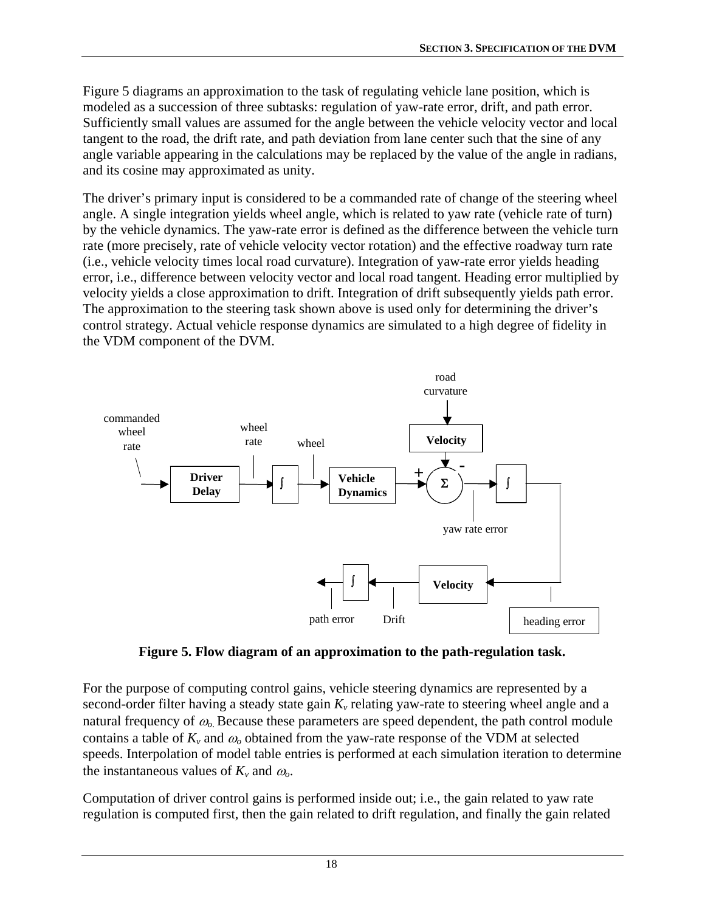Figure 5 diagrams an approximation to the task of regulating vehicle lane position, which is modeled as a succession of three subtasks: regulation of yaw-rate error, drift, and path error. Sufficiently small values are assumed for the angle between the vehicle velocity vector and local tangent to the road, the drift rate, and path deviation from lane center such that the sine of any angle variable appearing in the calculations may be replaced by the value of the angle in radians, and its cosine may approximated as unity.

The driver's primary input is considered to be a commanded rate of change of the steering wheel angle. A single integration yields wheel angle, which is related to yaw rate (vehicle rate of turn) by the vehicle dynamics. The yaw-rate error is defined as the difference between the vehicle turn rate (more precisely, rate of vehicle velocity vector rotation) and the effective roadway turn rate (i.e., vehicle velocity times local road curvature). Integration of yaw-rate error yields heading error, i.e., difference between velocity vector and local road tangent. Heading error multiplied by velocity yields a close approximation to drift. Integration of drift subsequently yields path error. The approximation to the steering task shown above is used only for determining the driver's control strategy. Actual vehicle response dynamics are simulated to a high degree of fidelity in the VDM component of the DVM.

**Figure 5. Flow diagram of an approximation to the path-regulation task.**

For the purpose of computing control gains, vehicle steering dynamics are represented by a second-order filter having a steady state gain $K_v$ relating yaw-rate to steering wheel angle and a natural frequency of $\omega_o$. Because these parameters are speed dependent, the path control module contains a table of $K_v$ and $\omega_o$ obtained from the yaw-rate response of the VDM at selected speeds. Interpolation of model table entries is performed at each simulation iteration to determine the instantaneous values of $K_v$ and $\omega_o$.

Computation of driver control gains is performed inside out; i.e., the gain related to yaw rate regulation is computed first, then the gain related to drift regulation, and finally the gain related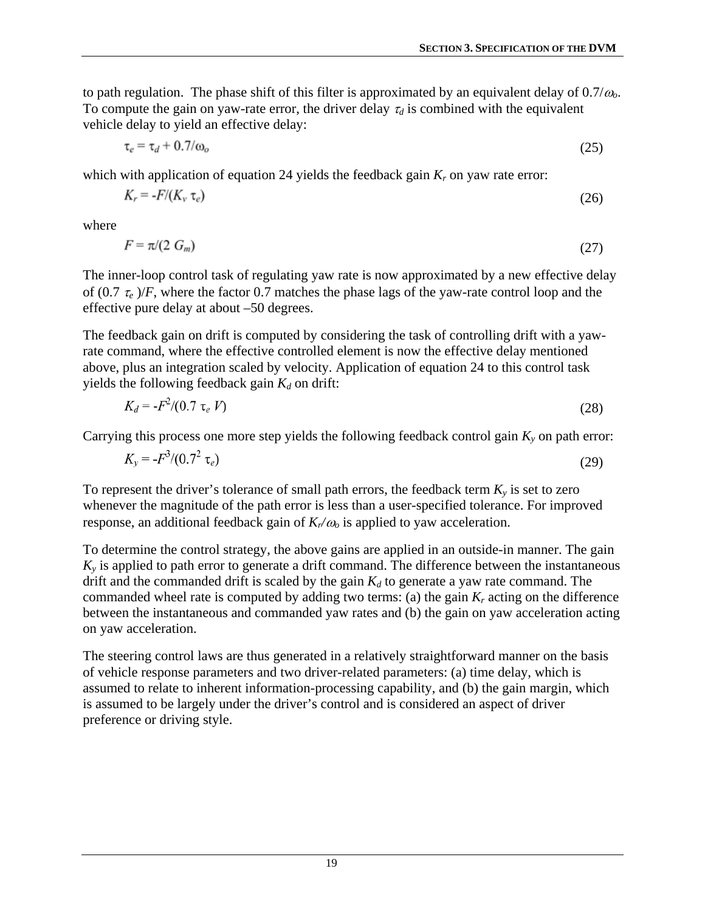to path regulation. The phase shift of this filter is approximated by an equivalent delay of $0.7/\omega_o$. To compute the gain on yaw-rate error, the driver delay $\tau_d$ is combined with the equivalent vehicle delay to yield an effective delay:

$$\tau_e = \tau_d + 0.7/\omega_o \tag{25}$$

which with application of equation 24 yields the feedback gain $K_r$ on yaw rate error:

$$K_r = -F/(K_v\, \tau_e) \tag{26}$$

where

$$F = \pi/(2\, G_m) \tag{27}$$

The inner-loop control task of regulating yaw rate is now approximated by a new effective delay of $(0.7\ \tau_e)/F$, where the factor 0.7 matches the phase lags of the yaw-rate control loop and the effective pure delay at about –50 degrees.

The feedback gain on drift is computed by considering the task of controlling drift with a yaw-rate command, where the effective controlled element is now the effective delay mentioned above, plus an integration scaled by velocity. Application of equation 24 to this control task yields the following feedback gain $K_d$ on drift:

$$K_d = -F^2/(0.7\ \tau_e\, V) \tag{28}$$

Carrying this process one more step yields the following feedback control gain $K_y$ on path error:

$$K_y = -F^3/(0.7^2\ \tau_e) \tag{29}$$

To represent the driver's tolerance of small path errors, the feedback term $K_y$ is set to zero whenever the magnitude of the path error is less than a user-specified tolerance. For improved response, an additional feedback gain of $K_r/\omega_o$ is applied to yaw acceleration.

To determine the control strategy, the above gains are applied in an outside-in manner. The gain $K_y$ is applied to path error to generate a drift command. The difference between the instantaneous drift and the commanded drift is scaled by the gain $K_d$ to generate a yaw rate command. The commanded wheel rate is computed by adding two terms: (a) the gain $K_r$ acting on the difference between the instantaneous and commanded yaw rates and (b) the gain on yaw acceleration acting on yaw acceleration.

The steering control laws are thus generated in a relatively straightforward manner on the basis of vehicle response parameters and two driver-related parameters: (a) time delay, which is assumed to relate to inherent information-processing capability, and (b) the gain margin, which is assumed to be largely under the driver's control and is considered an aspect of driver preference or driving style.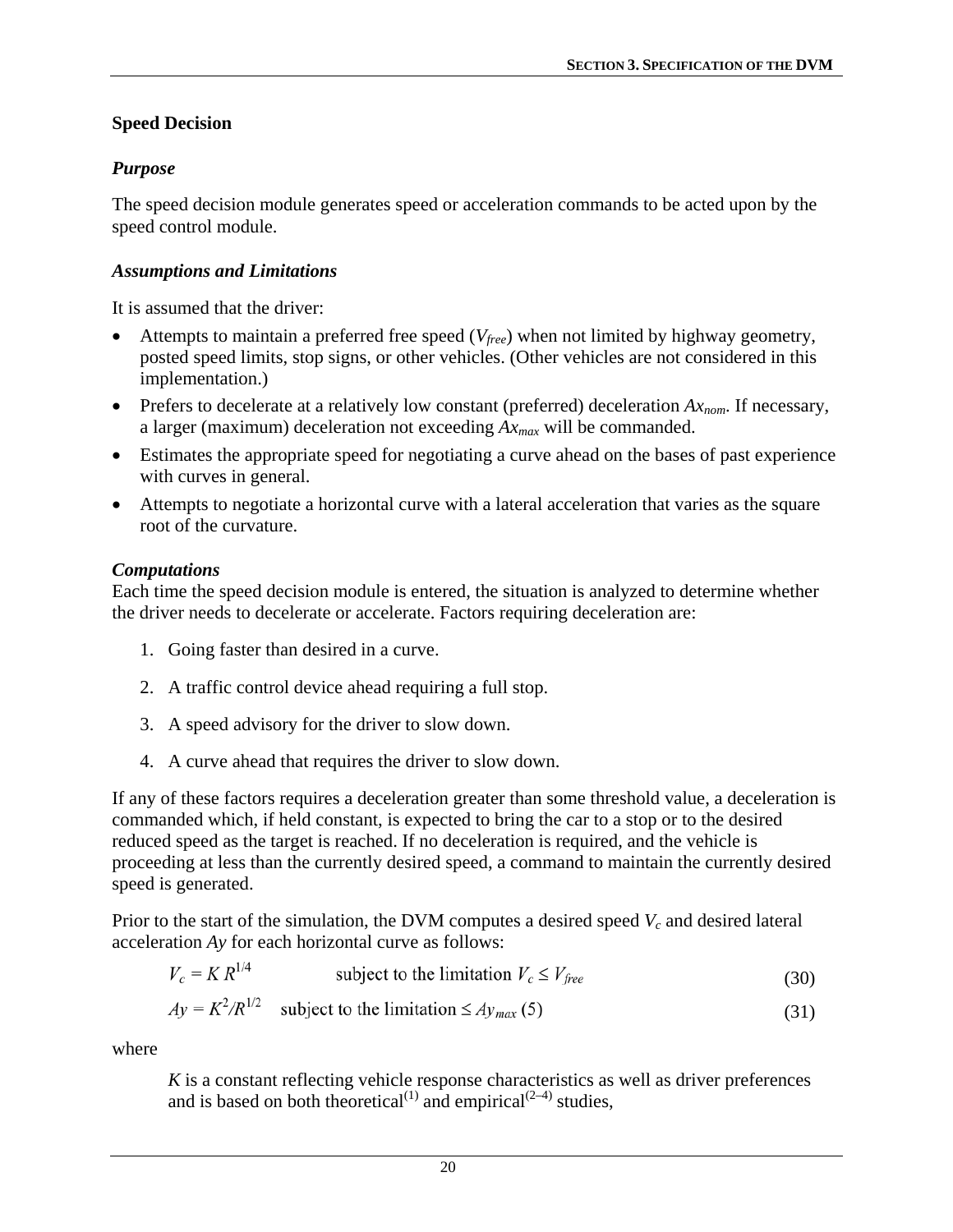## Speed Decision

### *Purpose*

The speed decision module generates speed or acceleration commands to be acted upon by the speed control module.

### *Assumptions and Limitations*

It is assumed that the driver:

- Attempts to maintain a preferred free speed ($V_{free}$) when not limited by highway geometry, posted speed limits, stop signs, or other vehicles. (Other vehicles are not considered in this implementation.)
- Prefers to decelerate at a relatively low constant (preferred) deceleration $Ax_{nom}$. If necessary, a larger (maximum) deceleration not exceeding $Ax_{max}$ will be commanded.
- Estimates the appropriate speed for negotiating a curve ahead on the bases of past experience with curves in general.
- Attempts to negotiate a horizontal curve with a lateral acceleration that varies as the square root of the curvature.

### *Computations*

Each time the speed decision module is entered, the situation is analyzed to determine whether the driver needs to decelerate or accelerate. Factors requiring deceleration are:

1. Going faster than desired in a curve.
2. A traffic control device ahead requiring a full stop.
3. A speed advisory for the driver to slow down.
4. A curve ahead that requires the driver to slow down.

If any of these factors requires a deceleration greater than some threshold value, a deceleration is commanded which, if held constant, is expected to bring the car to a stop or to the desired reduced speed as the target is reached. If no deceleration is required, and the vehicle is proceeding at less than the currently desired speed, a command to maintain the currently desired speed is generated.

Prior to the start of the simulation, the DVM computes a desired speed $V_c$ and desired lateral acceleration $Ay$ for each horizontal curve as follows:

$$V_c = K\,R^{1/4} \qquad \text{subject to the limitation } V_c \leq V_{free} \tag{30}$$

$$Ay = K^2/R^{1/2} \quad \text{subject to the limitation} \leq Ay_{max}\ (5) \tag{31}$$

where

$K$ is a constant reflecting vehicle response characteristics as well as driver preferences and is based on both theoretical[1] and empirical[2–4] studies,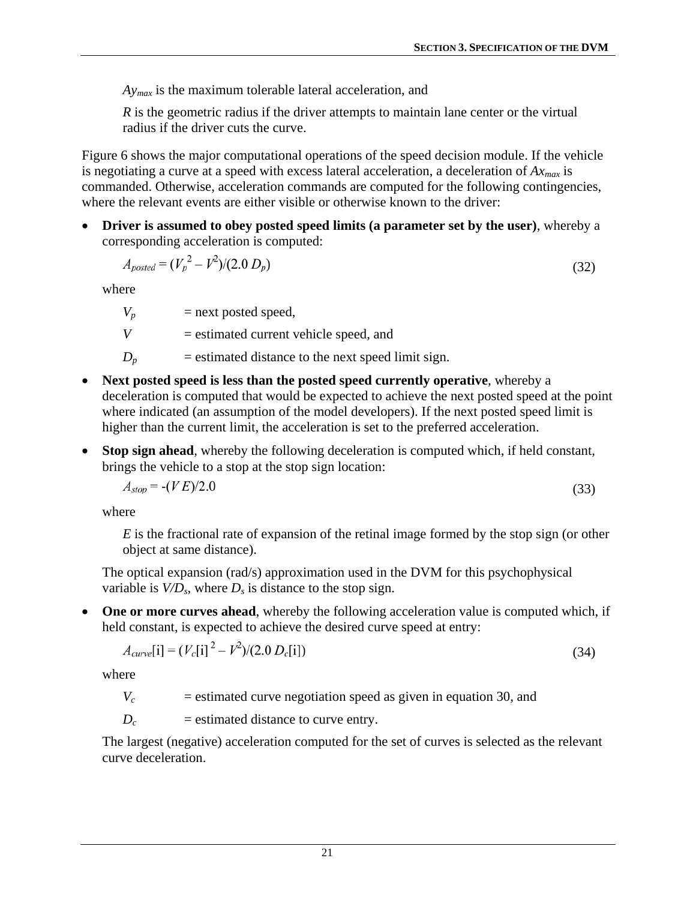$Ay_{max}$ is the maximum tolerable lateral acceleration, and

$R$ is the geometric radius if the driver attempts to maintain lane center or the virtual radius if the driver cuts the curve.

Figure 6 shows the major computational operations of the speed decision module. If the vehicle is negotiating a curve at a speed with excess lateral acceleration, a deceleration of $Ax_{max}$ is commanded. Otherwise, acceleration commands are computed for the following contingencies, where the relevant events are either visible or otherwise known to the driver:

- **Driver is assumed to obey posted speed limits (a parameter set by the user)**, whereby a corresponding acceleration is computed:

  $$A_{posted} = (V_p^2 - V^2)/(2.0\ D_p) \tag{32}$$

  where

  $V_p$ = next posted speed,

  $V$ = estimated current vehicle speed, and

  $D_p$ = estimated distance to the next speed limit sign.

- **Next posted speed is less than the posted speed currently operative**, whereby a deceleration is computed that would be expected to achieve the next posted speed at the point where indicated (an assumption of the model developers). If the next posted speed limit is higher than the current limit, the acceleration is set to the preferred acceleration.

- **Stop sign ahead**, whereby the following deceleration is computed which, if held constant, brings the vehicle to a stop at the stop sign location:

  $$A_{stop} = -(V\,E)/2.0 \tag{33}$$

  where

  $E$ is the fractional rate of expansion of the retinal image formed by the stop sign (or other object at same distance).

  The optical expansion (rad/s) approximation used in the DVM for this psychophysical variable is $V/D_s$, where $D_s$ is distance to the stop sign.

- **One or more curves ahead**, whereby the following acceleration value is computed which, if held constant, is expected to achieve the desired curve speed at entry:

  $$A_{curve}[\text{i}] = (V_c[\text{i}]^2 - V^2)/(2.0\ D_c[\text{i}]) \tag{34}$$

  where

  $V_c$ = estimated curve negotiation speed as given in equation 30, and

  $D_c$ = estimated distance to curve entry.

  The largest (negative) acceleration computed for the set of curves is selected as the relevant curve deceleration.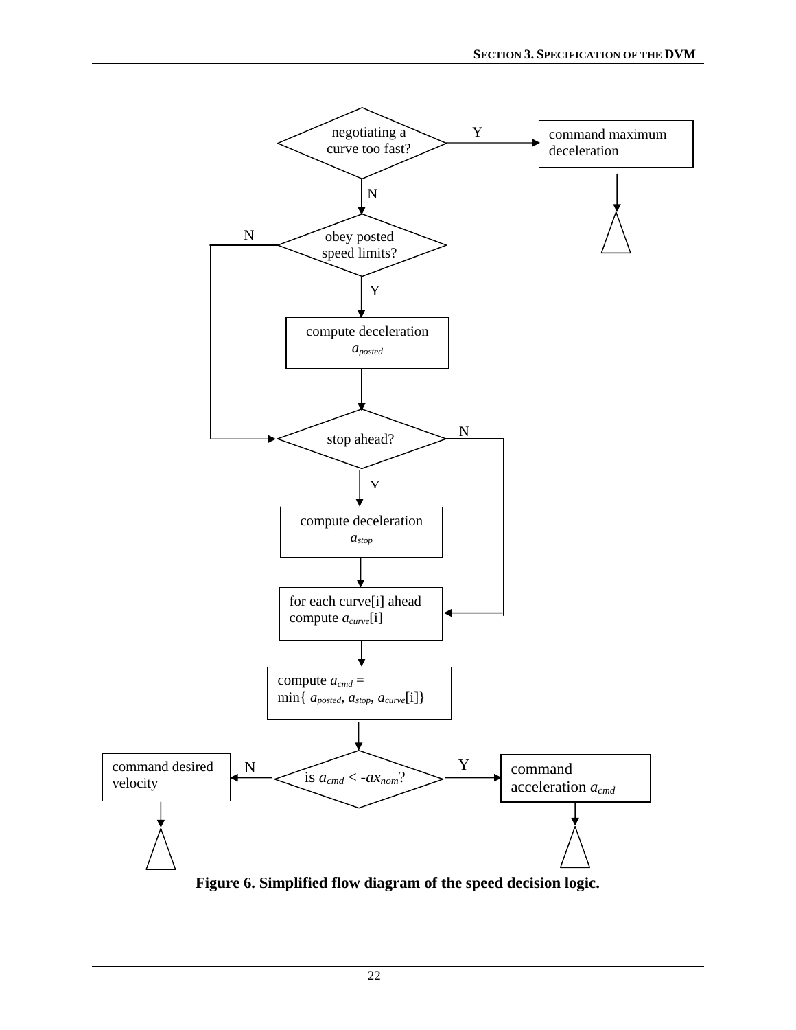negotiating a curve too fast?

Y

command maximum deceleration

N

obey posted speed limits?

N

Y

compute deceleration $a_{posted}$

stop ahead?

N

Y

compute deceleration $a_{stop}$

for each curve[i] ahead compute $a_{curve}$[i]

compute $a_{cmd}$ = min{ $a_{posted}$, $a_{stop}$, $a_{curve}$[i]}

command desired velocity

N

is $a_{cmd} < -ax_{nom}$?

Y

command acceleration $a_{cmd}$

**Figure 6. Simplified flow diagram of the speed decision logic.**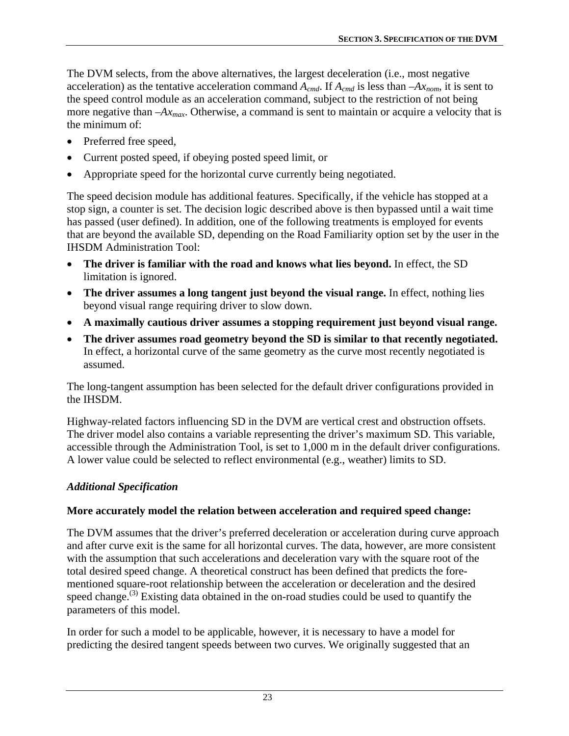The DVM selects, from the above alternatives, the largest deceleration (i.e., most negative acceleration) as the tentative acceleration command $A_{cmd}$. If $A_{cmd}$ is less than $-Ax_{nom}$, it is sent to the speed control module as an acceleration command, subject to the restriction of not being more negative than $-Ax_{max}$. Otherwise, a command is sent to maintain or acquire a velocity that is the minimum of:

- Preferred free speed,
- Current posted speed, if obeying posted speed limit, or
- Appropriate speed for the horizontal curve currently being negotiated.

The speed decision module has additional features. Specifically, if the vehicle has stopped at a stop sign, a counter is set. The decision logic described above is then bypassed until a wait time has passed (user defined). In addition, one of the following treatments is employed for events that are beyond the available SD, depending on the Road Familiarity option set by the user in the IHSDM Administration Tool:

- **The driver is familiar with the road and knows what lies beyond.** In effect, the SD limitation is ignored.
- **The driver assumes a long tangent just beyond the visual range.** In effect, nothing lies beyond visual range requiring driver to slow down.
- **A maximally cautious driver assumes a stopping requirement just beyond visual range.**
- **The driver assumes road geometry beyond the SD is similar to that recently negotiated.** In effect, a horizontal curve of the same geometry as the curve most recently negotiated is assumed.

The long-tangent assumption has been selected for the default driver configurations provided in the IHSDM.

Highway-related factors influencing SD in the DVM are vertical crest and obstruction offsets. The driver model also contains a variable representing the driver's maximum SD. This variable, accessible through the Administration Tool, is set to 1,000 m in the default driver configurations. A lower value could be selected to reflect environmental (e.g., weather) limits to SD.

### *Additional Specification*

**More accurately model the relation between acceleration and required speed change:**

The DVM assumes that the driver's preferred deceleration or acceleration during curve approach and after curve exit is the same for all horizontal curves. The data, however, are more consistent with the assumption that such accelerations and deceleration vary with the square root of the total desired speed change. A theoretical construct has been defined that predicts the fore-mentioned square-root relationship between the acceleration or deceleration and the desired speed change.(3) Existing data obtained in the on-road studies could be used to quantify the parameters of this model.

In order for such a model to be applicable, however, it is necessary to have a model for predicting the desired tangent speeds between two curves. We originally suggested that an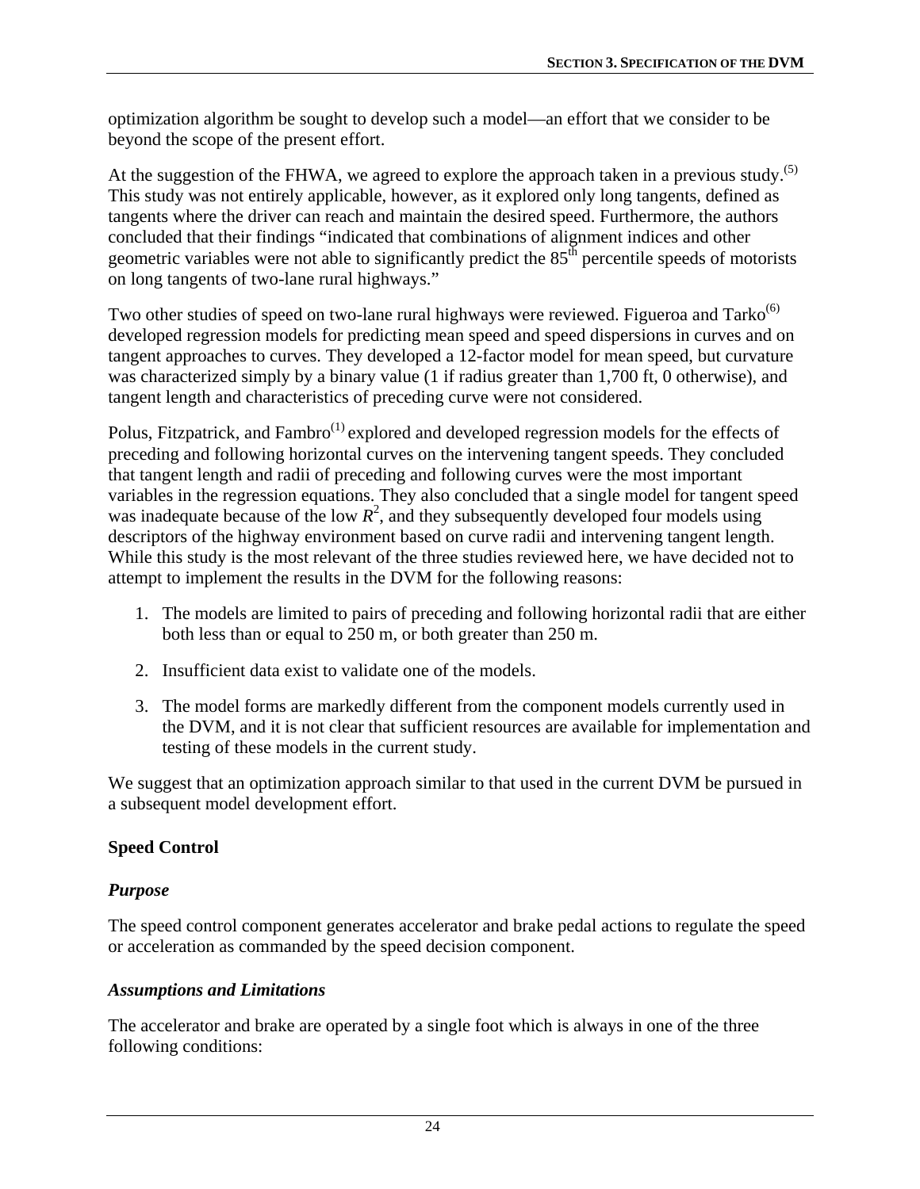optimization algorithm be sought to develop such a model—an effort that we consider to be beyond the scope of the present effort.

At the suggestion of the FHWA, we agreed to explore the approach taken in a previous study.[5] This study was not entirely applicable, however, as it explored only long tangents, defined as tangents where the driver can reach and maintain the desired speed. Furthermore, the authors concluded that their findings "indicated that combinations of alignment indices and other geometric variables were not able to significantly predict the 85th percentile speeds of motorists on long tangents of two-lane rural highways."

Two other studies of speed on two-lane rural highways were reviewed. Figueroa and Tarko[6] developed regression models for predicting mean speed and speed dispersions in curves and on tangent approaches to curves. They developed a 12-factor model for mean speed, but curvature was characterized simply by a binary value (1 if radius greater than 1,700 ft, 0 otherwise), and tangent length and characteristics of preceding curve were not considered.

Polus, Fitzpatrick, and Fambro[1] explored and developed regression models for the effects of preceding and following horizontal curves on the intervening tangent speeds. They concluded that tangent length and radii of preceding and following curves were the most important variables in the regression equations. They also concluded that a single model for tangent speed was inadequate because of the low $R^2$, and they subsequently developed four models using descriptors of the highway environment based on curve radii and intervening tangent length. While this study is the most relevant of the three studies reviewed here, we have decided not to attempt to implement the results in the DVM for the following reasons:

1. The models are limited to pairs of preceding and following horizontal radii that are either both less than or equal to 250 m, or both greater than 250 m.
2. Insufficient data exist to validate one of the models.
3. The model forms are markedly different from the component models currently used in the DVM, and it is not clear that sufficient resources are available for implementation and testing of these models in the current study.

We suggest that an optimization approach similar to that used in the current DVM be pursued in a subsequent model development effort.

## Speed Control

### *Purpose*

The speed control component generates accelerator and brake pedal actions to regulate the speed or acceleration as commanded by the speed decision component.

### *Assumptions and Limitations*

The accelerator and brake are operated by a single foot which is always in one of the three following conditions: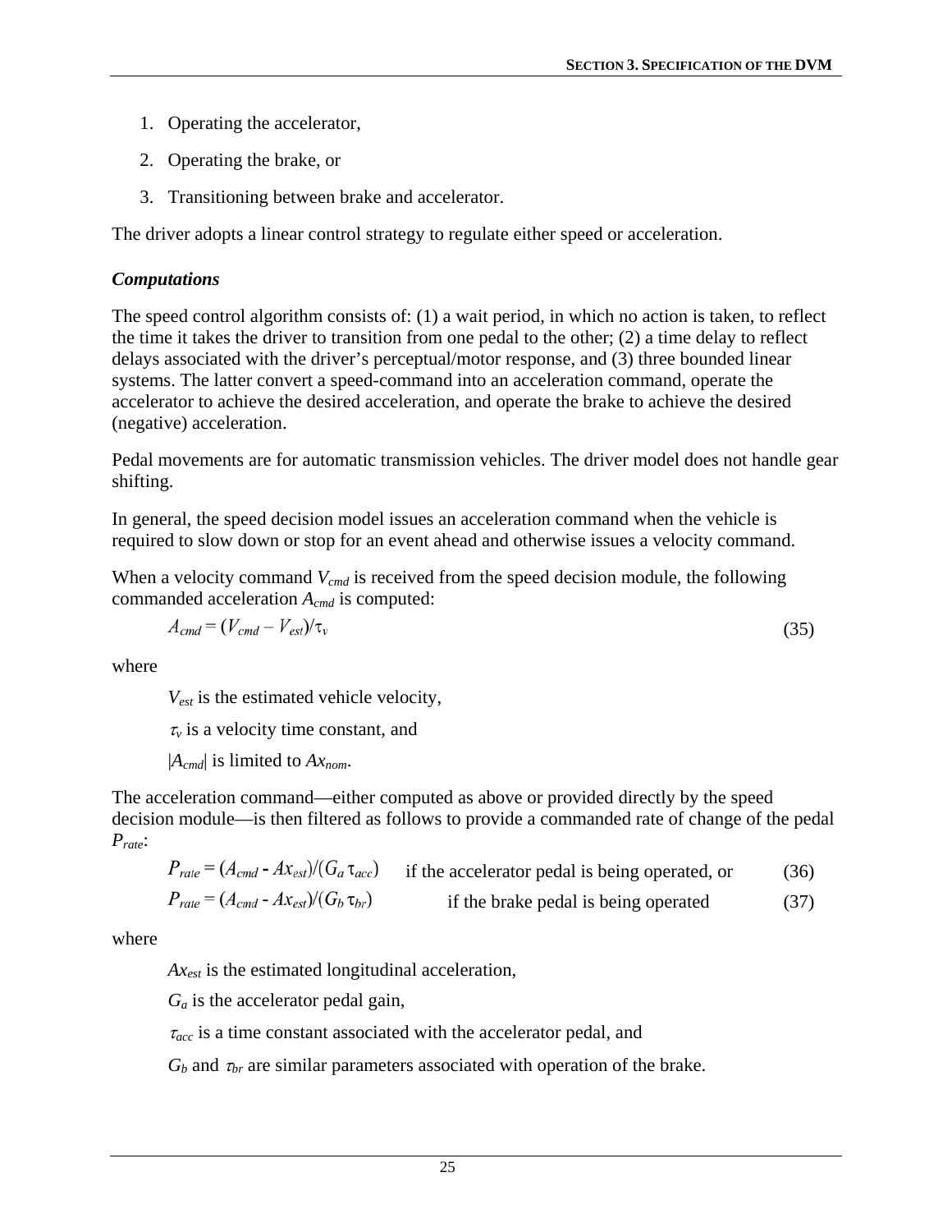1. Operating the accelerator,
2. Operating the brake, or
3. Transitioning between brake and accelerator.

The driver adopts a linear control strategy to regulate either speed or acceleration.

### *Computations*

The speed control algorithm consists of: (1) a wait period, in which no action is taken, to reflect the time it takes the driver to transition from one pedal to the other; (2) a time delay to reflect delays associated with the driver's perceptual/motor response, and (3) three bounded linear systems. The latter convert a speed-command into an acceleration command, operate the accelerator to achieve the desired acceleration, and operate the brake to achieve the desired (negative) acceleration.

Pedal movements are for automatic transmission vehicles. The driver model does not handle gear shifting.

In general, the speed decision model issues an acceleration command when the vehicle is required to slow down or stop for an event ahead and otherwise issues a velocity command.

When a velocity command $V_{cmd}$ is received from the speed decision module, the following commanded acceleration $A_{cmd}$ is computed:

$$A_{cmd} = (V_{cmd} - V_{est})/\tau_v \tag{35}$$

where

$V_{est}$ is the estimated vehicle velocity,

$\tau_v$ is a velocity time constant, and

$|A_{cmd}|$ is limited to $Ax_{nom}$.

The acceleration command—either computed as above or provided directly by the speed decision module—is then filtered as follows to provide a commanded rate of change of the pedal $P_{rate}$:

$$P_{rate} = (A_{cmd} - Ax_{est})/(G_a\,\tau_{acc}) \quad \text{if the accelerator pedal is being operated, or} \tag{36}$$

$$P_{rate} = (A_{cmd} - Ax_{est})/(G_b\,\tau_{br}) \quad \text{if the brake pedal is being operated} \tag{37}$$

where

$Ax_{est}$ is the estimated longitudinal acceleration,

$G_a$ is the accelerator pedal gain,

$\tau_{acc}$ is a time constant associated with the accelerator pedal, and

$G_b$ and $\tau_{br}$ are similar parameters associated with operation of the brake.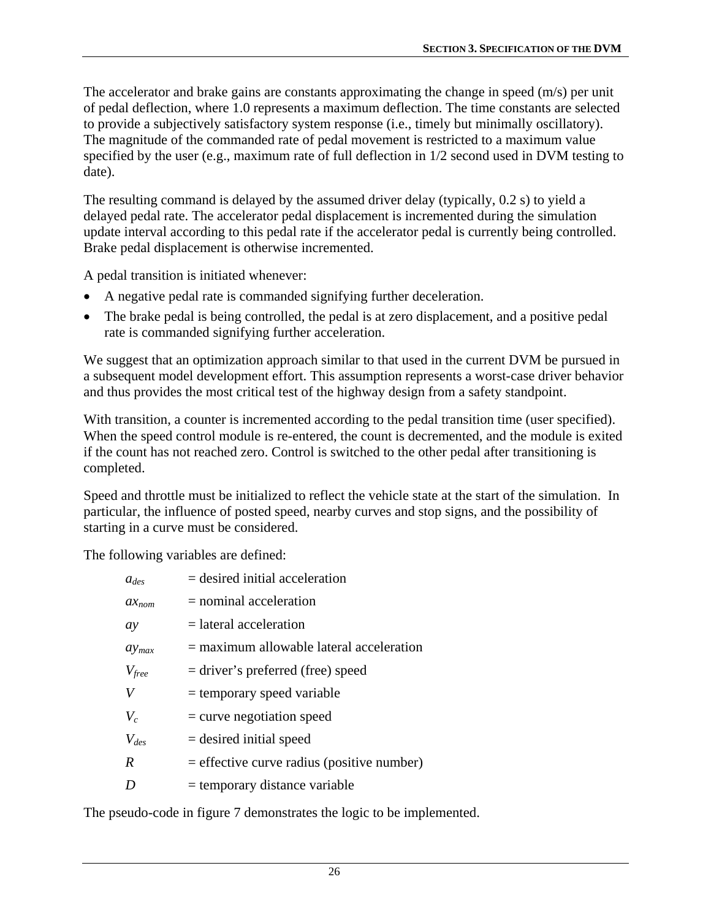The accelerator and brake gains are constants approximating the change in speed (m/s) per unit of pedal deflection, where 1.0 represents a maximum deflection. The time constants are selected to provide a subjectively satisfactory system response (i.e., timely but minimally oscillatory). The magnitude of the commanded rate of pedal movement is restricted to a maximum value specified by the user (e.g., maximum rate of full deflection in 1/2 second used in DVM testing to date).

The resulting command is delayed by the assumed driver delay (typically, 0.2 s) to yield a delayed pedal rate. The accelerator pedal displacement is incremented during the simulation update interval according to this pedal rate if the accelerator pedal is currently being controlled. Brake pedal displacement is otherwise incremented.

A pedal transition is initiated whenever:

- A negative pedal rate is commanded signifying further deceleration.
- The brake pedal is being controlled, the pedal is at zero displacement, and a positive pedal rate is commanded signifying further acceleration.

We suggest that an optimization approach similar to that used in the current DVM be pursued in a subsequent model development effort. This assumption represents a worst-case driver behavior and thus provides the most critical test of the highway design from a safety standpoint.

With transition, a counter is incremented according to the pedal transition time (user specified). When the speed control module is re-entered, the count is decremented, and the module is exited if the count has not reached zero. Control is switched to the other pedal after transitioning is completed.

Speed and throttle must be initialized to reflect the vehicle state at the start of the simulation. In particular, the influence of posted speed, nearby curves and stop signs, and the possibility of starting in a curve must be considered.

The following variables are defined:

$a_{des}$ = desired initial acceleration

$ax_{nom}$ = nominal acceleration

$ay$ = lateral acceleration

$ay_{max}$ = maximum allowable lateral acceleration

$V_{free}$ = driver's preferred (free) speed

$V$ = temporary speed variable

$V_c$ = curve negotiation speed

$V_{des}$ = desired initial speed

$R$ = effective curve radius (positive number)

$D$ = temporary distance variable

The pseudo-code in figure 7 demonstrates the logic to be implemented.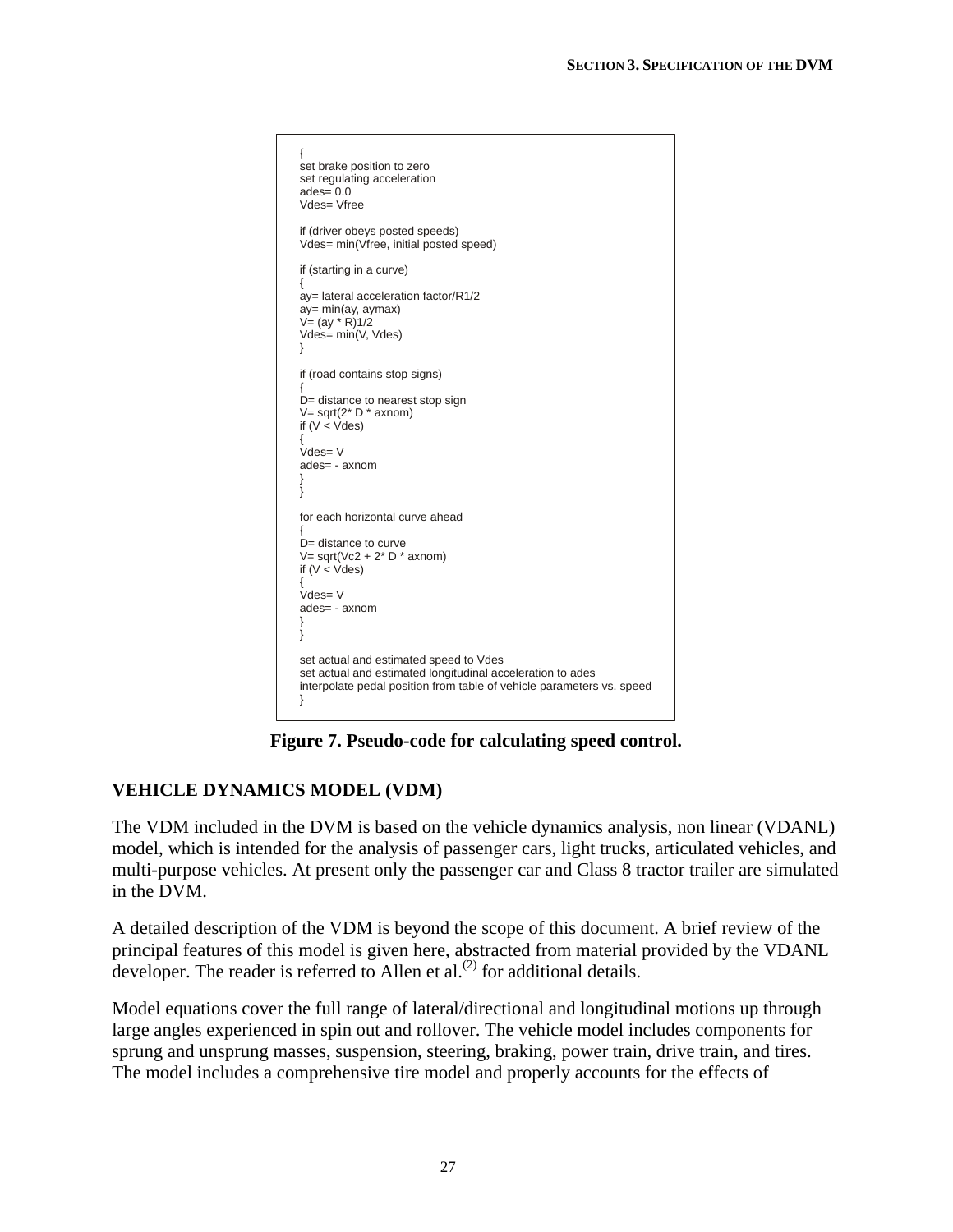```
{
set brake position to zero
set regulating acceleration
ades= 0.0
Vdes= Vfree

if (driver obeys posted speeds)
Vdes= min(Vfree, initial posted speed)

if (starting in a curve)
{
ay= lateral acceleration factor/R1/2
ay= min(ay, aymax)
V= (ay * R)1/2
Vdes= min(V, Vdes)
}

if (road contains stop signs)
{
D= distance to nearest stop sign
V= sqrt(2* D * axnom)
if (V < Vdes)
{
Vdes= V
ades= - axnom
}
}

for each horizontal curve ahead
{
D= distance to curve
V= sqrt(Vc2 + 2* D * axnom)
if (V < Vdes)
{
Vdes= V
ades= - axnom
}
}

set actual and estimated speed to Vdes
set actual and estimated longitudinal acceleration to ades
interpolate pedal position from table of vehicle parameters vs. speed
}
```

**Figure 7. Pseudo-code for calculating speed control.**

## VEHICLE DYNAMICS MODEL (VDM)

The VDM included in the DVM is based on the vehicle dynamics analysis, non linear (VDANL) model, which is intended for the analysis of passenger cars, light trucks, articulated vehicles, and multi-purpose vehicles. At present only the passenger car and Class 8 tractor trailer are simulated in the DVM.

A detailed description of the VDM is beyond the scope of this document. A brief review of the principal features of this model is given here, abstracted from material provided by the VDANL developer. The reader is referred to Allen et al.[2] for additional details.

Model equations cover the full range of lateral/directional and longitudinal motions up through large angles experienced in spin out and rollover. The vehicle model includes components for sprung and unsprung masses, suspension, steering, braking, power train, drive train, and tires. The model includes a comprehensive tire model and properly accounts for the effects of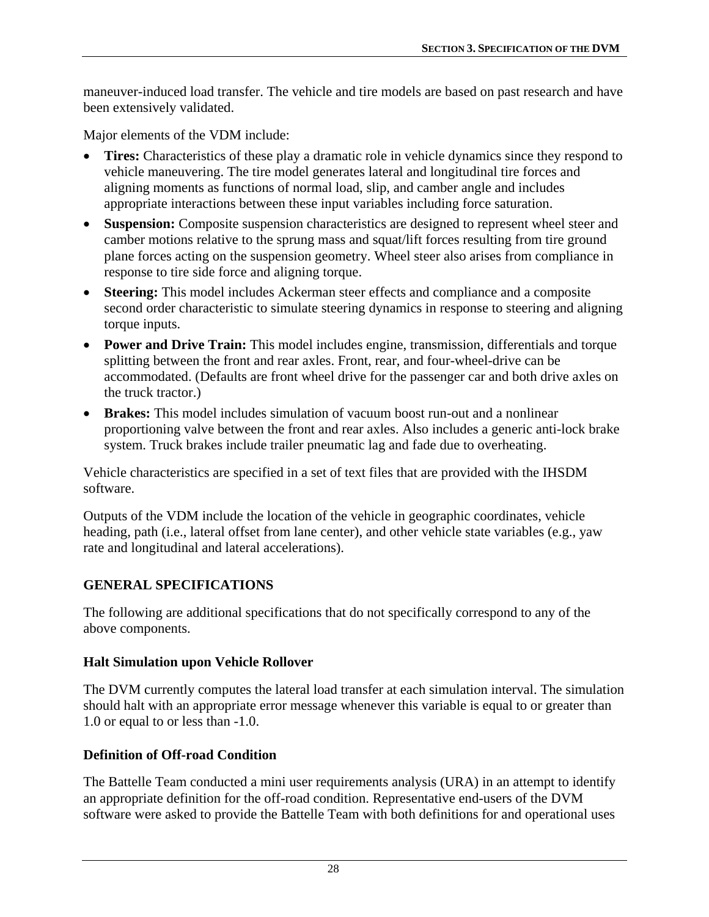maneuver-induced load transfer. The vehicle and tire models are based on past research and have been extensively validated.

Major elements of the VDM include:

- **Tires:** Characteristics of these play a dramatic role in vehicle dynamics since they respond to vehicle maneuvering. The tire model generates lateral and longitudinal tire forces and aligning moments as functions of normal load, slip, and camber angle and includes appropriate interactions between these input variables including force saturation.
- **Suspension:** Composite suspension characteristics are designed to represent wheel steer and camber motions relative to the sprung mass and squat/lift forces resulting from tire ground plane forces acting on the suspension geometry. Wheel steer also arises from compliance in response to tire side force and aligning torque.
- **Steering:** This model includes Ackerman steer effects and compliance and a composite second order characteristic to simulate steering dynamics in response to steering and aligning torque inputs.
- **Power and Drive Train:** This model includes engine, transmission, differentials and torque splitting between the front and rear axles. Front, rear, and four-wheel-drive can be accommodated. (Defaults are front wheel drive for the passenger car and both drive axles on the truck tractor.)
- **Brakes:** This model includes simulation of vacuum boost run-out and a nonlinear proportioning valve between the front and rear axles. Also includes a generic anti-lock brake system. Truck brakes include trailer pneumatic lag and fade due to overheating.

Vehicle characteristics are specified in a set of text files that are provided with the IHSDM software.

Outputs of the VDM include the location of the vehicle in geographic coordinates, vehicle heading, path (i.e., lateral offset from lane center), and other vehicle state variables (e.g., yaw rate and longitudinal and lateral accelerations).

## GENERAL SPECIFICATIONS

The following are additional specifications that do not specifically correspond to any of the above components.

### Halt Simulation upon Vehicle Rollover

The DVM currently computes the lateral load transfer at each simulation interval. The simulation should halt with an appropriate error message whenever this variable is equal to or greater than 1.0 or equal to or less than -1.0.

### Definition of Off-road Condition

The Battelle Team conducted a mini user requirements analysis (URA) in an attempt to identify an appropriate definition for the off-road condition. Representative end-users of the DVM software were asked to provide the Battelle Team with both definitions for and operational uses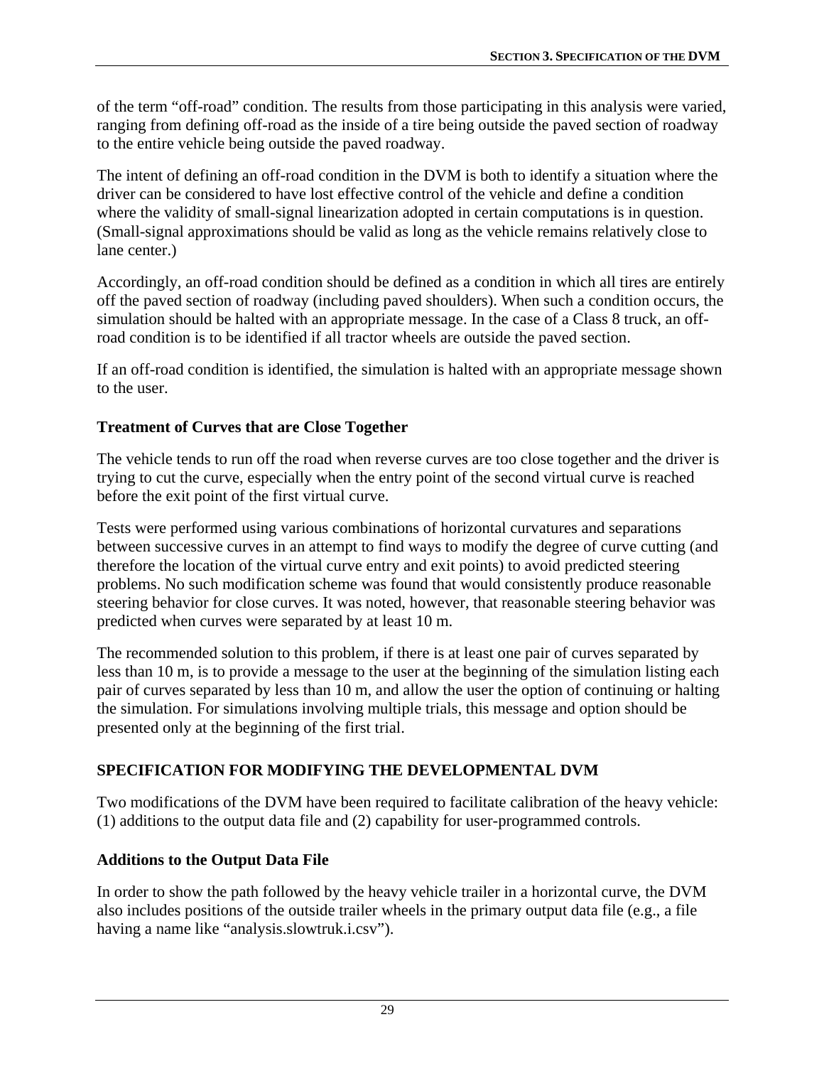of the term "off-road" condition. The results from those participating in this analysis were varied, ranging from defining off-road as the inside of a tire being outside the paved section of roadway to the entire vehicle being outside the paved roadway.

The intent of defining an off-road condition in the DVM is both to identify a situation where the driver can be considered to have lost effective control of the vehicle and define a condition where the validity of small-signal linearization adopted in certain computations is in question. (Small-signal approximations should be valid as long as the vehicle remains relatively close to lane center.)

Accordingly, an off-road condition should be defined as a condition in which all tires are entirely off the paved section of roadway (including paved shoulders). When such a condition occurs, the simulation should be halted with an appropriate message. In the case of a Class 8 truck, an off-road condition is to be identified if all tractor wheels are outside the paved section.

If an off-road condition is identified, the simulation is halted with an appropriate message shown to the user.

### Treatment of Curves that are Close Together

The vehicle tends to run off the road when reverse curves are too close together and the driver is trying to cut the curve, especially when the entry point of the second virtual curve is reached before the exit point of the first virtual curve.

Tests were performed using various combinations of horizontal curvatures and separations between successive curves in an attempt to find ways to modify the degree of curve cutting (and therefore the location of the virtual curve entry and exit points) to avoid predicted steering problems. No such modification scheme was found that would consistently produce reasonable steering behavior for close curves. It was noted, however, that reasonable steering behavior was predicted when curves were separated by at least 10 m.

The recommended solution to this problem, if there is at least one pair of curves separated by less than 10 m, is to provide a message to the user at the beginning of the simulation listing each pair of curves separated by less than 10 m, and allow the user the option of continuing or halting the simulation. For simulations involving multiple trials, this message and option should be presented only at the beginning of the first trial.

## SPECIFICATION FOR MODIFYING THE DEVELOPMENTAL DVM

Two modifications of the DVM have been required to facilitate calibration of the heavy vehicle: (1) additions to the output data file and (2) capability for user-programmed controls.

### Additions to the Output Data File

In order to show the path followed by the heavy vehicle trailer in a horizontal curve, the DVM also includes positions of the outside trailer wheels in the primary output data file (e.g., a file having a name like "analysis.slowtruk.i.csv").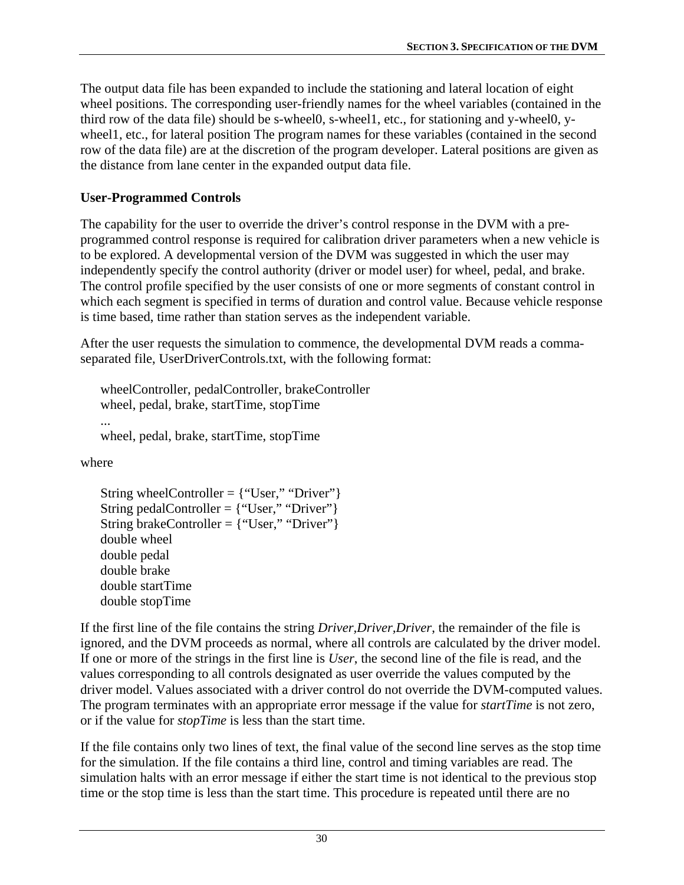The output data file has been expanded to include the stationing and lateral location of eight wheel positions. The corresponding user-friendly names for the wheel variables (contained in the third row of the data file) should be s-wheel0, s-wheel1, etc., for stationing and y-wheel0, y-wheel1, etc., for lateral position The program names for these variables (contained in the second row of the data file) are at the discretion of the program developer. Lateral positions are given as the distance from lane center in the expanded output data file.

**User-Programmed Controls**

The capability for the user to override the driver's control response in the DVM with a pre-programmed control response is required for calibration driver parameters when a new vehicle is to be explored. A developmental version of the DVM was suggested in which the user may independently specify the control authority (driver or model user) for wheel, pedal, and brake. The control profile specified by the user consists of one or more segments of constant control in which each segment is specified in terms of duration and control value. Because vehicle response is time based, time rather than station serves as the independent variable.

After the user requests the simulation to commence, the developmental DVM reads a comma-separated file, UserDriverControls.txt, with the following format:

```
wheelController, pedalController, brakeController
wheel, pedal, brake, startTime, stopTime
...
wheel, pedal, brake, startTime, stopTime
```

where

```
String wheelController = {"User," "Driver"}
String pedalController = {"User," "Driver"}
String brakeController = {"User," "Driver"}
double wheel
double pedal
double brake
double startTime
double stopTime
```

If the first line of the file contains the string *Driver,Driver,Driver*, the remainder of the file is ignored, and the DVM proceeds as normal, where all controls are calculated by the driver model. If one or more of the strings in the first line is *User*, the second line of the file is read, and the values corresponding to all controls designated as user override the values computed by the driver model. Values associated with a driver control do not override the DVM-computed values. The program terminates with an appropriate error message if the value for *startTime* is not zero, or if the value for *stopTime* is less than the start time.

If the file contains only two lines of text, the final value of the second line serves as the stop time for the simulation. If the file contains a third line, control and timing variables are read. The simulation halts with an error message if either the start time is not identical to the previous stop time or the stop time is less than the start time. This procedure is repeated until there are no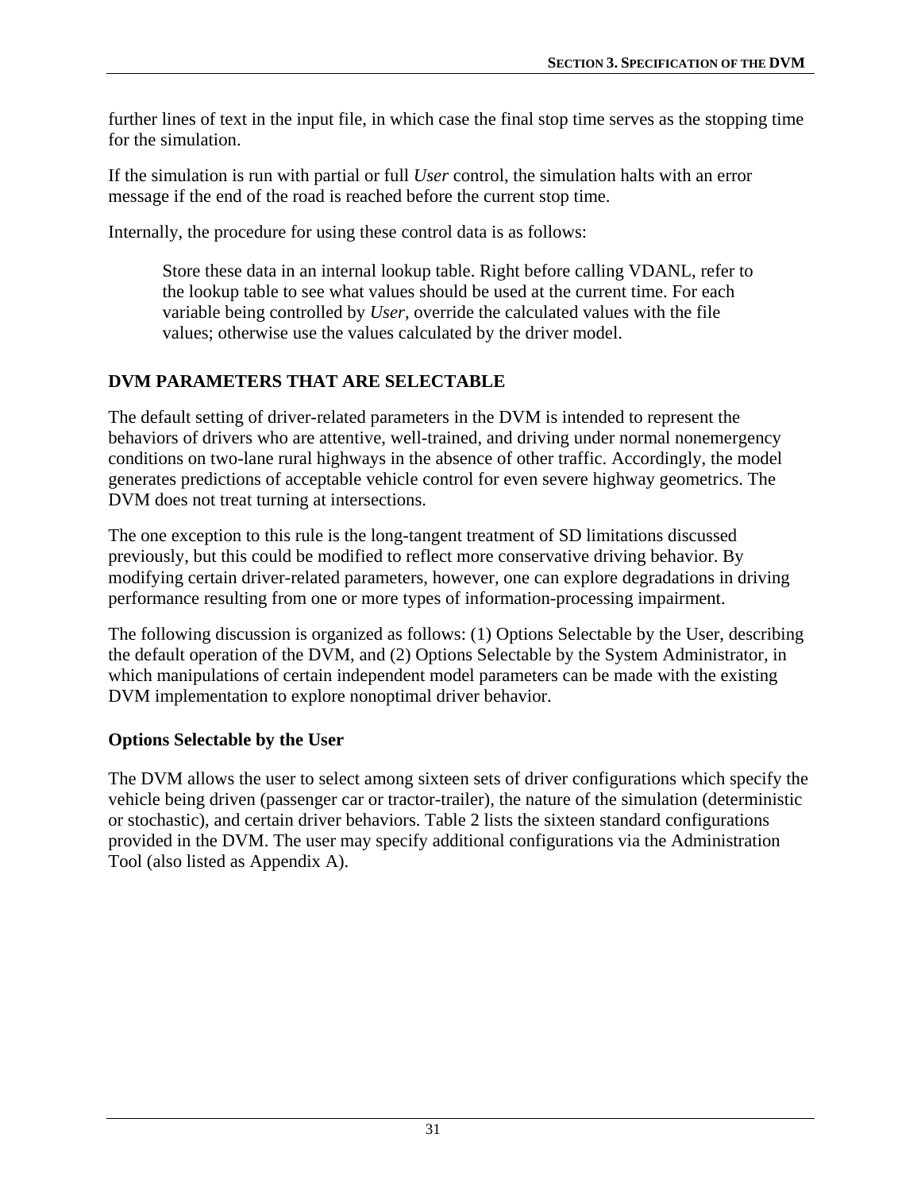further lines of text in the input file, in which case the final stop time serves as the stopping time for the simulation.

If the simulation is run with partial or full *User* control, the simulation halts with an error message if the end of the road is reached before the current stop time.

Internally, the procedure for using these control data is as follows:

> Store these data in an internal lookup table. Right before calling VDANL, refer to the lookup table to see what values should be used at the current time. For each variable being controlled by *User*, override the calculated values with the file values; otherwise use the values calculated by the driver model.

## DVM PARAMETERS THAT ARE SELECTABLE

The default setting of driver-related parameters in the DVM is intended to represent the behaviors of drivers who are attentive, well-trained, and driving under normal nonemergency conditions on two-lane rural highways in the absence of other traffic. Accordingly, the model generates predictions of acceptable vehicle control for even severe highway geometrics. The DVM does not treat turning at intersections.

The one exception to this rule is the long-tangent treatment of SD limitations discussed previously, but this could be modified to reflect more conservative driving behavior. By modifying certain driver-related parameters, however, one can explore degradations in driving performance resulting from one or more types of information-processing impairment.

The following discussion is organized as follows: (1) Options Selectable by the User, describing the default operation of the DVM, and (2) Options Selectable by the System Administrator, in which manipulations of certain independent model parameters can be made with the existing DVM implementation to explore nonoptimal driver behavior.

### Options Selectable by the User

The DVM allows the user to select among sixteen sets of driver configurations which specify the vehicle being driven (passenger car or tractor-trailer), the nature of the simulation (deterministic or stochastic), and certain driver behaviors. Table 2 lists the sixteen standard configurations provided in the DVM. The user may specify additional configurations via the Administration Tool (also listed as Appendix A).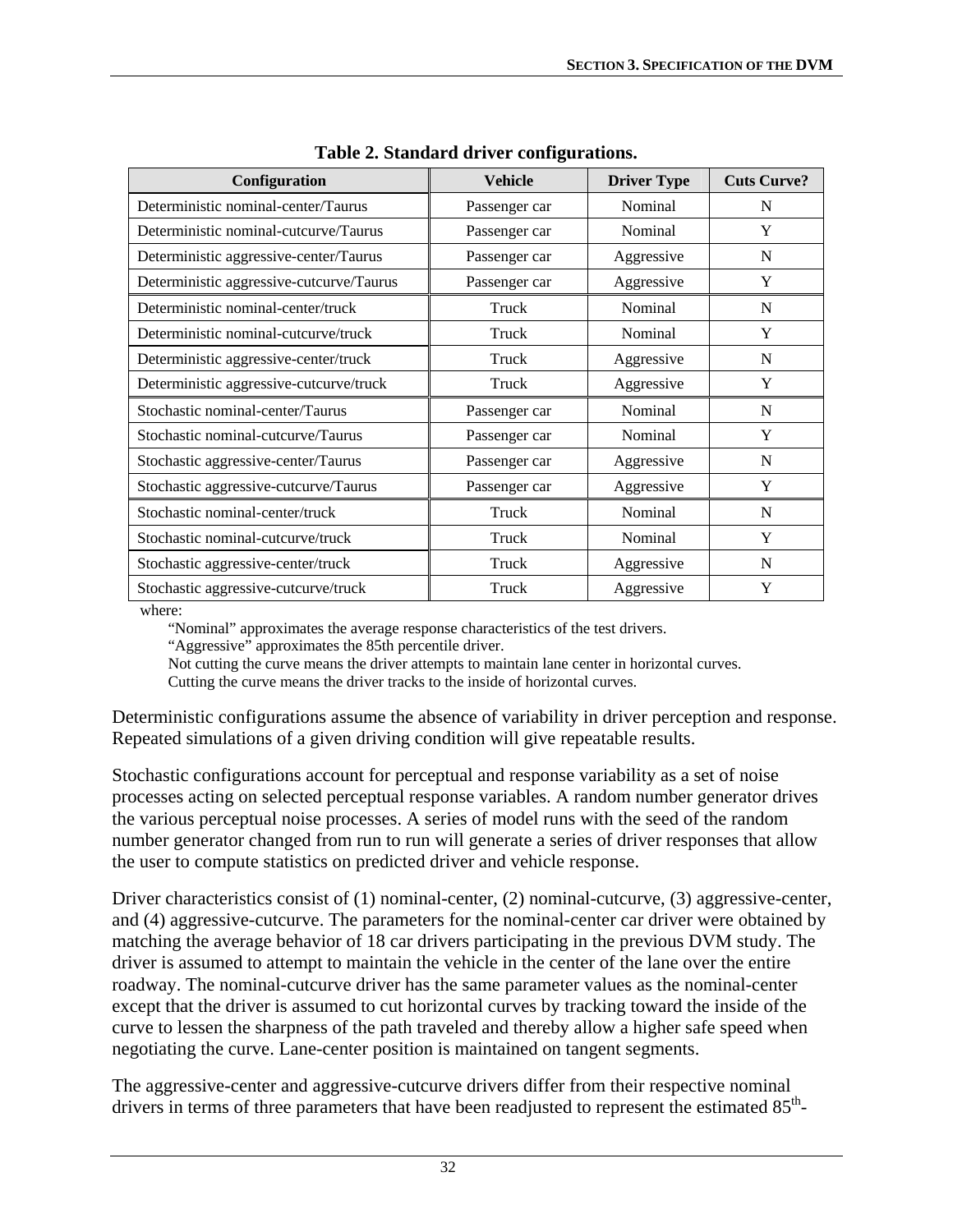**Table 2. Standard driver configurations.**

| Configuration | Vehicle | Driver Type | Cuts Curve? |
|---|---|---|---|
| Deterministic nominal-center/Taurus | Passenger car | Nominal | N |
| Deterministic nominal-cutcurve/Taurus | Passenger car | Nominal | Y |
| Deterministic aggressive-center/Taurus | Passenger car | Aggressive | N |
| Deterministic aggressive-cutcurve/Taurus | Passenger car | Aggressive | Y |
| Deterministic nominal-center/truck | Truck | Nominal | N |
| Deterministic nominal-cutcurve/truck | Truck | Nominal | Y |
| Deterministic aggressive-center/truck | Truck | Aggressive | N |
| Deterministic aggressive-cutcurve/truck | Truck | Aggressive | Y |
| Stochastic nominal-center/Taurus | Passenger car | Nominal | N |
| Stochastic nominal-cutcurve/Taurus | Passenger car | Nominal | Y |
| Stochastic aggressive-center/Taurus | Passenger car | Aggressive | N |
| Stochastic aggressive-cutcurve/Taurus | Passenger car | Aggressive | Y |
| Stochastic nominal-center/truck | Truck | Nominal | N |
| Stochastic nominal-cutcurve/truck | Truck | Nominal | Y |
| Stochastic aggressive-center/truck | Truck | Aggressive | N |
| Stochastic aggressive-cutcurve/truck | Truck | Aggressive | Y |

where:

"Nominal" approximates the average response characteristics of the test drivers.
"Aggressive" approximates the 85th percentile driver.
Not cutting the curve means the driver attempts to maintain lane center in horizontal curves.
Cutting the curve means the driver tracks to the inside of horizontal curves.

Deterministic configurations assume the absence of variability in driver perception and response. Repeated simulations of a given driving condition will give repeatable results.

Stochastic configurations account for perceptual and response variability as a set of noise processes acting on selected perceptual response variables. A random number generator drives the various perceptual noise processes. A series of model runs with the seed of the random number generator changed from run to run will generate a series of driver responses that allow the user to compute statistics on predicted driver and vehicle response.

Driver characteristics consist of (1) nominal-center, (2) nominal-cutcurve, (3) aggressive-center, and (4) aggressive-cutcurve. The parameters for the nominal-center car driver were obtained by matching the average behavior of 18 car drivers participating in the previous DVM study. The driver is assumed to attempt to maintain the vehicle in the center of the lane over the entire roadway. The nominal-cutcurve driver has the same parameter values as the nominal-center except that the driver is assumed to cut horizontal curves by tracking toward the inside of the curve to lessen the sharpness of the path traveled and thereby allow a higher safe speed when negotiating the curve. Lane-center position is maintained on tangent segments.

The aggressive-center and aggressive-cutcurve drivers differ from their respective nominal drivers in terms of three parameters that have been readjusted to represent the estimated 85$^{th}$-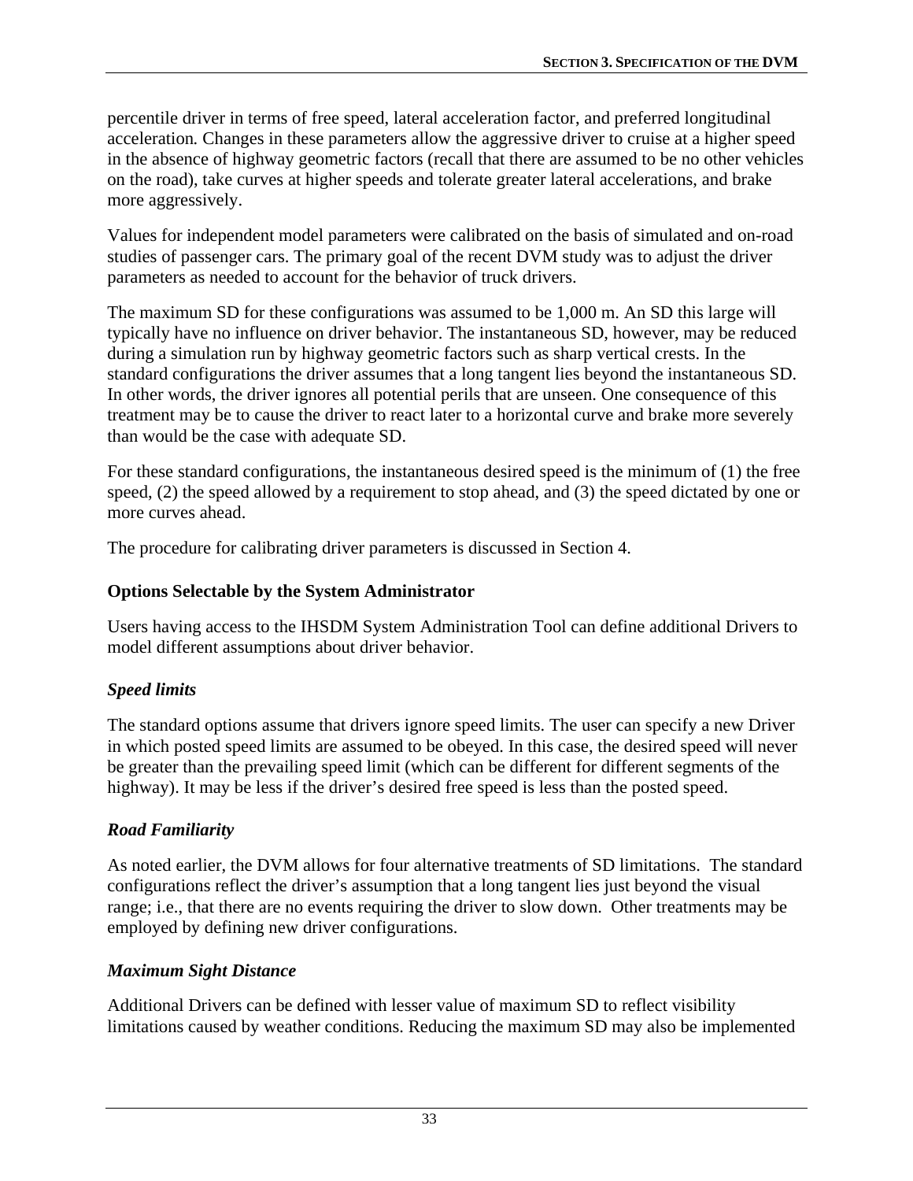percentile driver in terms of free speed, lateral acceleration factor, and preferred longitudinal acceleration. Changes in these parameters allow the aggressive driver to cruise at a higher speed in the absence of highway geometric factors (recall that there are assumed to be no other vehicles on the road), take curves at higher speeds and tolerate greater lateral accelerations, and brake more aggressively.

Values for independent model parameters were calibrated on the basis of simulated and on-road studies of passenger cars. The primary goal of the recent DVM study was to adjust the driver parameters as needed to account for the behavior of truck drivers.

The maximum SD for these configurations was assumed to be 1,000 m. An SD this large will typically have no influence on driver behavior. The instantaneous SD, however, may be reduced during a simulation run by highway geometric factors such as sharp vertical crests. In the standard configurations the driver assumes that a long tangent lies beyond the instantaneous SD. In other words, the driver ignores all potential perils that are unseen. One consequence of this treatment may be to cause the driver to react later to a horizontal curve and brake more severely than would be the case with adequate SD.

For these standard configurations, the instantaneous desired speed is the minimum of (1) the free speed, (2) the speed allowed by a requirement to stop ahead, and (3) the speed dictated by one or more curves ahead.

The procedure for calibrating driver parameters is discussed in Section 4.

### Options Selectable by the System Administrator

Users having access to the IHSDM System Administration Tool can define additional Drivers to model different assumptions about driver behavior.

#### *Speed limits*

The standard options assume that drivers ignore speed limits. The user can specify a new Driver in which posted speed limits are assumed to be obeyed. In this case, the desired speed will never be greater than the prevailing speed limit (which can be different for different segments of the highway). It may be less if the driver's desired free speed is less than the posted speed.

#### *Road Familiarity*

As noted earlier, the DVM allows for four alternative treatments of SD limitations. The standard configurations reflect the driver's assumption that a long tangent lies just beyond the visual range; i.e., that there are no events requiring the driver to slow down. Other treatments may be employed by defining new driver configurations.

#### *Maximum Sight Distance*

Additional Drivers can be defined with lesser value of maximum SD to reflect visibility limitations caused by weather conditions. Reducing the maximum SD may also be implemented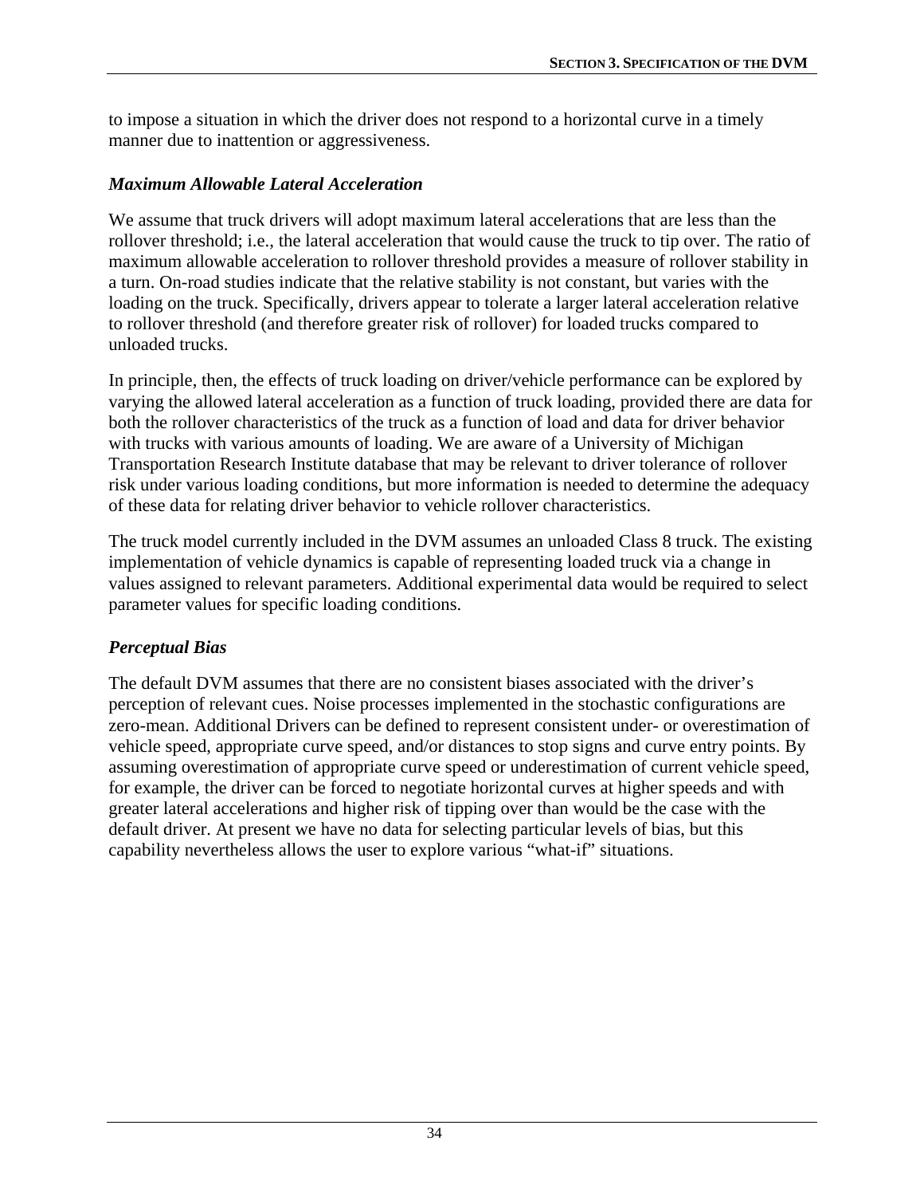to impose a situation in which the driver does not respond to a horizontal curve in a timely manner due to inattention or aggressiveness.

### *Maximum Allowable Lateral Acceleration*

We assume that truck drivers will adopt maximum lateral accelerations that are less than the rollover threshold; i.e., the lateral acceleration that would cause the truck to tip over. The ratio of maximum allowable acceleration to rollover threshold provides a measure of rollover stability in a turn. On-road studies indicate that the relative stability is not constant, but varies with the loading on the truck. Specifically, drivers appear to tolerate a larger lateral acceleration relative to rollover threshold (and therefore greater risk of rollover) for loaded trucks compared to unloaded trucks.

In principle, then, the effects of truck loading on driver/vehicle performance can be explored by varying the allowed lateral acceleration as a function of truck loading, provided there are data for both the rollover characteristics of the truck as a function of load and data for driver behavior with trucks with various amounts of loading. We are aware of a University of Michigan Transportation Research Institute database that may be relevant to driver tolerance of rollover risk under various loading conditions, but more information is needed to determine the adequacy of these data for relating driver behavior to vehicle rollover characteristics.

The truck model currently included in the DVM assumes an unloaded Class 8 truck. The existing implementation of vehicle dynamics is capable of representing loaded truck via a change in values assigned to relevant parameters. Additional experimental data would be required to select parameter values for specific loading conditions.

### *Perceptual Bias*

The default DVM assumes that there are no consistent biases associated with the driver's perception of relevant cues. Noise processes implemented in the stochastic configurations are zero-mean. Additional Drivers can be defined to represent consistent under- or overestimation of vehicle speed, appropriate curve speed, and/or distances to stop signs and curve entry points. By assuming overestimation of appropriate curve speed or underestimation of current vehicle speed, for example, the driver can be forced to negotiate horizontal curves at higher speeds and with greater lateral accelerations and higher risk of tipping over than would be the case with the default driver. At present we have no data for selecting particular levels of bias, but this capability nevertheless allows the user to explore various "what-if" situations.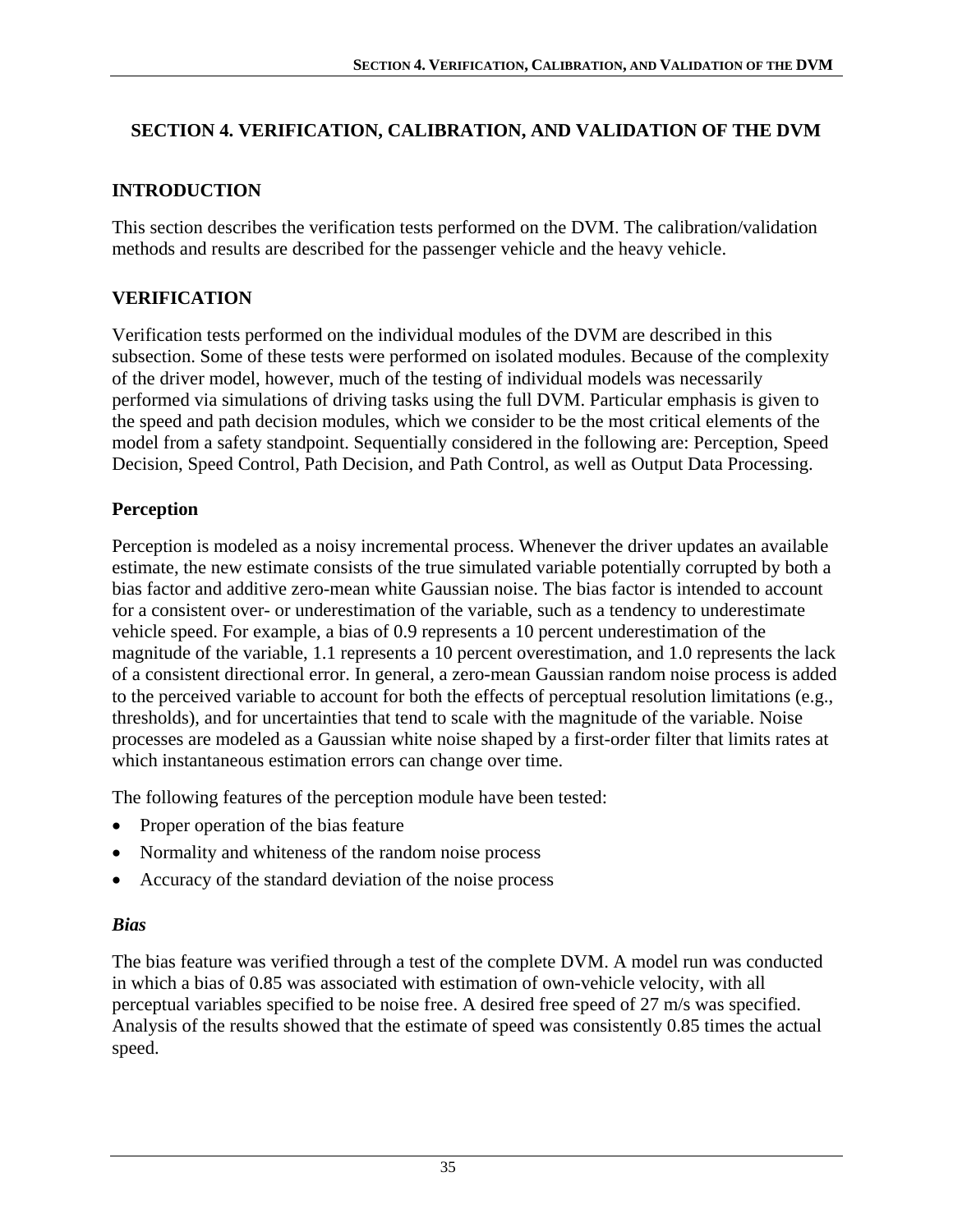# SECTION 4. VERIFICATION, CALIBRATION, AND VALIDATION OF THE DVM

## INTRODUCTION

This section describes the verification tests performed on the DVM. The calibration/validation methods and results are described for the passenger vehicle and the heavy vehicle.

## VERIFICATION

Verification tests performed on the individual modules of the DVM are described in this subsection. Some of these tests were performed on isolated modules. Because of the complexity of the driver model, however, much of the testing of individual models was necessarily performed via simulations of driving tasks using the full DVM. Particular emphasis is given to the speed and path decision modules, which we consider to be the most critical elements of the model from a safety standpoint. Sequentially considered in the following are: Perception, Speed Decision, Speed Control, Path Decision, and Path Control, as well as Output Data Processing.

### Perception

Perception is modeled as a noisy incremental process. Whenever the driver updates an available estimate, the new estimate consists of the true simulated variable potentially corrupted by both a bias factor and additive zero-mean white Gaussian noise. The bias factor is intended to account for a consistent over- or underestimation of the variable, such as a tendency to underestimate vehicle speed. For example, a bias of 0.9 represents a 10 percent underestimation of the magnitude of the variable, 1.1 represents a 10 percent overestimation, and 1.0 represents the lack of a consistent directional error. In general, a zero-mean Gaussian random noise process is added to the perceived variable to account for both the effects of perceptual resolution limitations (e.g., thresholds), and for uncertainties that tend to scale with the magnitude of the variable. Noise processes are modeled as a Gaussian white noise shaped by a first-order filter that limits rates at which instantaneous estimation errors can change over time.

The following features of the perception module have been tested:

- Proper operation of the bias feature
- Normality and whiteness of the random noise process
- Accuracy of the standard deviation of the noise process

#### *Bias*

The bias feature was verified through a test of the complete DVM. A model run was conducted in which a bias of 0.85 was associated with estimation of own-vehicle velocity, with all perceptual variables specified to be noise free. A desired free speed of 27 m/s was specified. Analysis of the results showed that the estimate of speed was consistently 0.85 times the actual speed.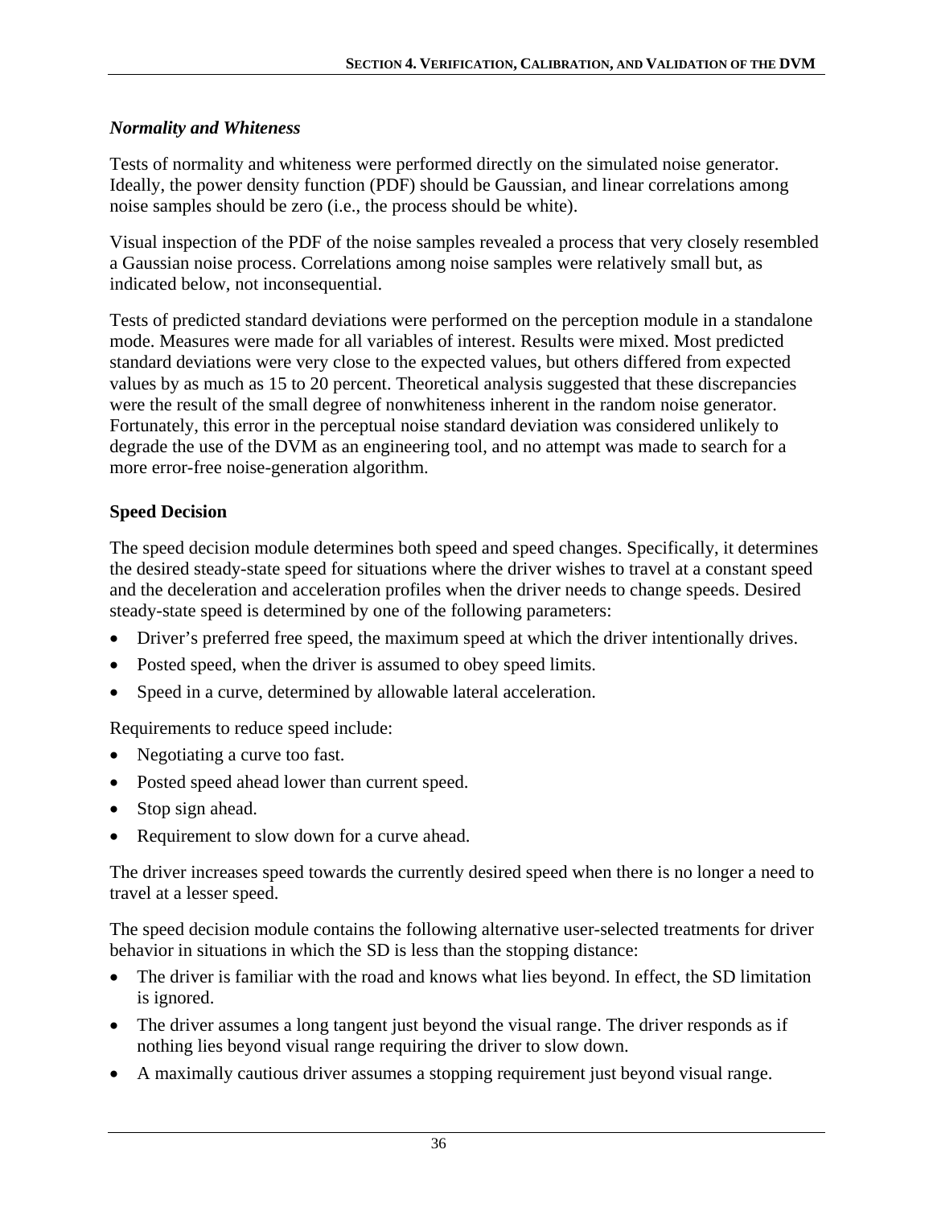### *Normality and Whiteness*

Tests of normality and whiteness were performed directly on the simulated noise generator. Ideally, the power density function (PDF) should be Gaussian, and linear correlations among noise samples should be zero (i.e., the process should be white).

Visual inspection of the PDF of the noise samples revealed a process that very closely resembled a Gaussian noise process. Correlations among noise samples were relatively small but, as indicated below, not inconsequential.

Tests of predicted standard deviations were performed on the perception module in a standalone mode. Measures were made for all variables of interest. Results were mixed. Most predicted standard deviations were very close to the expected values, but others differed from expected values by as much as 15 to 20 percent. Theoretical analysis suggested that these discrepancies were the result of the small degree of nonwhiteness inherent in the random noise generator. Fortunately, this error in the perceptual noise standard deviation was considered unlikely to degrade the use of the DVM as an engineering tool, and no attempt was made to search for a more error-free noise-generation algorithm.

## Speed Decision

The speed decision module determines both speed and speed changes. Specifically, it determines the desired steady-state speed for situations where the driver wishes to travel at a constant speed and the deceleration and acceleration profiles when the driver needs to change speeds. Desired steady-state speed is determined by one of the following parameters:

- Driver's preferred free speed, the maximum speed at which the driver intentionally drives.
- Posted speed, when the driver is assumed to obey speed limits.
- Speed in a curve, determined by allowable lateral acceleration.

Requirements to reduce speed include:

- Negotiating a curve too fast.
- Posted speed ahead lower than current speed.
- Stop sign ahead.
- Requirement to slow down for a curve ahead.

The driver increases speed towards the currently desired speed when there is no longer a need to travel at a lesser speed.

The speed decision module contains the following alternative user-selected treatments for driver behavior in situations in which the SD is less than the stopping distance:

- The driver is familiar with the road and knows what lies beyond. In effect, the SD limitation is ignored.
- The driver assumes a long tangent just beyond the visual range. The driver responds as if nothing lies beyond visual range requiring the driver to slow down.
- A maximally cautious driver assumes a stopping requirement just beyond visual range.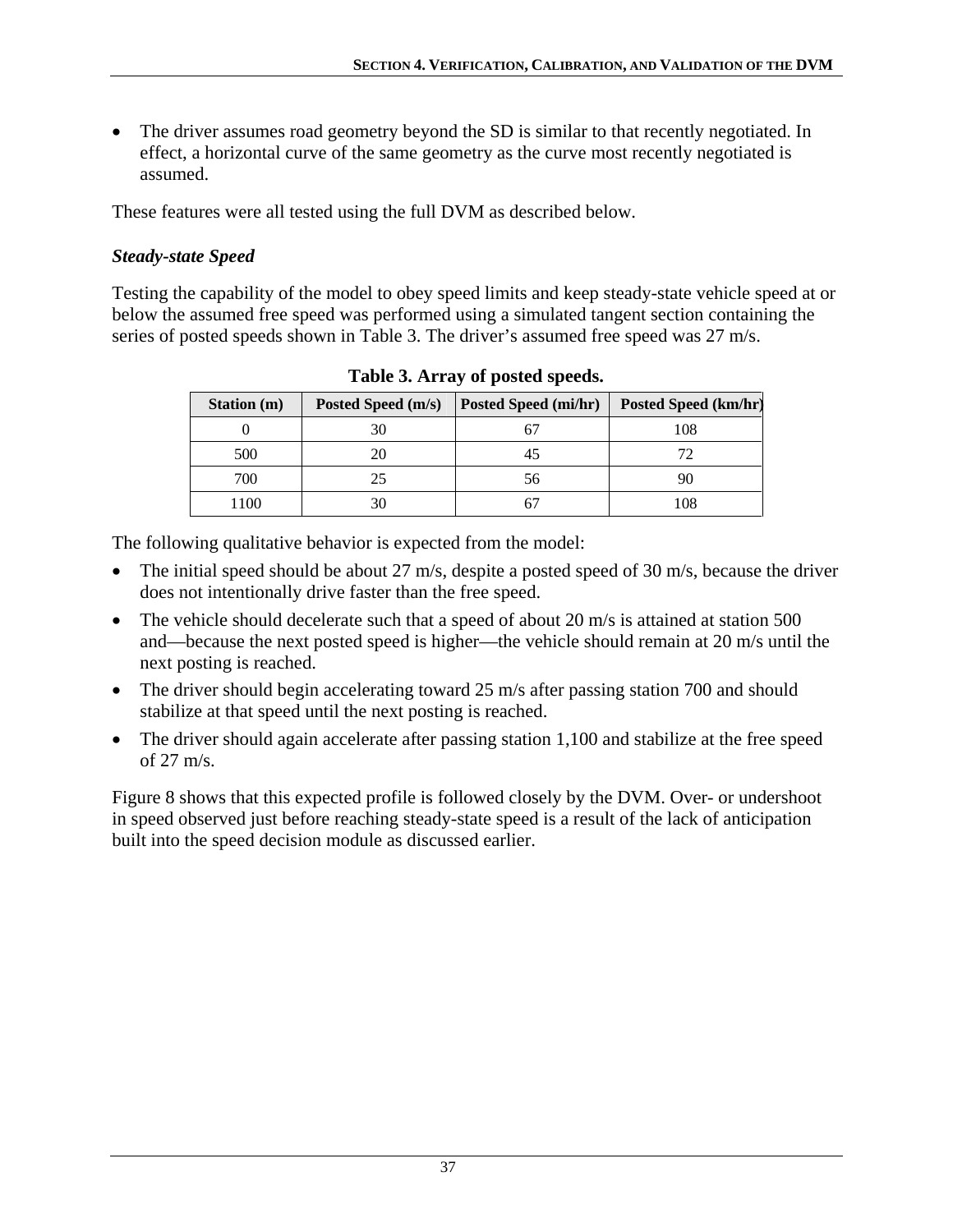- The driver assumes road geometry beyond the SD is similar to that recently negotiated. In effect, a horizontal curve of the same geometry as the curve most recently negotiated is assumed.

These features were all tested using the full DVM as described below.

### *Steady-state Speed*

Testing the capability of the model to obey speed limits and keep steady-state vehicle speed at or below the assumed free speed was performed using a simulated tangent section containing the series of posted speeds shown in Table 3. The driver's assumed free speed was 27 m/s.

**Table 3. Array of posted speeds.**

| Station (m) | Posted Speed (m/s) | Posted Speed (mi/hr) | Posted Speed (km/hr) |
|---|---|---|---|
| 0 | 30 | 67 | 108 |
| 500 | 20 | 45 | 72 |
| 700 | 25 | 56 | 90 |
| 1100 | 30 | 67 | 108 |

The following qualitative behavior is expected from the model:

- The initial speed should be about 27 m/s, despite a posted speed of 30 m/s, because the driver does not intentionally drive faster than the free speed.
- The vehicle should decelerate such that a speed of about 20 m/s is attained at station 500 and—because the next posted speed is higher—the vehicle should remain at 20 m/s until the next posting is reached.
- The driver should begin accelerating toward 25 m/s after passing station 700 and should stabilize at that speed until the next posting is reached.
- The driver should again accelerate after passing station 1,100 and stabilize at the free speed of 27 m/s.

Figure 8 shows that this expected profile is followed closely by the DVM. Over- or undershoot in speed observed just before reaching steady-state speed is a result of the lack of anticipation built into the speed decision module as discussed earlier.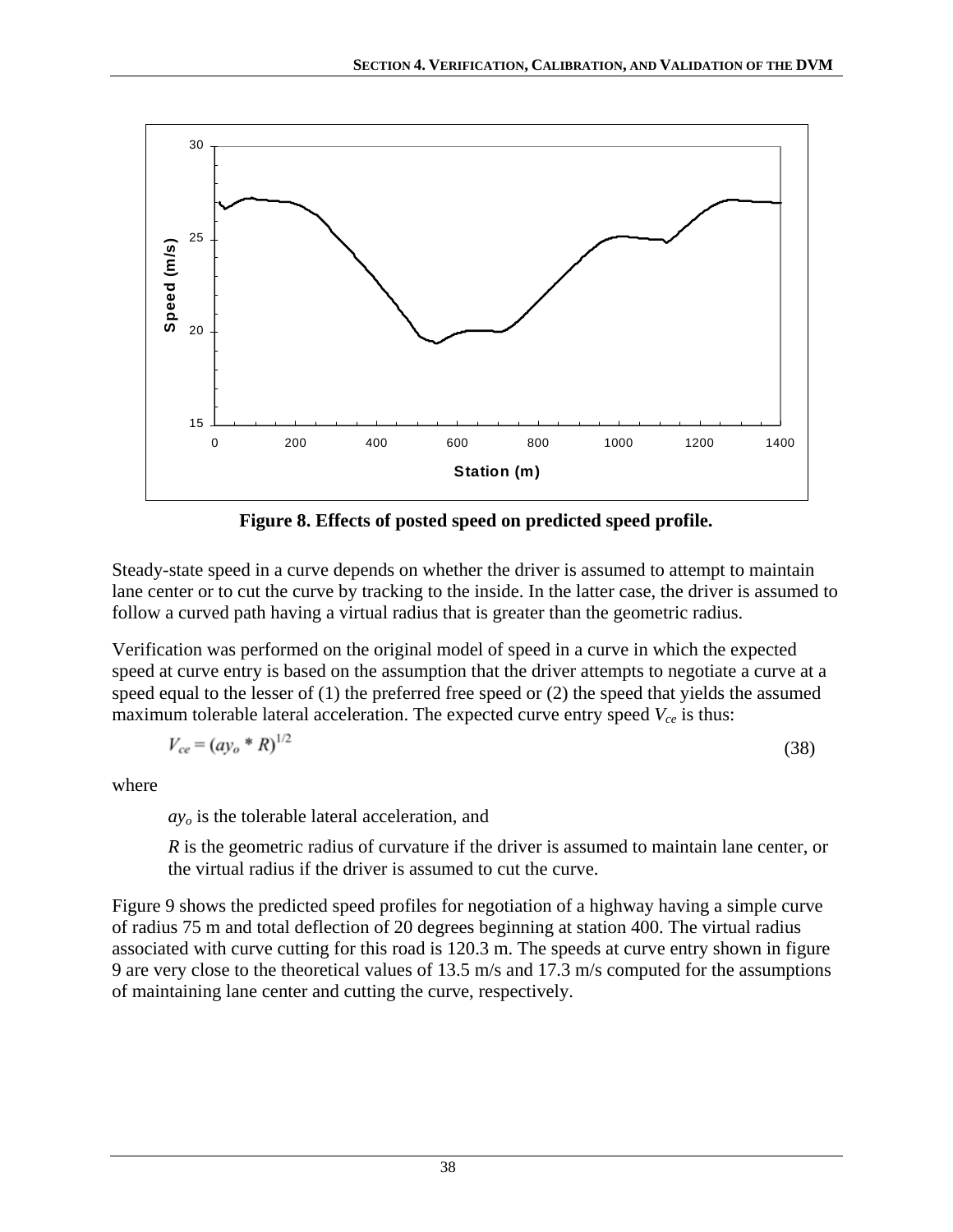Figure 8. Effects of posted speed on predicted speed profile.

Steady-state speed in a curve depends on whether the driver is assumed to attempt to maintain lane center or to cut the curve by tracking to the inside. In the latter case, the driver is assumed to follow a curved path having a virtual radius that is greater than the geometric radius.

Verification was performed on the original model of speed in a curve in which the expected speed at curve entry is based on the assumption that the driver attempts to negotiate a curve at a speed equal to the lesser of (1) the preferred free speed or (2) the speed that yields the assumed maximum tolerable lateral acceleration. The expected curve entry speed $V_{ce}$ is thus:

$$V_{ce} = (ay_o * R)^{1/2} \tag{38}$$

where

$ay_o$ is the tolerable lateral acceleration, and

$R$ is the geometric radius of curvature if the driver is assumed to maintain lane center, or the virtual radius if the driver is assumed to cut the curve.

Figure 9 shows the predicted speed profiles for negotiation of a highway having a simple curve of radius 75 m and total deflection of 20 degrees beginning at station 400. The virtual radius associated with curve cutting for this road is 120.3 m. The speeds at curve entry shown in figure 9 are very close to the theoretical values of 13.5 m/s and 17.3 m/s computed for the assumptions of maintaining lane center and cutting the curve, respectively.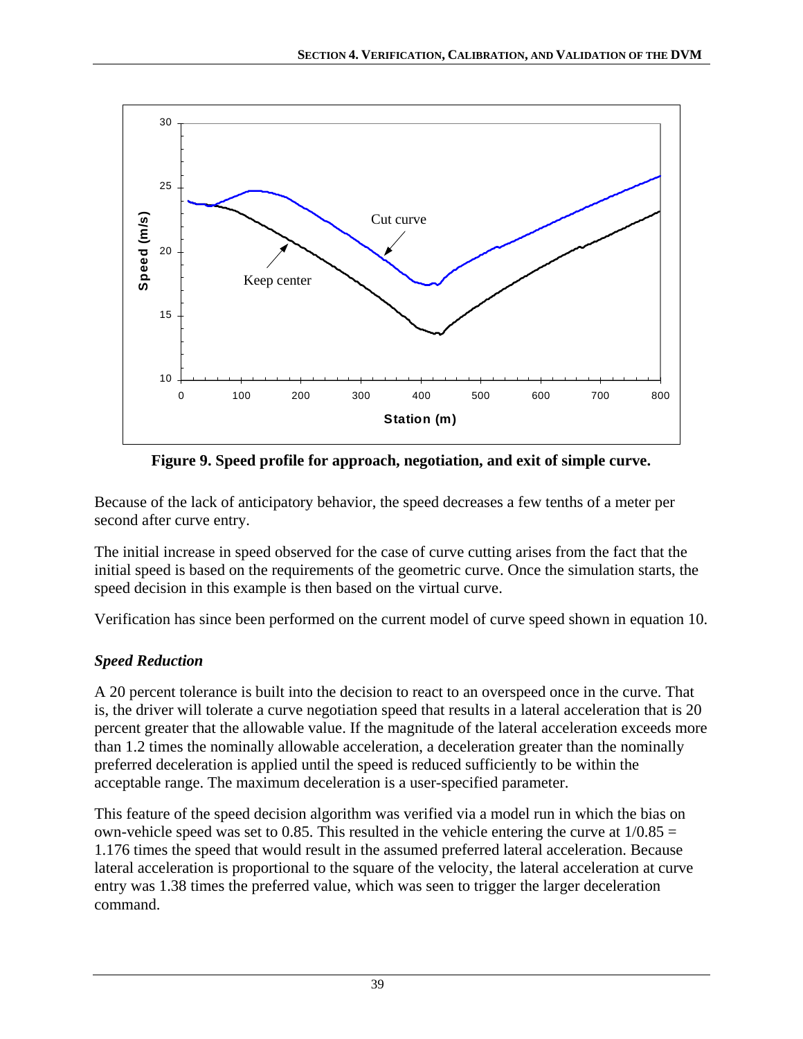**Figure 9. Speed profile for approach, negotiation, and exit of simple curve.**

Because of the lack of anticipatory behavior, the speed decreases a few tenths of a meter per second after curve entry.

The initial increase in speed observed for the case of curve cutting arises from the fact that the initial speed is based on the requirements of the geometric curve. Once the simulation starts, the speed decision in this example is then based on the virtual curve.

Verification has since been performed on the current model of curve speed shown in equation 10.

### *Speed Reduction*

A 20 percent tolerance is built into the decision to react to an overspeed once in the curve. That is, the driver will tolerate a curve negotiation speed that results in a lateral acceleration that is 20 percent greater that the allowable value. If the magnitude of the lateral acceleration exceeds more than 1.2 times the nominally allowable acceleration, a deceleration greater than the nominally preferred deceleration is applied until the speed is reduced sufficiently to be within the acceptable range. The maximum deceleration is a user-specified parameter.

This feature of the speed decision algorithm was verified via a model run in which the bias on own-vehicle speed was set to 0.85. This resulted in the vehicle entering the curve at $1/0.85 = 1.176$ times the speed that would result in the assumed preferred lateral acceleration. Because lateral acceleration is proportional to the square of the velocity, the lateral acceleration at curve entry was 1.38 times the preferred value, which was seen to trigger the larger deceleration command.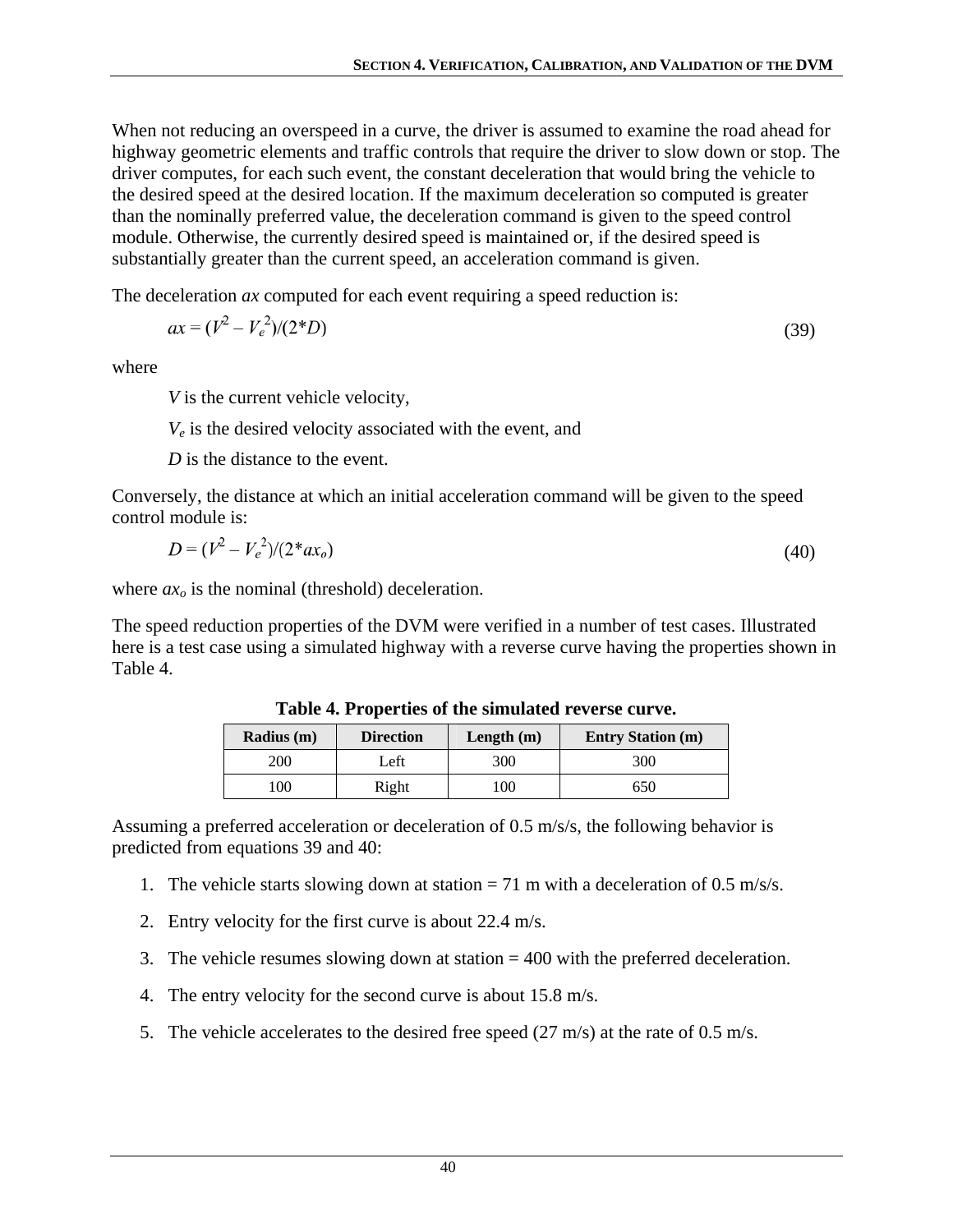When not reducing an overspeed in a curve, the driver is assumed to examine the road ahead for highway geometric elements and traffic controls that require the driver to slow down or stop. The driver computes, for each such event, the constant deceleration that would bring the vehicle to the desired speed at the desired location. If the maximum deceleration so computed is greater than the nominally preferred value, the deceleration command is given to the speed control module. Otherwise, the currently desired speed is maintained or, if the desired speed is substantially greater than the current speed, an acceleration command is given.

The deceleration *ax* computed for each event requiring a speed reduction is:

$$ax = (V^2 - V_e^2)/(2*D) \tag{39}$$

where

$V$ is the current vehicle velocity,

$V_e$ is the desired velocity associated with the event, and

$D$ is the distance to the event.

Conversely, the distance at which an initial acceleration command will be given to the speed control module is:

$$D = (V^2 - V_e^2)/(2*ax_o) \tag{40}$$

where $ax_o$ is the nominal (threshold) deceleration.

The speed reduction properties of the DVM were verified in a number of test cases. Illustrated here is a test case using a simulated highway with a reverse curve having the properties shown in Table 4.

**Table 4. Properties of the simulated reverse curve.**

| Radius (m) | Direction | Length (m) | Entry Station (m) |
|---|---|---|---|
| 200 | Left | 300 | 300 |
| 100 | Right | 100 | 650 |

Assuming a preferred acceleration or deceleration of 0.5 m/s/s, the following behavior is predicted from equations 39 and 40:

1. The vehicle starts slowing down at station = 71 m with a deceleration of 0.5 m/s/s.
2. Entry velocity for the first curve is about 22.4 m/s.
3. The vehicle resumes slowing down at station = 400 with the preferred deceleration.
4. The entry velocity for the second curve is about 15.8 m/s.
5. The vehicle accelerates to the desired free speed (27 m/s) at the rate of 0.5 m/s.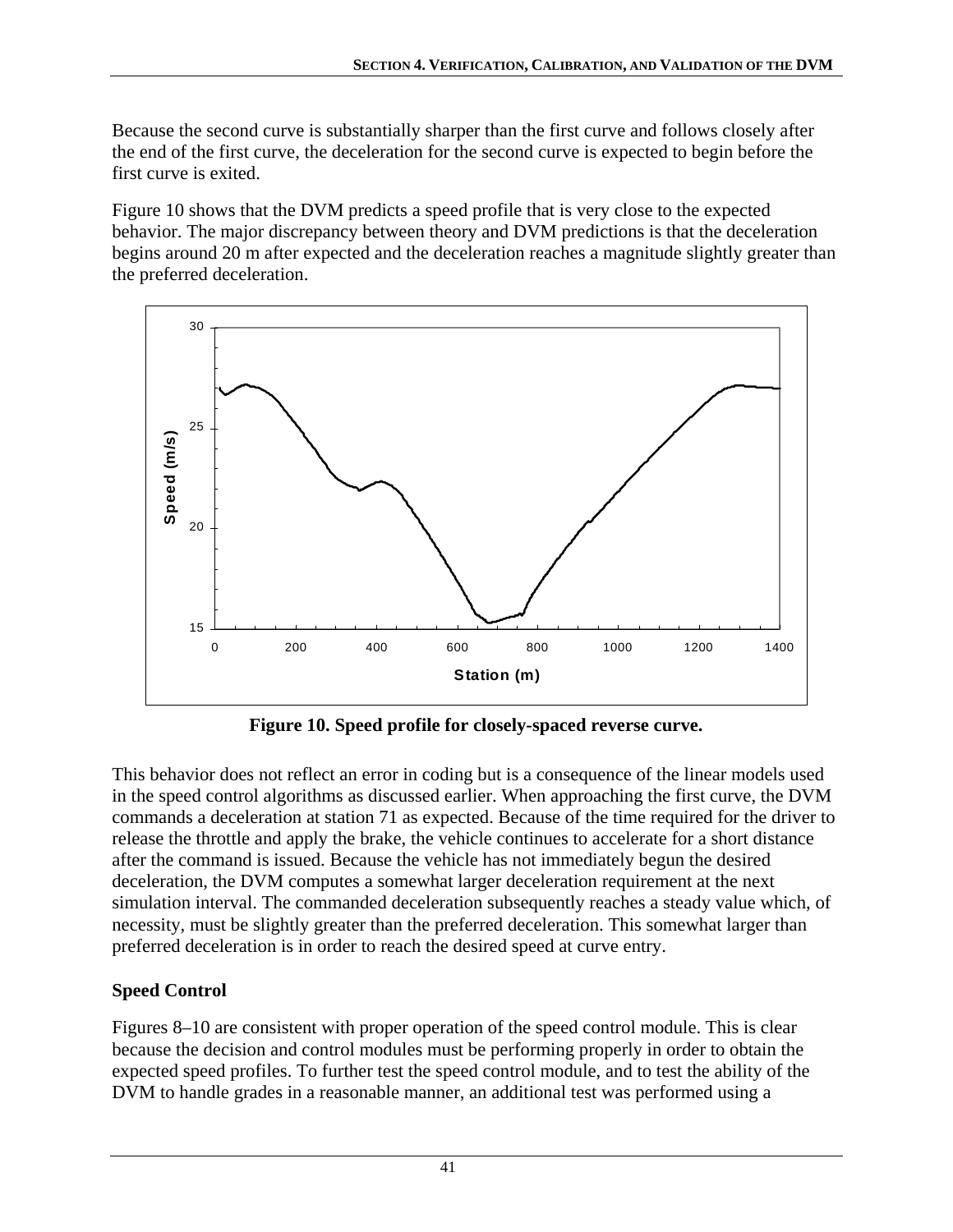Because the second curve is substantially sharper than the first curve and follows closely after the end of the first curve, the deceleration for the second curve is expected to begin before the first curve is exited.

Figure 10 shows that the DVM predicts a speed profile that is very close to the expected behavior. The major discrepancy between theory and DVM predictions is that the deceleration begins around 20 m after expected and the deceleration reaches a magnitude slightly greater than the preferred deceleration.

**Figure 10. Speed profile for closely-spaced reverse curve.**

This behavior does not reflect an error in coding but is a consequence of the linear models used in the speed control algorithms as discussed earlier. When approaching the first curve, the DVM commands a deceleration at station 71 as expected. Because of the time required for the driver to release the throttle and apply the brake, the vehicle continues to accelerate for a short distance after the command is issued. Because the vehicle has not immediately begun the desired deceleration, the DVM computes a somewhat larger deceleration requirement at the next simulation interval. The commanded deceleration subsequently reaches a steady value which, of necessity, must be slightly greater than the preferred deceleration. This somewhat larger than preferred deceleration is in order to reach the desired speed at curve entry.

### Speed Control

Figures 8–10 are consistent with proper operation of the speed control module. This is clear because the decision and control modules must be performing properly in order to obtain the expected speed profiles. To further test the speed control module, and to test the ability of the DVM to handle grades in a reasonable manner, an additional test was performed using a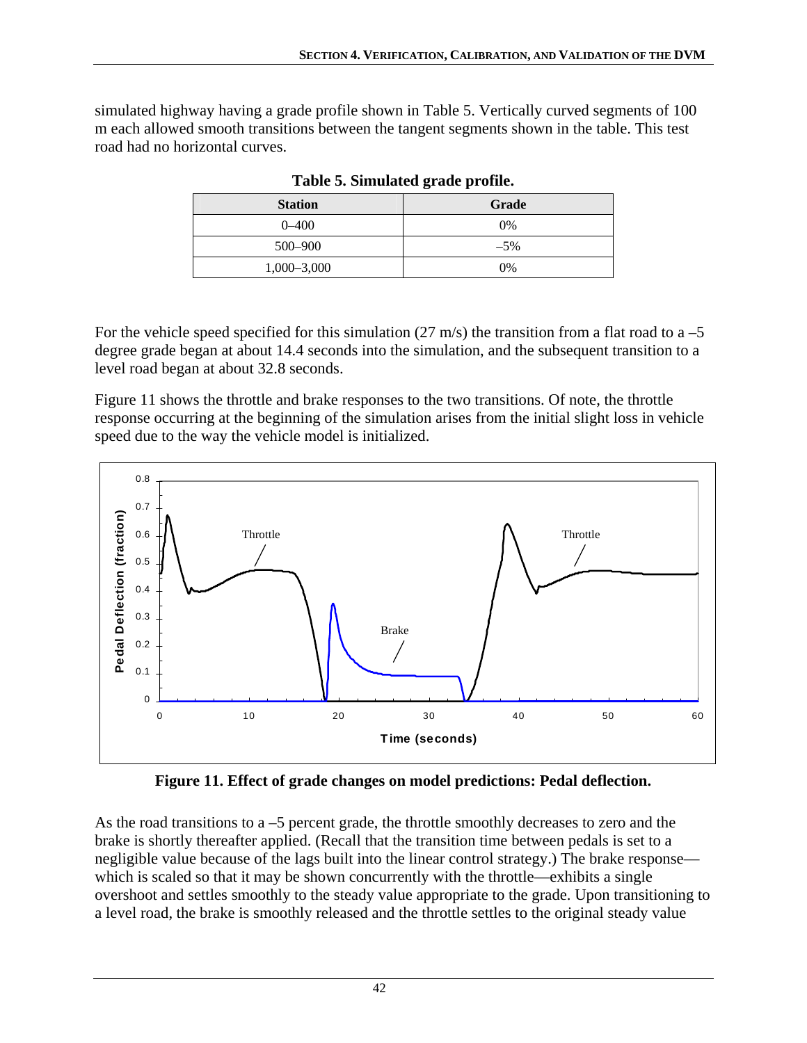simulated highway having a grade profile shown in Table 5. Vertically curved segments of 100 m each allowed smooth transitions between the tangent segments shown in the table. This test road had no horizontal curves.

**Table 5. Simulated grade profile.**

| Station | Grade |
|---|---|
| 0–400 | 0% |
| 500–900 | –5% |
| 1,000–3,000 | 0% |

For the vehicle speed specified for this simulation (27 m/s) the transition from a flat road to a –5 degree grade began at about 14.4 seconds into the simulation, and the subsequent transition to a level road began at about 32.8 seconds.

Figure 11 shows the throttle and brake responses to the two transitions. Of note, the throttle response occurring at the beginning of the simulation arises from the initial slight loss in vehicle speed due to the way the vehicle model is initialized.

**Figure 11. Effect of grade changes on model predictions: Pedal deflection.**

As the road transitions to a –5 percent grade, the throttle smoothly decreases to zero and the brake is shortly thereafter applied. (Recall that the transition time between pedals is set to a negligible value because of the lags built into the linear control strategy.) The brake response—which is scaled so that it may be shown concurrently with the throttle—exhibits a single overshoot and settles smoothly to the steady value appropriate to the grade. Upon transitioning to a level road, the brake is smoothly released and the throttle settles to the original steady value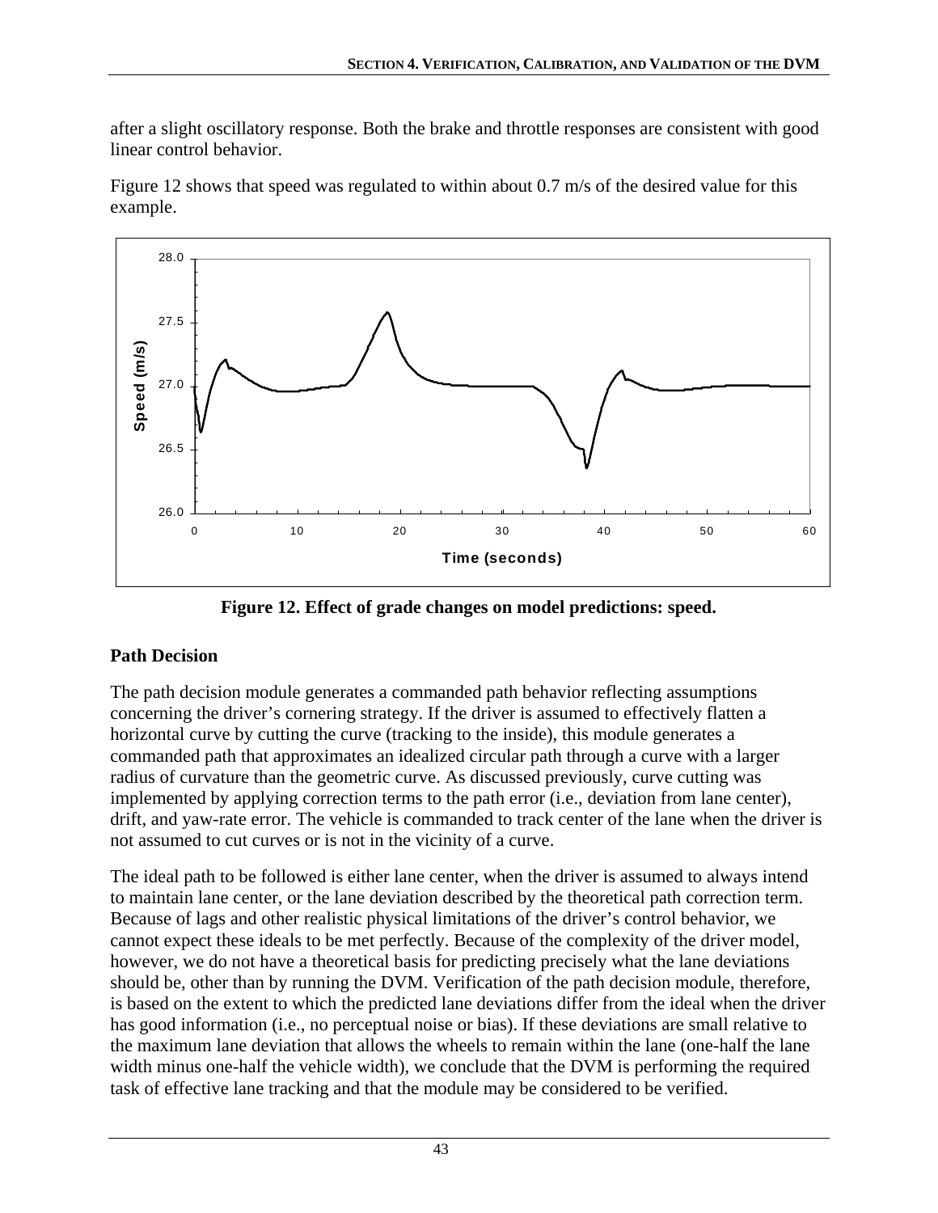after a slight oscillatory response. Both the brake and throttle responses are consistent with good linear control behavior.

Figure 12 shows that speed was regulated to within about 0.7 m/s of the desired value for this example.

**Figure 12. Effect of grade changes on model predictions: speed.**

## Path Decision

The path decision module generates a commanded path behavior reflecting assumptions concerning the driver's cornering strategy. If the driver is assumed to effectively flatten a horizontal curve by cutting the curve (tracking to the inside), this module generates a commanded path that approximates an idealized circular path through a curve with a larger radius of curvature than the geometric curve. As discussed previously, curve cutting was implemented by applying correction terms to the path error (i.e., deviation from lane center), drift, and yaw-rate error. The vehicle is commanded to track center of the lane when the driver is not assumed to cut curves or is not in the vicinity of a curve.

The ideal path to be followed is either lane center, when the driver is assumed to always intend to maintain lane center, or the lane deviation described by the theoretical path correction term. Because of lags and other realistic physical limitations of the driver's control behavior, we cannot expect these ideals to be met perfectly. Because of the complexity of the driver model, however, we do not have a theoretical basis for predicting precisely what the lane deviations should be, other than by running the DVM. Verification of the path decision module, therefore, is based on the extent to which the predicted lane deviations differ from the ideal when the driver has good information (i.e., no perceptual noise or bias). If these deviations are small relative to the maximum lane deviation that allows the wheels to remain within the lane (one-half the lane width minus one-half the vehicle width), we conclude that the DVM is performing the required task of effective lane tracking and that the module may be considered to be verified.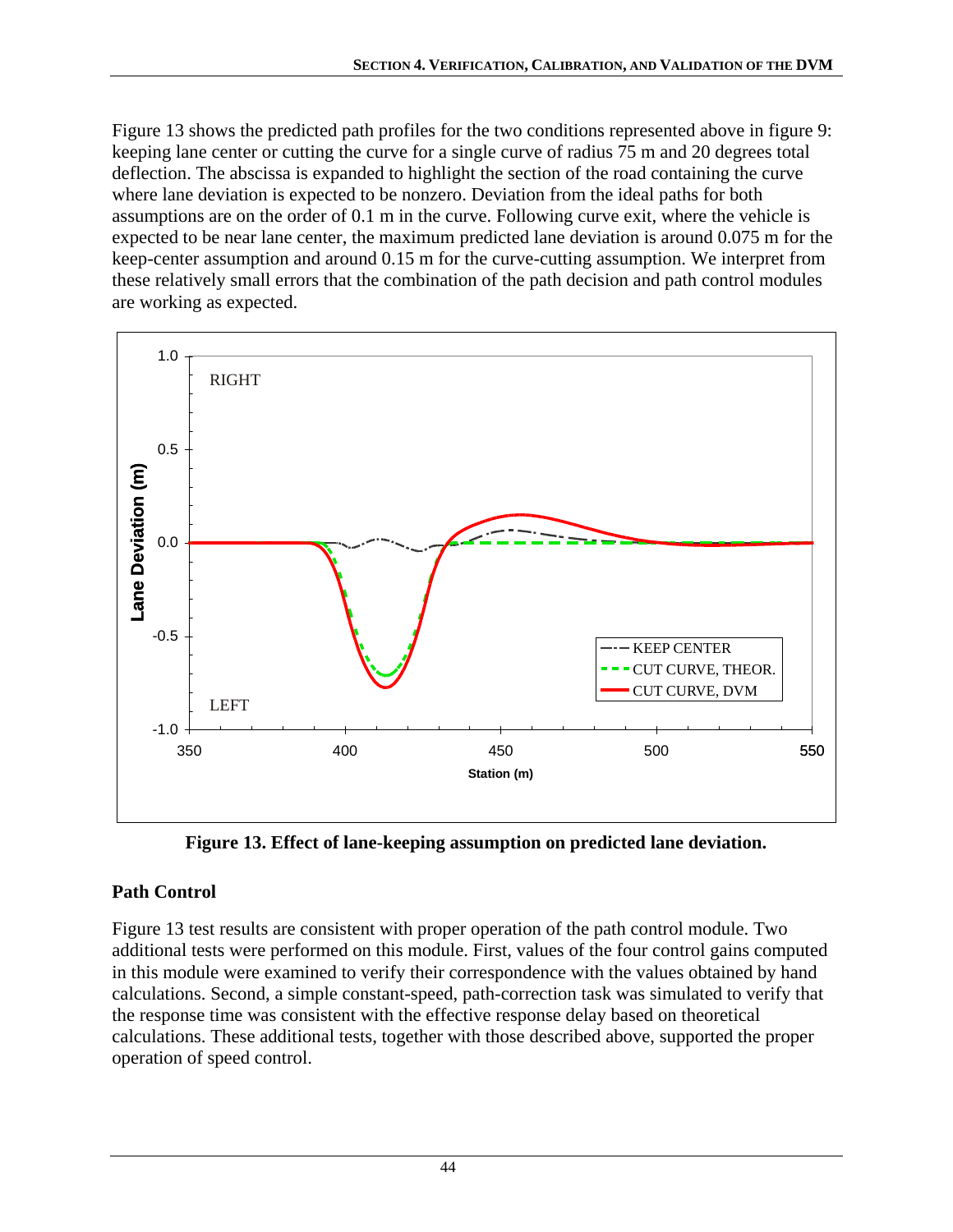Figure 13 shows the predicted path profiles for the two conditions represented above in figure 9: keeping lane center or cutting the curve for a single curve of radius 75 m and 20 degrees total deflection. The abscissa is expanded to highlight the section of the road containing the curve where lane deviation is expected to be nonzero. Deviation from the ideal paths for both assumptions are on the order of 0.1 m in the curve. Following curve exit, where the vehicle is expected to be near lane center, the maximum predicted lane deviation is around 0.075 m for the keep-center assumption and around 0.15 m for the curve-cutting assumption. We interpret from these relatively small errors that the combination of the path decision and path control modules are working as expected.

**Figure 13. Effect of lane-keeping assumption on predicted lane deviation.**

### Path Control

Figure 13 test results are consistent with proper operation of the path control module. Two additional tests were performed on this module. First, values of the four control gains computed in this module were examined to verify their correspondence with the values obtained by hand calculations. Second, a simple constant-speed, path-correction task was simulated to verify that the response time was consistent with the effective response delay based on theoretical calculations. These additional tests, together with those described above, supported the proper operation of speed control.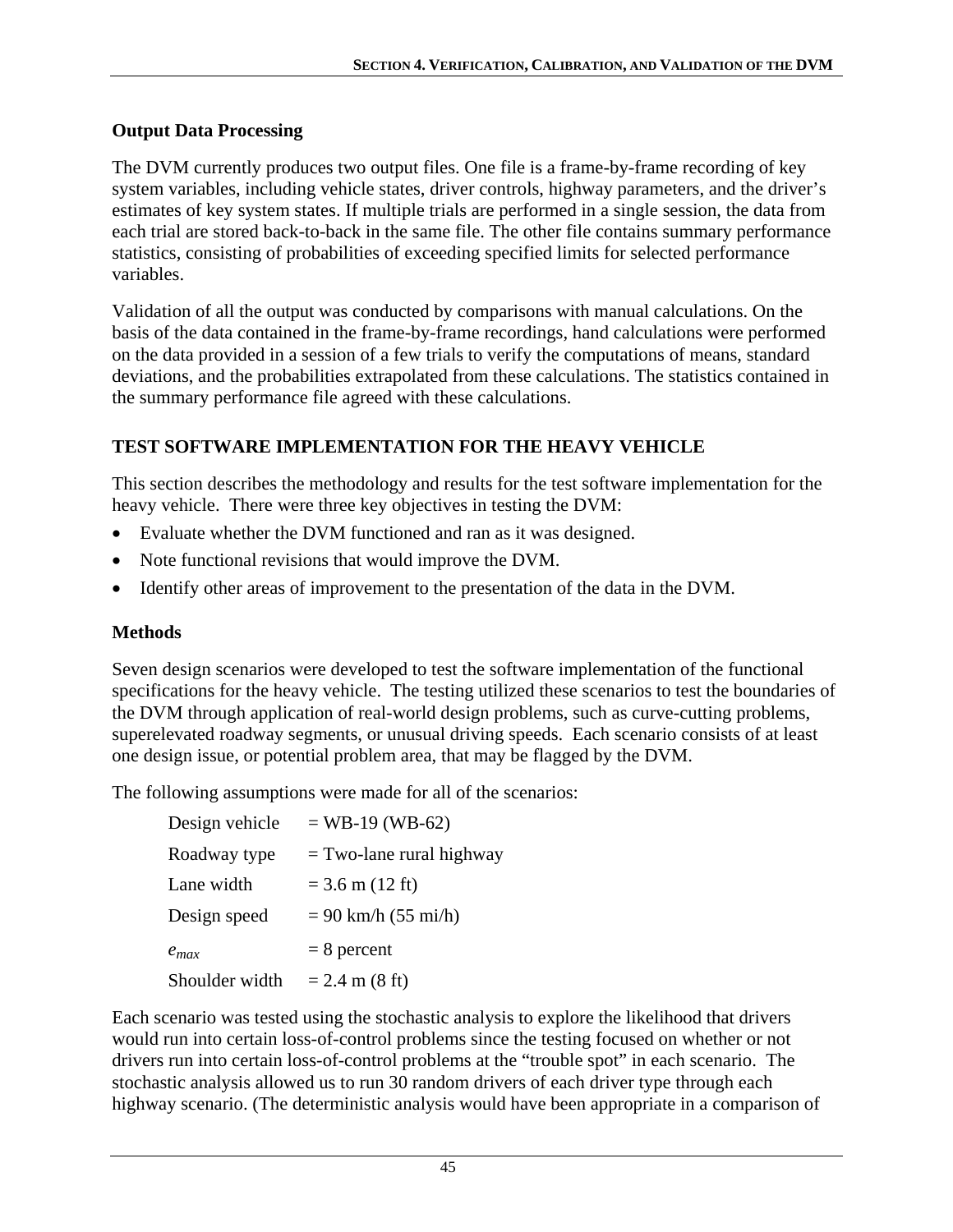### Output Data Processing

The DVM currently produces two output files. One file is a frame-by-frame recording of key system variables, including vehicle states, driver controls, highway parameters, and the driver's estimates of key system states. If multiple trials are performed in a single session, the data from each trial are stored back-to-back in the same file. The other file contains summary performance statistics, consisting of probabilities of exceeding specified limits for selected performance variables.

Validation of all the output was conducted by comparisons with manual calculations. On the basis of the data contained in the frame-by-frame recordings, hand calculations were performed on the data provided in a session of a few trials to verify the computations of means, standard deviations, and the probabilities extrapolated from these calculations. The statistics contained in the summary performance file agreed with these calculations.

## TEST SOFTWARE IMPLEMENTATION FOR THE HEAVY VEHICLE

This section describes the methodology and results for the test software implementation for the heavy vehicle. There were three key objectives in testing the DVM:

- Evaluate whether the DVM functioned and ran as it was designed.
- Note functional revisions that would improve the DVM.
- Identify other areas of improvement to the presentation of the data in the DVM.

### Methods

Seven design scenarios were developed to test the software implementation of the functional specifications for the heavy vehicle. The testing utilized these scenarios to test the boundaries of the DVM through application of real-world design problems, such as curve-cutting problems, superelevated roadway segments, or unusual driving speeds. Each scenario consists of at least one design issue, or potential problem area, that may be flagged by the DVM.

The following assumptions were made for all of the scenarios:

| | |
|---|---|
| Design vehicle | = WB-19 (WB-62) |
| Roadway type | = Two-lane rural highway |
| Lane width | = 3.6 m (12 ft) |
| Design speed | = 90 km/h (55 mi/h) |
| $e_{max}$ | = 8 percent |
| Shoulder width | = 2.4 m (8 ft) |

Each scenario was tested using the stochastic analysis to explore the likelihood that drivers would run into certain loss-of-control problems since the testing focused on whether or not drivers run into certain loss-of-control problems at the "trouble spot" in each scenario. The stochastic analysis allowed us to run 30 random drivers of each driver type through each highway scenario. (The deterministic analysis would have been appropriate in a comparison of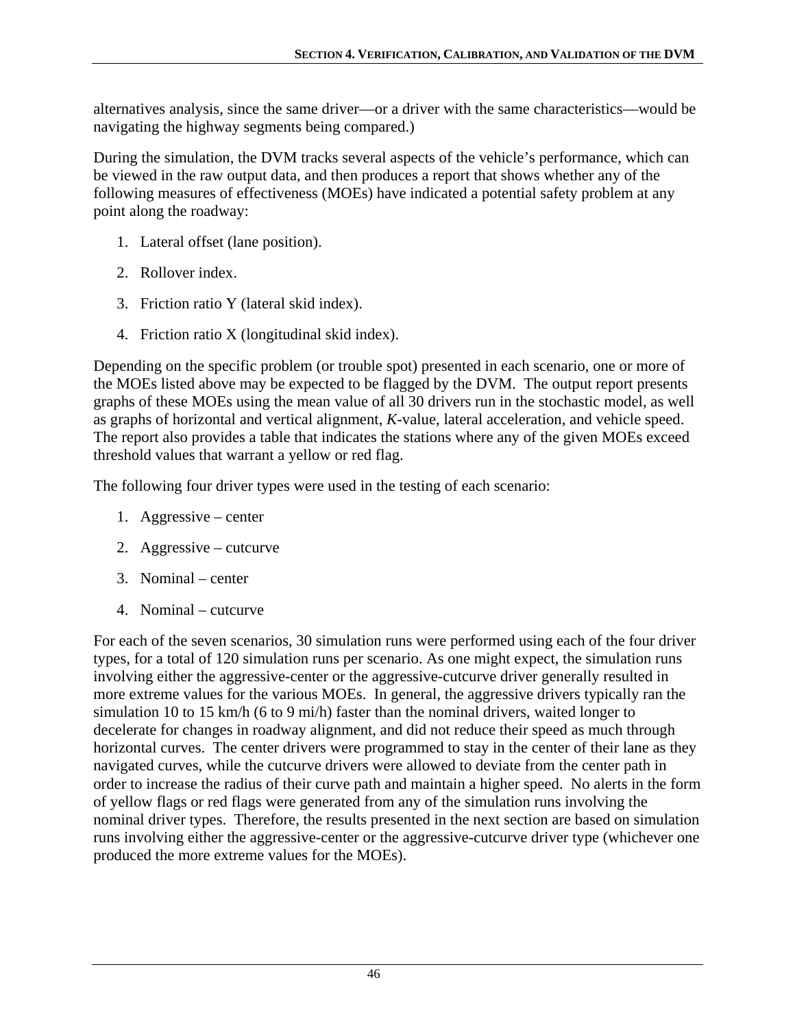alternatives analysis, since the same driver—or a driver with the same characteristics—would be navigating the highway segments being compared.)

During the simulation, the DVM tracks several aspects of the vehicle's performance, which can be viewed in the raw output data, and then produces a report that shows whether any of the following measures of effectiveness (MOEs) have indicated a potential safety problem at any point along the roadway:

1. Lateral offset (lane position).
2. Rollover index.
3. Friction ratio Y (lateral skid index).
4. Friction ratio X (longitudinal skid index).

Depending on the specific problem (or trouble spot) presented in each scenario, one or more of the MOEs listed above may be expected to be flagged by the DVM. The output report presents graphs of these MOEs using the mean value of all 30 drivers run in the stochastic model, as well as graphs of horizontal and vertical alignment, *K*-value, lateral acceleration, and vehicle speed. The report also provides a table that indicates the stations where any of the given MOEs exceed threshold values that warrant a yellow or red flag.

The following four driver types were used in the testing of each scenario:

1. Aggressive – center
2. Aggressive – cutcurve
3. Nominal – center
4. Nominal – cutcurve

For each of the seven scenarios, 30 simulation runs were performed using each of the four driver types, for a total of 120 simulation runs per scenario. As one might expect, the simulation runs involving either the aggressive-center or the aggressive-cutcurve driver generally resulted in more extreme values for the various MOEs. In general, the aggressive drivers typically ran the simulation 10 to 15 km/h (6 to 9 mi/h) faster than the nominal drivers, waited longer to decelerate for changes in roadway alignment, and did not reduce their speed as much through horizontal curves. The center drivers were programmed to stay in the center of their lane as they navigated curves, while the cutcurve drivers were allowed to deviate from the center path in order to increase the radius of their curve path and maintain a higher speed. No alerts in the form of yellow flags or red flags were generated from any of the simulation runs involving the nominal driver types. Therefore, the results presented in the next section are based on simulation runs involving either the aggressive-center or the aggressive-cutcurve driver type (whichever one produced the more extreme values for the MOEs).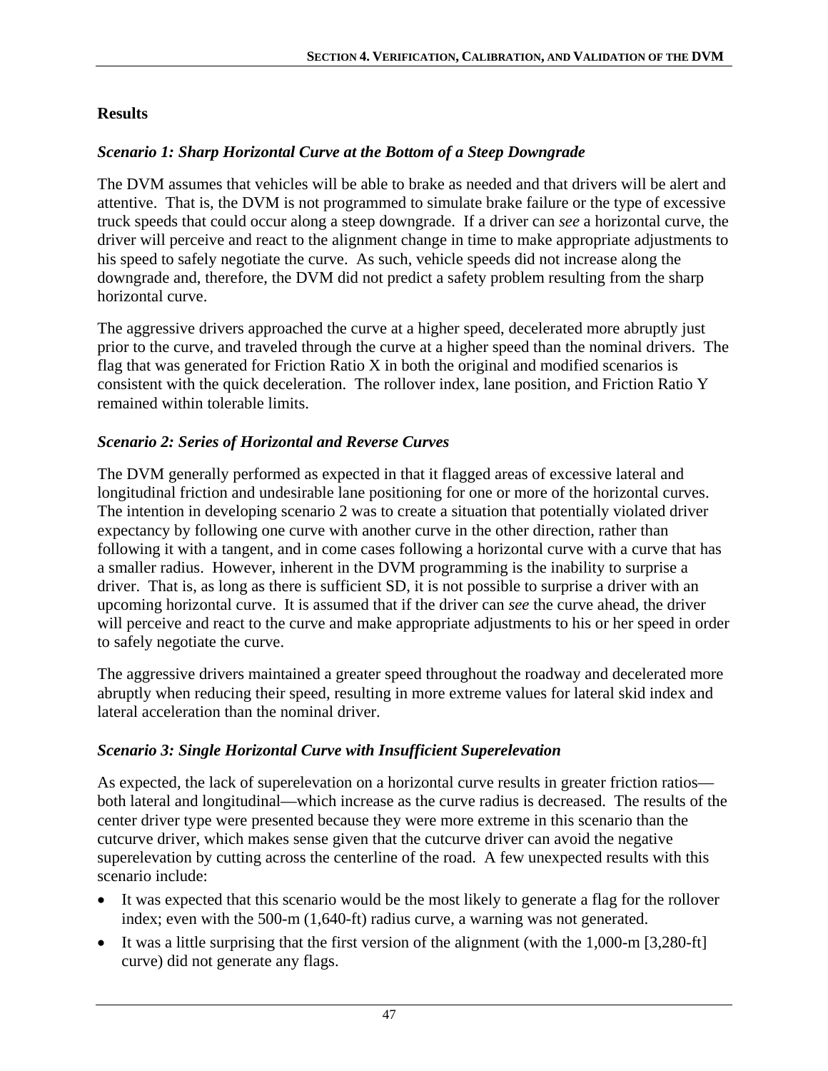### Results

#### *Scenario 1: Sharp Horizontal Curve at the Bottom of a Steep Downgrade*

The DVM assumes that vehicles will be able to brake as needed and that drivers will be alert and attentive. That is, the DVM is not programmed to simulate brake failure or the type of excessive truck speeds that could occur along a steep downgrade. If a driver can *see* a horizontal curve, the driver will perceive and react to the alignment change in time to make appropriate adjustments to his speed to safely negotiate the curve. As such, vehicle speeds did not increase along the downgrade and, therefore, the DVM did not predict a safety problem resulting from the sharp horizontal curve.

The aggressive drivers approached the curve at a higher speed, decelerated more abruptly just prior to the curve, and traveled through the curve at a higher speed than the nominal drivers. The flag that was generated for Friction Ratio X in both the original and modified scenarios is consistent with the quick deceleration. The rollover index, lane position, and Friction Ratio Y remained within tolerable limits.

#### *Scenario 2: Series of Horizontal and Reverse Curves*

The DVM generally performed as expected in that it flagged areas of excessive lateral and longitudinal friction and undesirable lane positioning for one or more of the horizontal curves. The intention in developing scenario 2 was to create a situation that potentially violated driver expectancy by following one curve with another curve in the other direction, rather than following it with a tangent, and in come cases following a horizontal curve with a curve that has a smaller radius. However, inherent in the DVM programming is the inability to surprise a driver. That is, as long as there is sufficient SD, it is not possible to surprise a driver with an upcoming horizontal curve. It is assumed that if the driver can *see* the curve ahead, the driver will perceive and react to the curve and make appropriate adjustments to his or her speed in order to safely negotiate the curve.

The aggressive drivers maintained a greater speed throughout the roadway and decelerated more abruptly when reducing their speed, resulting in more extreme values for lateral skid index and lateral acceleration than the nominal driver.

#### *Scenario 3: Single Horizontal Curve with Insufficient Superelevation*

As expected, the lack of superelevation on a horizontal curve results in greater friction ratios—both lateral and longitudinal—which increase as the curve radius is decreased. The results of the center driver type were presented because they were more extreme in this scenario than the cutcurve driver, which makes sense given that the cutcurve driver can avoid the negative superelevation by cutting across the centerline of the road. A few unexpected results with this scenario include:

- It was expected that this scenario would be the most likely to generate a flag for the rollover index; even with the 500-m (1,640-ft) radius curve, a warning was not generated.
- It was a little surprising that the first version of the alignment (with the 1,000-m [3,280-ft] curve) did not generate any flags.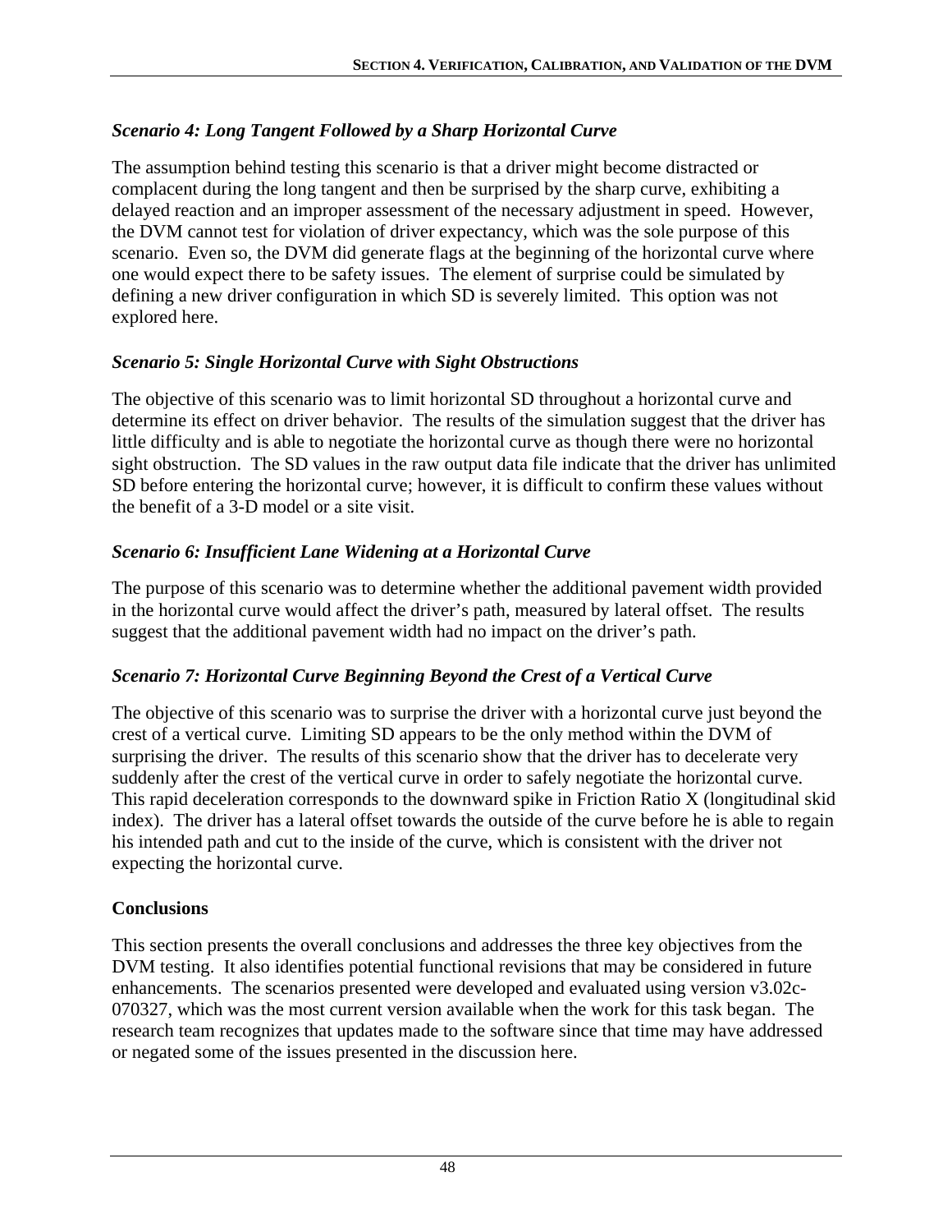### *Scenario 4: Long Tangent Followed by a Sharp Horizontal Curve*

The assumption behind testing this scenario is that a driver might become distracted or complacent during the long tangent and then be surprised by the sharp curve, exhibiting a delayed reaction and an improper assessment of the necessary adjustment in speed. However, the DVM cannot test for violation of driver expectancy, which was the sole purpose of this scenario. Even so, the DVM did generate flags at the beginning of the horizontal curve where one would expect there to be safety issues. The element of surprise could be simulated by defining a new driver configuration in which SD is severely limited. This option was not explored here.

### *Scenario 5: Single Horizontal Curve with Sight Obstructions*

The objective of this scenario was to limit horizontal SD throughout a horizontal curve and determine its effect on driver behavior. The results of the simulation suggest that the driver has little difficulty and is able to negotiate the horizontal curve as though there were no horizontal sight obstruction. The SD values in the raw output data file indicate that the driver has unlimited SD before entering the horizontal curve; however, it is difficult to confirm these values without the benefit of a 3-D model or a site visit.

### *Scenario 6: Insufficient Lane Widening at a Horizontal Curve*

The purpose of this scenario was to determine whether the additional pavement width provided in the horizontal curve would affect the driver's path, measured by lateral offset. The results suggest that the additional pavement width had no impact on the driver's path.

### *Scenario 7: Horizontal Curve Beginning Beyond the Crest of a Vertical Curve*

The objective of this scenario was to surprise the driver with a horizontal curve just beyond the crest of a vertical curve. Limiting SD appears to be the only method within the DVM of surprising the driver. The results of this scenario show that the driver has to decelerate very suddenly after the crest of the vertical curve in order to safely negotiate the horizontal curve. This rapid deceleration corresponds to the downward spike in Friction Ratio X (longitudinal skid index). The driver has a lateral offset towards the outside of the curve before he is able to regain his intended path and cut to the inside of the curve, which is consistent with the driver not expecting the horizontal curve.

## Conclusions

This section presents the overall conclusions and addresses the three key objectives from the DVM testing. It also identifies potential functional revisions that may be considered in future enhancements. The scenarios presented were developed and evaluated using version v3.02c-070327, which was the most current version available when the work for this task began. The research team recognizes that updates made to the software since that time may have addressed or negated some of the issues presented in the discussion here.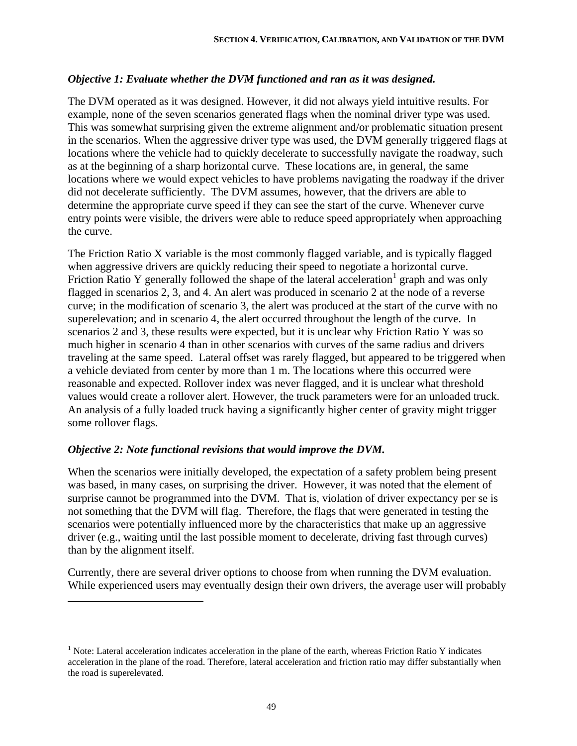*Objective 1: Evaluate whether the DVM functioned and ran as it was designed.*

The DVM operated as it was designed. However, it did not always yield intuitive results. For example, none of the seven scenarios generated flags when the nominal driver type was used. This was somewhat surprising given the extreme alignment and/or problematic situation present in the scenarios. When the aggressive driver type was used, the DVM generally triggered flags at locations where the vehicle had to quickly decelerate to successfully navigate the roadway, such as at the beginning of a sharp horizontal curve. These locations are, in general, the same locations where we would expect vehicles to have problems navigating the roadway if the driver did not decelerate sufficiently. The DVM assumes, however, that the drivers are able to determine the appropriate curve speed if they can see the start of the curve. Whenever curve entry points were visible, the drivers were able to reduce speed appropriately when approaching the curve.

The Friction Ratio X variable is the most commonly flagged variable, and is typically flagged when aggressive drivers are quickly reducing their speed to negotiate a horizontal curve. Friction Ratio Y generally followed the shape of the lateral acceleration[1] graph and was only flagged in scenarios 2, 3, and 4. An alert was produced in scenario 2 at the node of a reverse curve; in the modification of scenario 3, the alert was produced at the start of the curve with no superelevation; and in scenario 4, the alert occurred throughout the length of the curve. In scenarios 2 and 3, these results were expected, but it is unclear why Friction Ratio Y was so much higher in scenario 4 than in other scenarios with curves of the same radius and drivers traveling at the same speed. Lateral offset was rarely flagged, but appeared to be triggered when a vehicle deviated from center by more than 1 m. The locations where this occurred were reasonable and expected. Rollover index was never flagged, and it is unclear what threshold values would create a rollover alert. However, the truck parameters were for an unloaded truck. An analysis of a fully loaded truck having a significantly higher center of gravity might trigger some rollover flags.

*Objective 2: Note functional revisions that would improve the DVM.*

When the scenarios were initially developed, the expectation of a safety problem being present was based, in many cases, on surprising the driver. However, it was noted that the element of surprise cannot be programmed into the DVM. That is, violation of driver expectancy per se is not something that the DVM will flag. Therefore, the flags that were generated in testing the scenarios were potentially influenced more by the characteristics that make up an aggressive driver (e.g., waiting until the last possible moment to decelerate, driving fast through curves) than by the alignment itself.

Currently, there are several driver options to choose from when running the DVM evaluation. While experienced users may eventually design their own drivers, the average user will probably

[1] Note: Lateral acceleration indicates acceleration in the plane of the earth, whereas Friction Ratio Y indicates acceleration in the plane of the road. Therefore, lateral acceleration and friction ratio may differ substantially when the road is superelevated.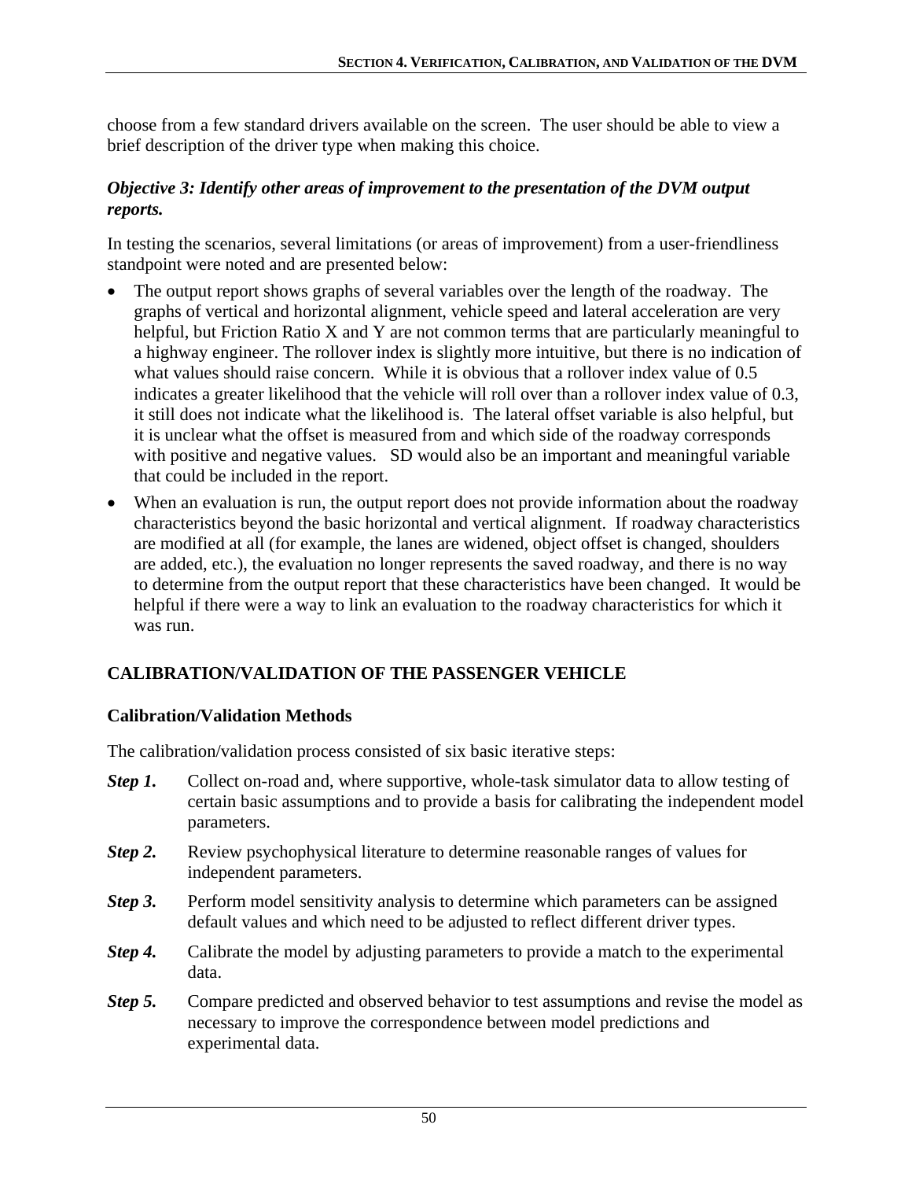choose from a few standard drivers available on the screen.  The user should be able to view a brief description of the driver type when making this choice.

***Objective 3: Identify other areas of improvement to the presentation of the DVM output reports.***

In testing the scenarios, several limitations (or areas of improvement) from a user-friendliness standpoint were noted and are presented below:

- The output report shows graphs of several variables over the length of the roadway.  The graphs of vertical and horizontal alignment, vehicle speed and lateral acceleration are very helpful, but Friction Ratio X and Y are not common terms that are particularly meaningful to a highway engineer. The rollover index is slightly more intuitive, but there is no indication of what values should raise concern.  While it is obvious that a rollover index value of 0.5 indicates a greater likelihood that the vehicle will roll over than a rollover index value of 0.3, it still does not indicate what the likelihood is.  The lateral offset variable is also helpful, but it is unclear what the offset is measured from and which side of the roadway corresponds with positive and negative values.   SD would also be an important and meaningful variable that could be included in the report.
- When an evaluation is run, the output report does not provide information about the roadway characteristics beyond the basic horizontal and vertical alignment.  If roadway characteristics are modified at all (for example, the lanes are widened, object offset is changed, shoulders are added, etc.), the evaluation no longer represents the saved roadway, and there is no way to determine from the output report that these characteristics have been changed.  It would be helpful if there were a way to link an evaluation to the roadway characteristics for which it was run.

## CALIBRATION/VALIDATION OF THE PASSENGER VEHICLE

### Calibration/Validation Methods

The calibration/validation process consisted of six basic iterative steps:

***Step 1.*** Collect on-road and, where supportive, whole-task simulator data to allow testing of certain basic assumptions and to provide a basis for calibrating the independent model parameters.

***Step 2.*** Review psychophysical literature to determine reasonable ranges of values for independent parameters.

***Step 3.*** Perform model sensitivity analysis to determine which parameters can be assigned default values and which need to be adjusted to reflect different driver types.

***Step 4.*** Calibrate the model by adjusting parameters to provide a match to the experimental data.

***Step 5.*** Compare predicted and observed behavior to test assumptions and revise the model as necessary to improve the correspondence between model predictions and experimental data.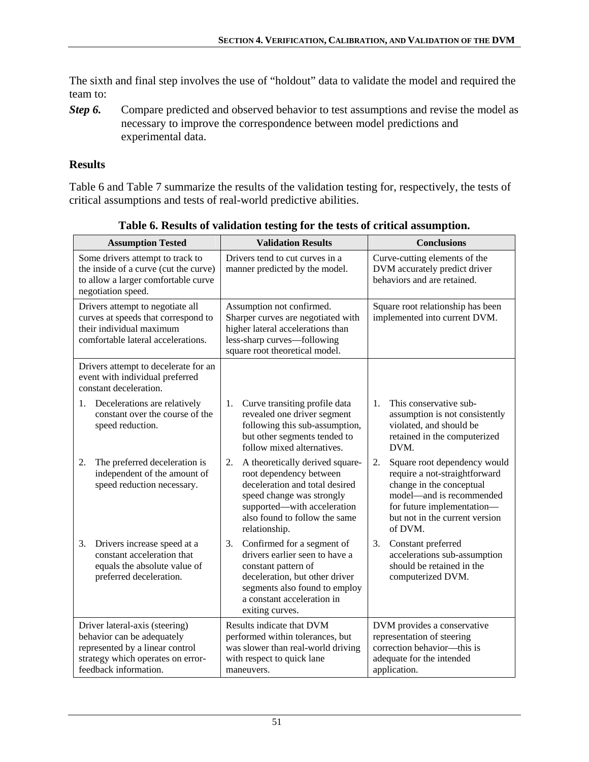The sixth and final step involves the use of "holdout" data to validate the model and required the team to:

***Step 6.*** Compare predicted and observed behavior to test assumptions and revise the model as necessary to improve the correspondence between model predictions and experimental data.

### Results

Table 6 and Table 7 summarize the results of the validation testing for, respectively, the tests of critical assumptions and tests of real-world predictive abilities.

**Table 6. Results of validation testing for the tests of critical assumption.**

| Assumption Tested | Validation Results | Conclusions |
|---|---|---|
| Some drivers attempt to track to the inside of a curve (cut the curve) to allow a larger comfortable curve negotiation speed. | Drivers tend to cut curves in a manner predicted by the model. | Curve-cutting elements of the DVM accurately predict driver behaviors and are retained. |
| Drivers attempt to negotiate all curves at speeds that correspond to their individual maximum comfortable lateral accelerations. | Assumption not confirmed. Sharper curves are negotiated with higher lateral accelerations than less-sharp curves—following square root theoretical model. | Square root relationship has been implemented into current DVM. |
| Drivers attempt to decelerate for an event with individual preferred constant deceleration. | | |
| 1. Decelerations are relatively constant over the course of the speed reduction. | 1. Curve transiting profile data revealed one driver segment following this sub-assumption, but other segments tended to follow mixed alternatives. | 1. This conservative sub-assumption is not consistently violated, and should be retained in the computerized DVM. |
| 2. The preferred deceleration is independent of the amount of speed reduction necessary. | 2. A theoretically derived square-root dependency between deceleration and total desired speed change was strongly supported—with acceleration also found to follow the same relationship. | 2. Square root dependency would require a not-straightforward change in the conceptual model—and is recommended for future implementation—but not in the current version of DVM. |
| 3. Drivers increase speed at a constant acceleration that equals the absolute value of preferred deceleration. | 3. Confirmed for a segment of drivers earlier seen to have a constant pattern of deceleration, but other driver segments also found to employ a constant acceleration in exiting curves. | 3. Constant preferred accelerations sub-assumption should be retained in the computerized DVM. |
| Driver lateral-axis (steering) behavior can be adequately represented by a linear control strategy which operates on error-feedback information. | Results indicate that DVM performed within tolerances, but was slower than real-world driving with respect to quick lane maneuvers. | DVM provides a conservative representation of steering correction behavior—this is adequate for the intended application. |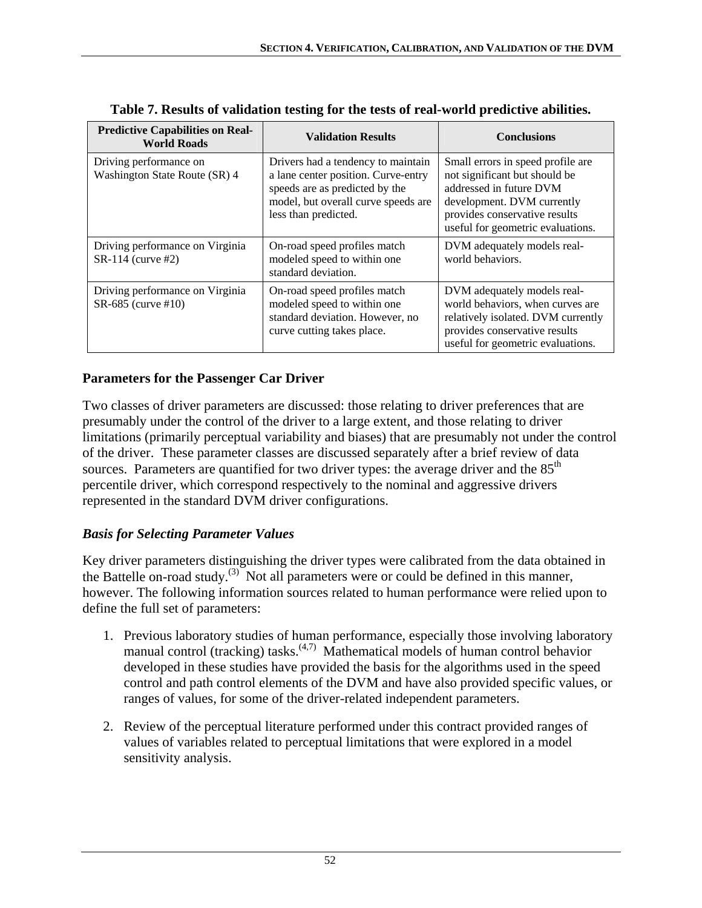**Table 7. Results of validation testing for the tests of real-world predictive abilities.**

| Predictive Capabilities on Real-World Roads | Validation Results | Conclusions |
| --- | --- | --- |
| Driving performance on Washington State Route (SR) 4 | Drivers had a tendency to maintain a lane center position. Curve-entry speeds are as predicted by the model, but overall curve speeds are less than predicted. | Small errors in speed profile are not significant but should be addressed in future DVM development. DVM currently provides conservative results useful for geometric evaluations. |
| Driving performance on Virginia SR-114 (curve #2) | On-road speed profiles match modeled speed to within one standard deviation. | DVM adequately models real-world behaviors. |
| Driving performance on Virginia SR-685 (curve #10) | On-road speed profiles match modeled speed to within one standard deviation. However, no curve cutting takes place. | DVM adequately models real-world behaviors, when curves are relatively isolated. DVM currently provides conservative results useful for geometric evaluations. |

## Parameters for the Passenger Car Driver

Two classes of driver parameters are discussed: those relating to driver preferences that are presumably under the control of the driver to a large extent, and those relating to driver limitations (primarily perceptual variability and biases) that are presumably not under the control of the driver. These parameter classes are discussed separately after a brief review of data sources. Parameters are quantified for two driver types: the average driver and the 85th percentile driver, which correspond respectively to the nominal and aggressive drivers represented in the standard DVM driver configurations.

### *Basis for Selecting Parameter Values*

Key driver parameters distinguishing the driver types were calibrated from the data obtained in the Battelle on-road study.[3] Not all parameters were or could be defined in this manner, however. The following information sources related to human performance were relied upon to define the full set of parameters:

1. Previous laboratory studies of human performance, especially those involving laboratory manual control (tracking) tasks.[4,7] Mathematical models of human control behavior developed in these studies have provided the basis for the algorithms used in the speed control and path control elements of the DVM and have also provided specific values, or ranges of values, for some of the driver-related independent parameters.

2. Review of the perceptual literature performed under this contract provided ranges of values of variables related to perceptual limitations that were explored in a model sensitivity analysis.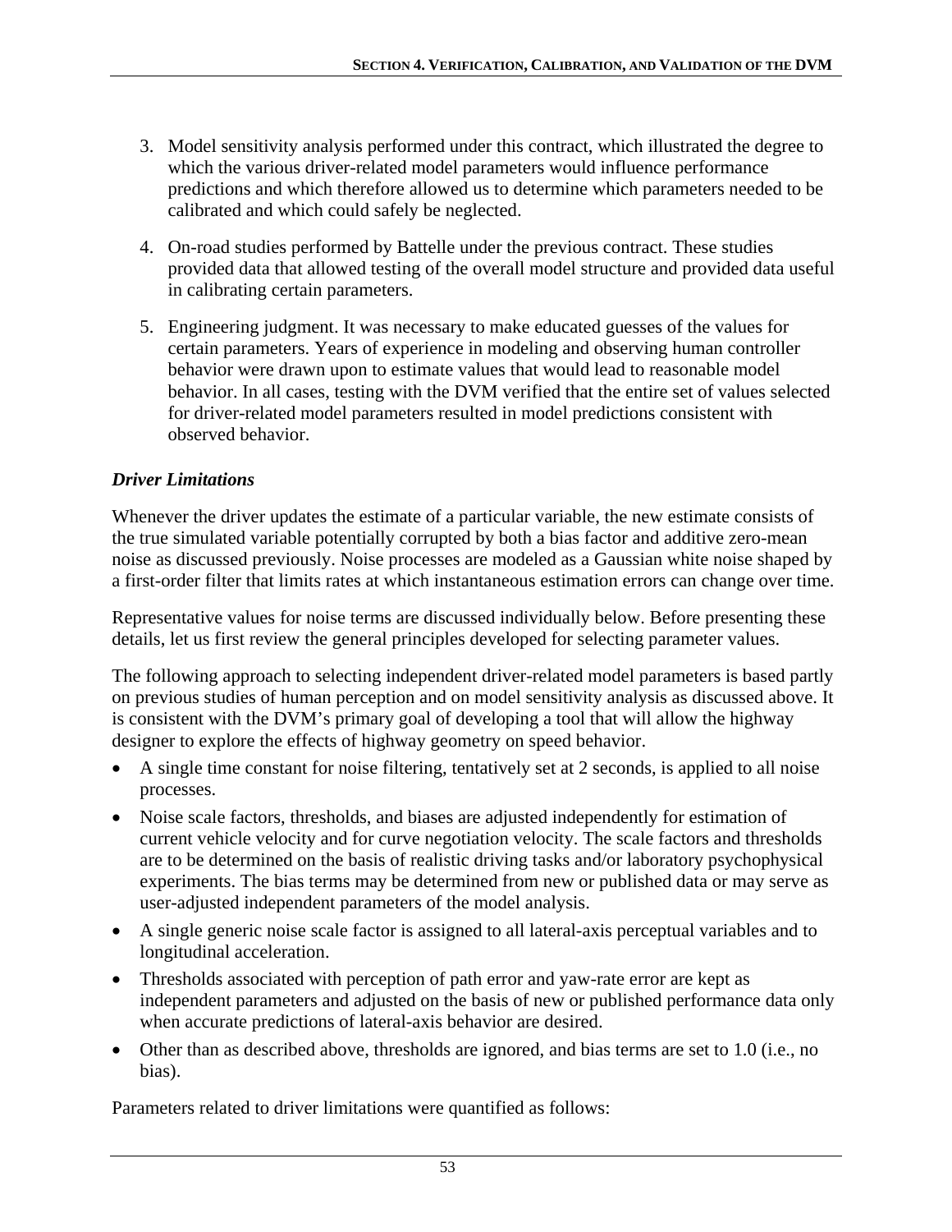3. Model sensitivity analysis performed under this contract, which illustrated the degree to which the various driver-related model parameters would influence performance predictions and which therefore allowed us to determine which parameters needed to be calibrated and which could safely be neglected.

4. On-road studies performed by Battelle under the previous contract. These studies provided data that allowed testing of the overall model structure and provided data useful in calibrating certain parameters.

5. Engineering judgment. It was necessary to make educated guesses of the values for certain parameters. Years of experience in modeling and observing human controller behavior were drawn upon to estimate values that would lead to reasonable model behavior. In all cases, testing with the DVM verified that the entire set of values selected for driver-related model parameters resulted in model predictions consistent with observed behavior.

***Driver Limitations***

Whenever the driver updates the estimate of a particular variable, the new estimate consists of the true simulated variable potentially corrupted by both a bias factor and additive zero-mean noise as discussed previously. Noise processes are modeled as a Gaussian white noise shaped by a first-order filter that limits rates at which instantaneous estimation errors can change over time.

Representative values for noise terms are discussed individually below. Before presenting these details, let us first review the general principles developed for selecting parameter values.

The following approach to selecting independent driver-related model parameters is based partly on previous studies of human perception and on model sensitivity analysis as discussed above. It is consistent with the DVM's primary goal of developing a tool that will allow the highway designer to explore the effects of highway geometry on speed behavior.

- A single time constant for noise filtering, tentatively set at 2 seconds, is applied to all noise processes.
- Noise scale factors, thresholds, and biases are adjusted independently for estimation of current vehicle velocity and for curve negotiation velocity. The scale factors and thresholds are to be determined on the basis of realistic driving tasks and/or laboratory psychophysical experiments. The bias terms may be determined from new or published data or may serve as user-adjusted independent parameters of the model analysis.
- A single generic noise scale factor is assigned to all lateral-axis perceptual variables and to longitudinal acceleration.
- Thresholds associated with perception of path error and yaw-rate error are kept as independent parameters and adjusted on the basis of new or published performance data only when accurate predictions of lateral-axis behavior are desired.
- Other than as described above, thresholds are ignored, and bias terms are set to 1.0 (i.e., no bias).

Parameters related to driver limitations were quantified as follows: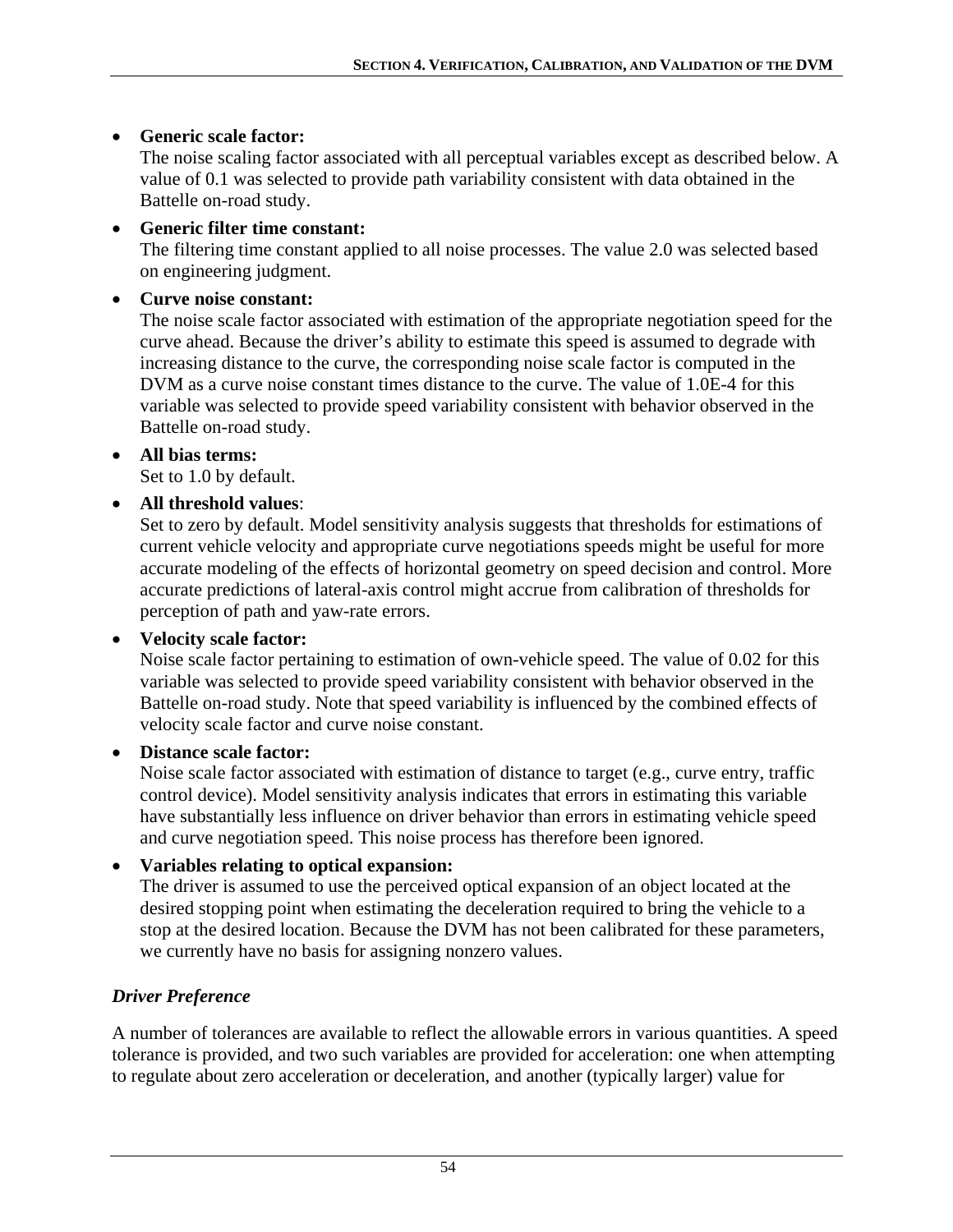- **Generic scale factor:**
  The noise scaling factor associated with all perceptual variables except as described below. A value of 0.1 was selected to provide path variability consistent with data obtained in the Battelle on-road study.
- **Generic filter time constant:**
  The filtering time constant applied to all noise processes. The value 2.0 was selected based on engineering judgment.
- **Curve noise constant:**
  The noise scale factor associated with estimation of the appropriate negotiation speed for the curve ahead. Because the driver's ability to estimate this speed is assumed to degrade with increasing distance to the curve, the corresponding noise scale factor is computed in the DVM as a curve noise constant times distance to the curve. The value of 1.0E-4 for this variable was selected to provide speed variability consistent with behavior observed in the Battelle on-road study.
- **All bias terms:**
  Set to 1.0 by default.
- **All threshold values**:
  Set to zero by default. Model sensitivity analysis suggests that thresholds for estimations of current vehicle velocity and appropriate curve negotiations speeds might be useful for more accurate modeling of the effects of horizontal geometry on speed decision and control. More accurate predictions of lateral-axis control might accrue from calibration of thresholds for perception of path and yaw-rate errors.
- **Velocity scale factor:**
  Noise scale factor pertaining to estimation of own-vehicle speed. The value of 0.02 for this variable was selected to provide speed variability consistent with behavior observed in the Battelle on-road study. Note that speed variability is influenced by the combined effects of velocity scale factor and curve noise constant.
- **Distance scale factor:**
  Noise scale factor associated with estimation of distance to target (e.g., curve entry, traffic control device). Model sensitivity analysis indicates that errors in estimating this variable have substantially less influence on driver behavior than errors in estimating vehicle speed and curve negotiation speed. This noise process has therefore been ignored.
- **Variables relating to optical expansion:**
  The driver is assumed to use the perceived optical expansion of an object located at the desired stopping point when estimating the deceleration required to bring the vehicle to a stop at the desired location. Because the DVM has not been calibrated for these parameters, we currently have no basis for assigning nonzero values.

### *Driver Preference*

A number of tolerances are available to reflect the allowable errors in various quantities. A speed tolerance is provided, and two such variables are provided for acceleration: one when attempting to regulate about zero acceleration or deceleration, and another (typically larger) value for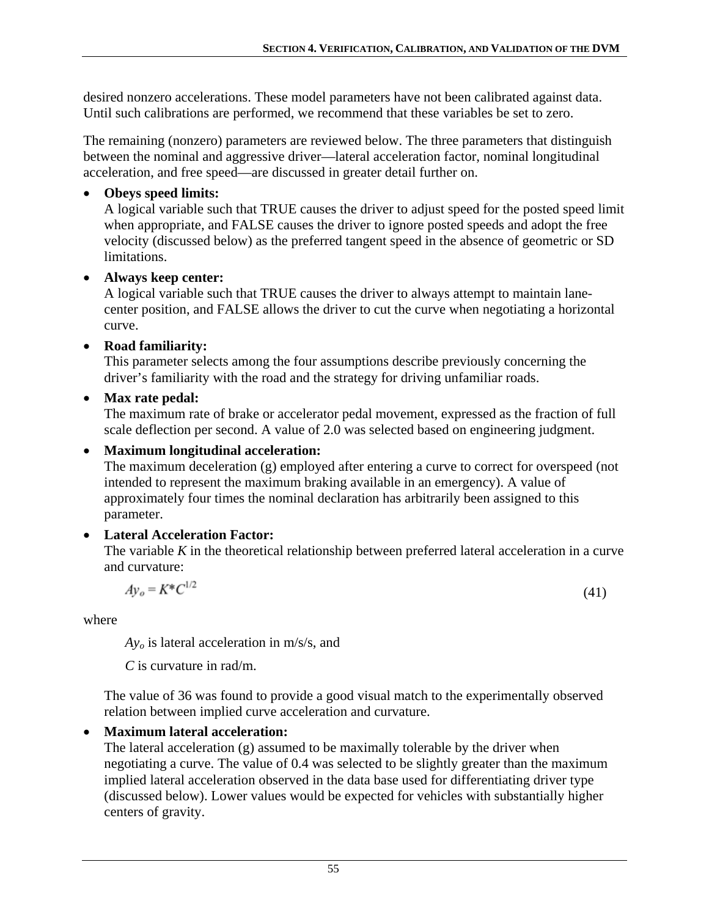desired nonzero accelerations. These model parameters have not been calibrated against data. Until such calibrations are performed, we recommend that these variables be set to zero.

The remaining (nonzero) parameters are reviewed below. The three parameters that distinguish between the nominal and aggressive driver—lateral acceleration factor, nominal longitudinal acceleration, and free speed—are discussed in greater detail further on.

- **Obeys speed limits:**
  A logical variable such that TRUE causes the driver to adjust speed for the posted speed limit when appropriate, and FALSE causes the driver to ignore posted speeds and adopt the free velocity (discussed below) as the preferred tangent speed in the absence of geometric or SD limitations.
- **Always keep center:**
  A logical variable such that TRUE causes the driver to always attempt to maintain lane-center position, and FALSE allows the driver to cut the curve when negotiating a horizontal curve.
- **Road familiarity:**
  This parameter selects among the four assumptions describe previously concerning the driver's familiarity with the road and the strategy for driving unfamiliar roads.
- **Max rate pedal:**
  The maximum rate of brake or accelerator pedal movement, expressed as the fraction of full scale deflection per second. A value of 2.0 was selected based on engineering judgment.
- **Maximum longitudinal acceleration:**
  The maximum deceleration (g) employed after entering a curve to correct for overspeed (not intended to represent the maximum braking available in an emergency). A value of approximately four times the nominal declaration has arbitrarily been assigned to this parameter.
- **Lateral Acceleration Factor:**
  The variable $K$ in the theoretical relationship between preferred lateral acceleration in a curve and curvature:

$$Ay_o = K^*C^{1/2} \tag{41}$$

where

$Ay_o$ is lateral acceleration in m/s/s, and

$C$ is curvature in rad/m.

The value of 36 was found to provide a good visual match to the experimentally observed relation between implied curve acceleration and curvature.

- **Maximum lateral acceleration:**
  The lateral acceleration (g) assumed to be maximally tolerable by the driver when negotiating a curve. The value of 0.4 was selected to be slightly greater than the maximum implied lateral acceleration observed in the data base used for differentiating driver type (discussed below). Lower values would be expected for vehicles with substantially higher centers of gravity.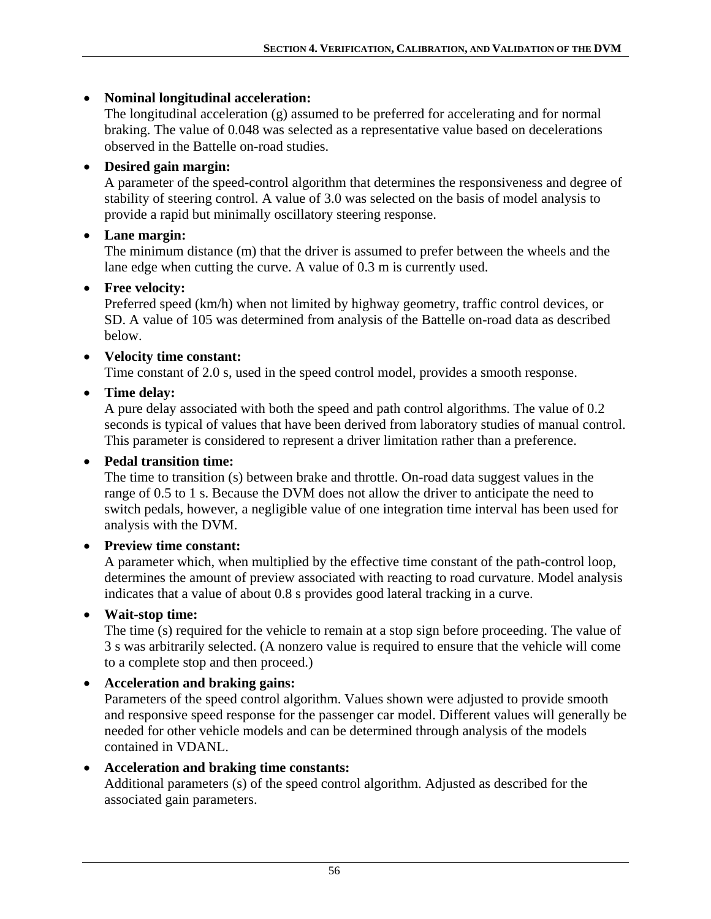- **Nominal longitudinal acceleration:**
  The longitudinal acceleration (g) assumed to be preferred for accelerating and for normal braking. The value of 0.048 was selected as a representative value based on decelerations observed in the Battelle on-road studies.

- **Desired gain margin:**
  A parameter of the speed-control algorithm that determines the responsiveness and degree of stability of steering control. A value of 3.0 was selected on the basis of model analysis to provide a rapid but minimally oscillatory steering response.

- **Lane margin:**
  The minimum distance (m) that the driver is assumed to prefer between the wheels and the lane edge when cutting the curve. A value of 0.3 m is currently used.

- **Free velocity:**
  Preferred speed (km/h) when not limited by highway geometry, traffic control devices, or SD. A value of 105 was determined from analysis of the Battelle on-road data as described below.

- **Velocity time constant:**
  Time constant of 2.0 s, used in the speed control model, provides a smooth response.

- **Time delay:**
  A pure delay associated with both the speed and path control algorithms. The value of 0.2 seconds is typical of values that have been derived from laboratory studies of manual control. This parameter is considered to represent a driver limitation rather than a preference.

- **Pedal transition time:**
  The time to transition (s) between brake and throttle. On-road data suggest values in the range of 0.5 to 1 s. Because the DVM does not allow the driver to anticipate the need to switch pedals, however, a negligible value of one integration time interval has been used for analysis with the DVM.

- **Preview time constant:**
  A parameter which, when multiplied by the effective time constant of the path-control loop, determines the amount of preview associated with reacting to road curvature. Model analysis indicates that a value of about 0.8 s provides good lateral tracking in a curve.

- **Wait-stop time:**
  The time (s) required for the vehicle to remain at a stop sign before proceeding. The value of 3 s was arbitrarily selected. (A nonzero value is required to ensure that the vehicle will come to a complete stop and then proceed.)

- **Acceleration and braking gains:**
  Parameters of the speed control algorithm. Values shown were adjusted to provide smooth and responsive speed response for the passenger car model. Different values will generally be needed for other vehicle models and can be determined through analysis of the models contained in VDANL.

- **Acceleration and braking time constants:**
  Additional parameters (s) of the speed control algorithm. Adjusted as described for the associated gain parameters.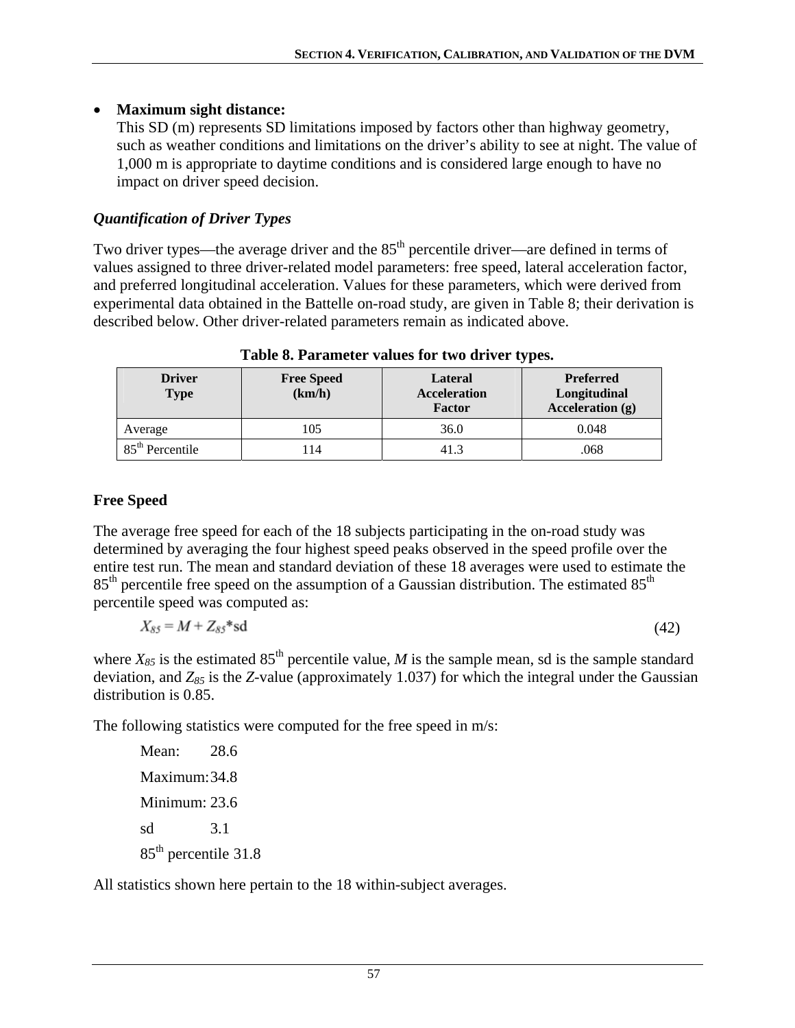- **Maximum sight distance:**
  This SD (m) represents SD limitations imposed by factors other than highway geometry, such as weather conditions and limitations on the driver's ability to see at night. The value of 1,000 m is appropriate to daytime conditions and is considered large enough to have no impact on driver speed decision.

### *Quantification of Driver Types*

Two driver types—the average driver and the 85th percentile driver—are defined in terms of values assigned to three driver-related model parameters: free speed, lateral acceleration factor, and preferred longitudinal acceleration. Values for these parameters, which were derived from experimental data obtained in the Battelle on-road study, are given in Table 8; their derivation is described below. Other driver-related parameters remain as indicated above.

**Table 8. Parameter values for two driver types.**

| Driver Type | Free Speed (km/h) | Lateral Acceleration Factor | Preferred Longitudinal Acceleration (g) |
|---|---|---|---|
| Average | 105 | 36.0 | 0.048 |
| 85th Percentile | 114 | 41.3 | .068 |

### Free Speed

The average free speed for each of the 18 subjects participating in the on-road study was determined by averaging the four highest speed peaks observed in the speed profile over the entire test run. The mean and standard deviation of these 18 averages were used to estimate the 85th percentile free speed on the assumption of a Gaussian distribution. The estimated 85th percentile speed was computed as:

$$X_{85} = M + Z_{85} * \text{sd} \tag{42}$$

where $X_{85}$ is the estimated 85th percentile value, $M$ is the sample mean, sd is the sample standard deviation, and $Z_{85}$ is the $Z$-value (approximately 1.037) for which the integral under the Gaussian distribution is 0.85.

The following statistics were computed for the free speed in m/s:

Mean: 28.6

Maximum: 34.8

Minimum: 23.6

sd 3.1

85th percentile 31.8

All statistics shown here pertain to the 18 within-subject averages.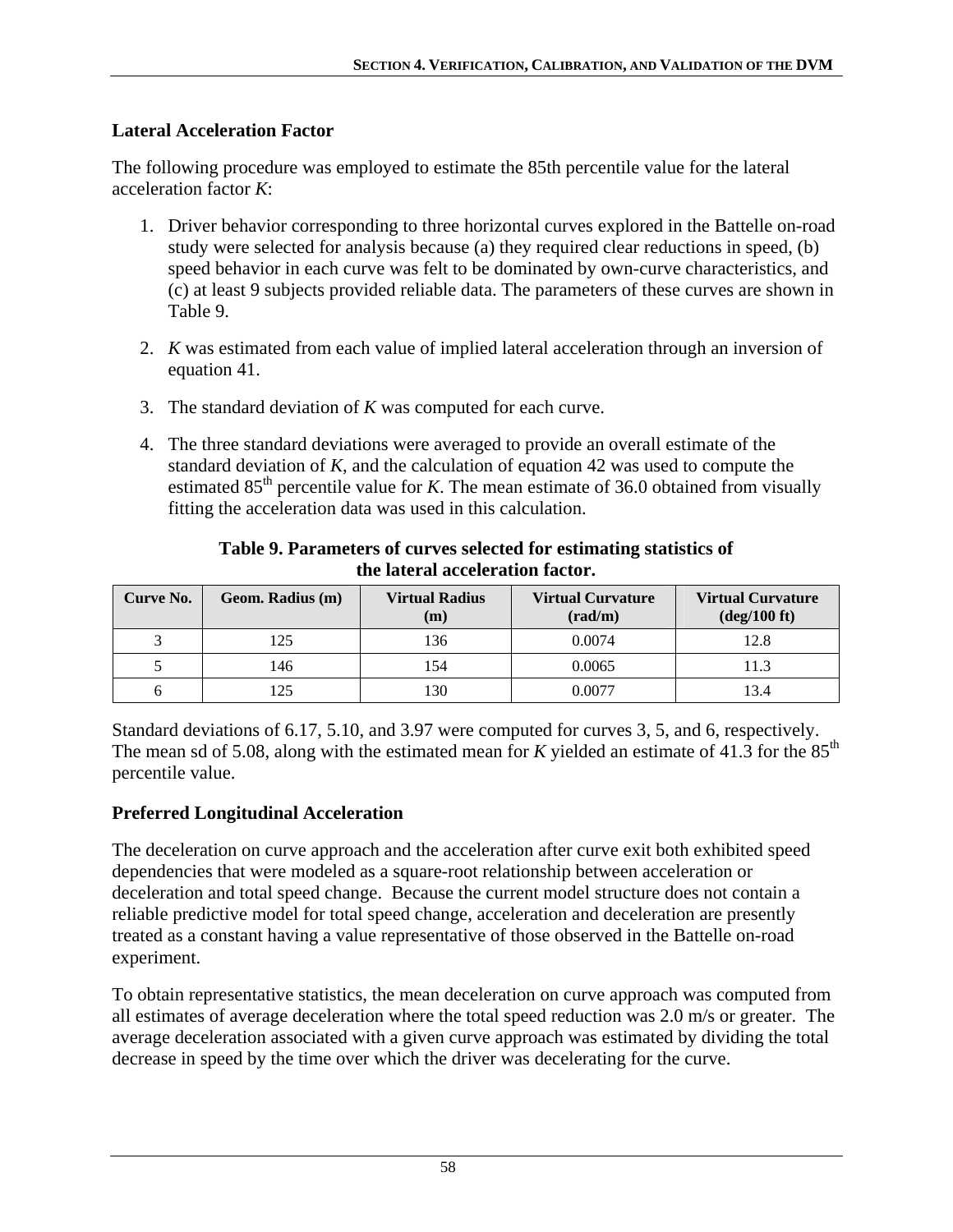## Lateral Acceleration Factor

The following procedure was employed to estimate the 85th percentile value for the lateral acceleration factor *K*:

1. Driver behavior corresponding to three horizontal curves explored in the Battelle on-road study were selected for analysis because (a) they required clear reductions in speed, (b) speed behavior in each curve was felt to be dominated by own-curve characteristics, and (c) at least 9 subjects provided reliable data. The parameters of these curves are shown in Table 9.

2. *K* was estimated from each value of implied lateral acceleration through an inversion of equation 41.

3. The standard deviation of *K* was computed for each curve.

4. The three standard deviations were averaged to provide an overall estimate of the standard deviation of *K*, and the calculation of equation 42 was used to compute the estimated 85$^{th}$ percentile value for *K*. The mean estimate of 36.0 obtained from visually fitting the acceleration data was used in this calculation.

**Table 9. Parameters of curves selected for estimating statistics of the lateral acceleration factor.**

| Curve No. | Geom. Radius (m) | Virtual Radius (m) | Virtual Curvature (rad/m) | Virtual Curvature (deg/100 ft) |
|---|---|---|---|---|
| 3 | 125 | 136 | 0.0074 | 12.8 |
| 5 | 146 | 154 | 0.0065 | 11.3 |
| 6 | 125 | 130 | 0.0077 | 13.4 |

Standard deviations of 6.17, 5.10, and 3.97 were computed for curves 3, 5, and 6, respectively. The mean sd of 5.08, along with the estimated mean for *K* yielded an estimate of 41.3 for the 85$^{th}$ percentile value.

## Preferred Longitudinal Acceleration

The deceleration on curve approach and the acceleration after curve exit both exhibited speed dependencies that were modeled as a square-root relationship between acceleration or deceleration and total speed change. Because the current model structure does not contain a reliable predictive model for total speed change, acceleration and deceleration are presently treated as a constant having a value representative of those observed in the Battelle on-road experiment.

To obtain representative statistics, the mean deceleration on curve approach was computed from all estimates of average deceleration where the total speed reduction was 2.0 m/s or greater. The average deceleration associated with a given curve approach was estimated by dividing the total decrease in speed by the time over which the driver was decelerating for the curve.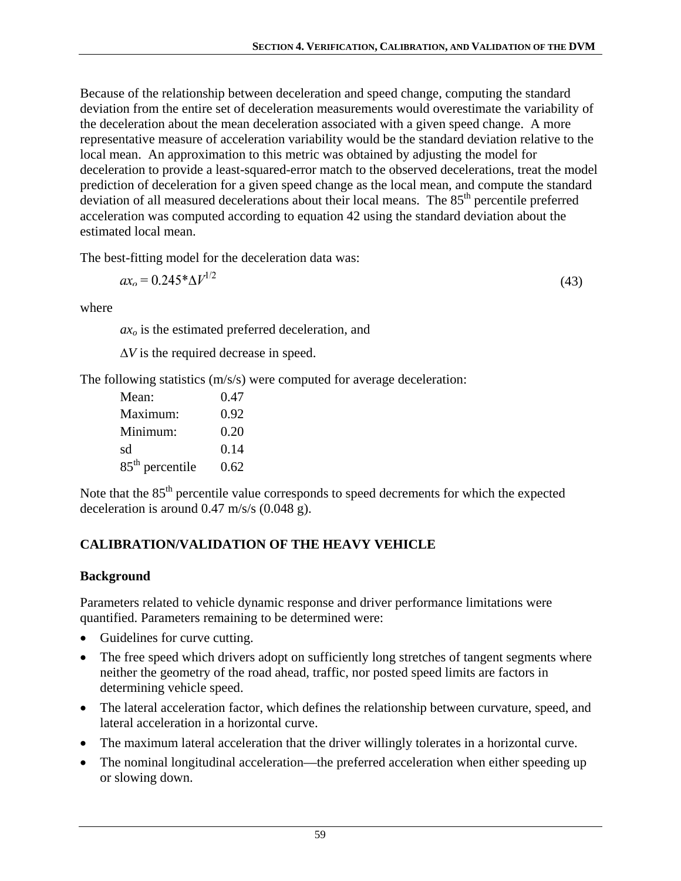Because of the relationship between deceleration and speed change, computing the standard deviation from the entire set of deceleration measurements would overestimate the variability of the deceleration about the mean deceleration associated with a given speed change. A more representative measure of acceleration variability would be the standard deviation relative to the local mean. An approximation to this metric was obtained by adjusting the model for deceleration to provide a least-squared-error match to the observed decelerations, treat the model prediction of deceleration for a given speed change as the local mean, and compute the standard deviation of all measured decelerations about their local means. The 85th percentile preferred acceleration was computed according to equation 42 using the standard deviation about the estimated local mean.

The best-fitting model for the deceleration data was:

$$ax_o = 0.245*\Delta V^{1/2} \tag{43}$$

where

$ax_o$ is the estimated preferred deceleration, and

$\Delta V$ is the required decrease in speed.

The following statistics (m/s/s) were computed for average deceleration:

| | |
|---|---|
| Mean: | 0.47 |
| Maximum: | 0.92 |
| Minimum: | 0.20 |
| sd | 0.14 |
| 85th percentile | 0.62 |

Note that the 85th percentile value corresponds to speed decrements for which the expected deceleration is around 0.47 m/s/s (0.048 g).

## CALIBRATION/VALIDATION OF THE HEAVY VEHICLE

### Background

Parameters related to vehicle dynamic response and driver performance limitations were quantified. Parameters remaining to be determined were:

- Guidelines for curve cutting.
- The free speed which drivers adopt on sufficiently long stretches of tangent segments where neither the geometry of the road ahead, traffic, nor posted speed limits are factors in determining vehicle speed.
- The lateral acceleration factor, which defines the relationship between curvature, speed, and lateral acceleration in a horizontal curve.
- The maximum lateral acceleration that the driver willingly tolerates in a horizontal curve.
- The nominal longitudinal acceleration—the preferred acceleration when either speeding up or slowing down.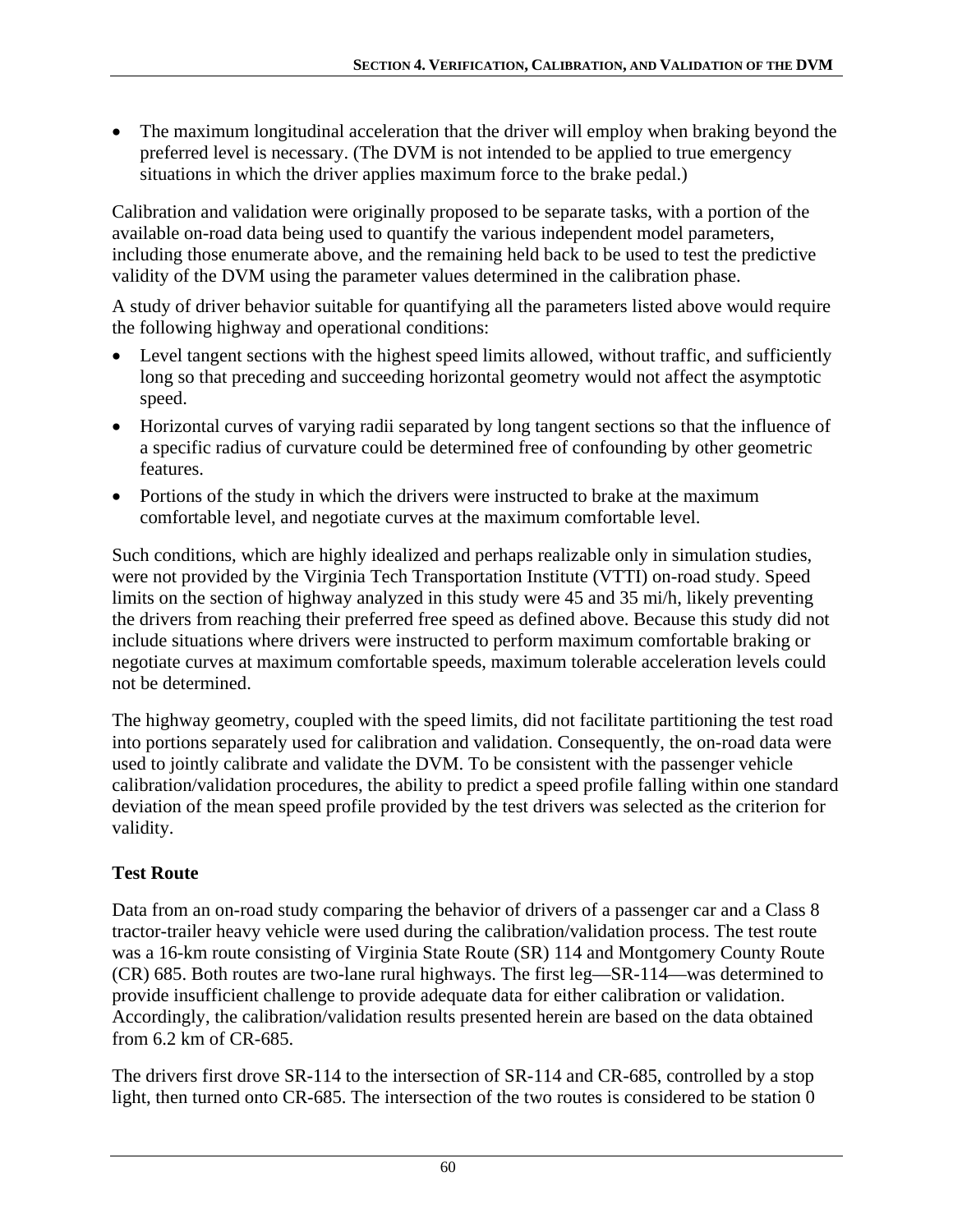- The maximum longitudinal acceleration that the driver will employ when braking beyond the preferred level is necessary. (The DVM is not intended to be applied to true emergency situations in which the driver applies maximum force to the brake pedal.)

Calibration and validation were originally proposed to be separate tasks, with a portion of the available on-road data being used to quantify the various independent model parameters, including those enumerate above, and the remaining held back to be used to test the predictive validity of the DVM using the parameter values determined in the calibration phase.

A study of driver behavior suitable for quantifying all the parameters listed above would require the following highway and operational conditions:

- Level tangent sections with the highest speed limits allowed, without traffic, and sufficiently long so that preceding and succeeding horizontal geometry would not affect the asymptotic speed.
- Horizontal curves of varying radii separated by long tangent sections so that the influence of a specific radius of curvature could be determined free of confounding by other geometric features.
- Portions of the study in which the drivers were instructed to brake at the maximum comfortable level, and negotiate curves at the maximum comfortable level.

Such conditions, which are highly idealized and perhaps realizable only in simulation studies, were not provided by the Virginia Tech Transportation Institute (VTTI) on-road study. Speed limits on the section of highway analyzed in this study were 45 and 35 mi/h, likely preventing the drivers from reaching their preferred free speed as defined above. Because this study did not include situations where drivers were instructed to perform maximum comfortable braking or negotiate curves at maximum comfortable speeds, maximum tolerable acceleration levels could not be determined.

The highway geometry, coupled with the speed limits, did not facilitate partitioning the test road into portions separately used for calibration and validation. Consequently, the on-road data were used to jointly calibrate and validate the DVM. To be consistent with the passenger vehicle calibration/validation procedures, the ability to predict a speed profile falling within one standard deviation of the mean speed profile provided by the test drivers was selected as the criterion for validity.

### Test Route

Data from an on-road study comparing the behavior of drivers of a passenger car and a Class 8 tractor-trailer heavy vehicle were used during the calibration/validation process. The test route was a 16-km route consisting of Virginia State Route (SR) 114 and Montgomery County Route (CR) 685. Both routes are two-lane rural highways. The first leg—SR-114—was determined to provide insufficient challenge to provide adequate data for either calibration or validation. Accordingly, the calibration/validation results presented herein are based on the data obtained from 6.2 km of CR-685.

The drivers first drove SR-114 to the intersection of SR-114 and CR-685, controlled by a stop light, then turned onto CR-685. The intersection of the two routes is considered to be station 0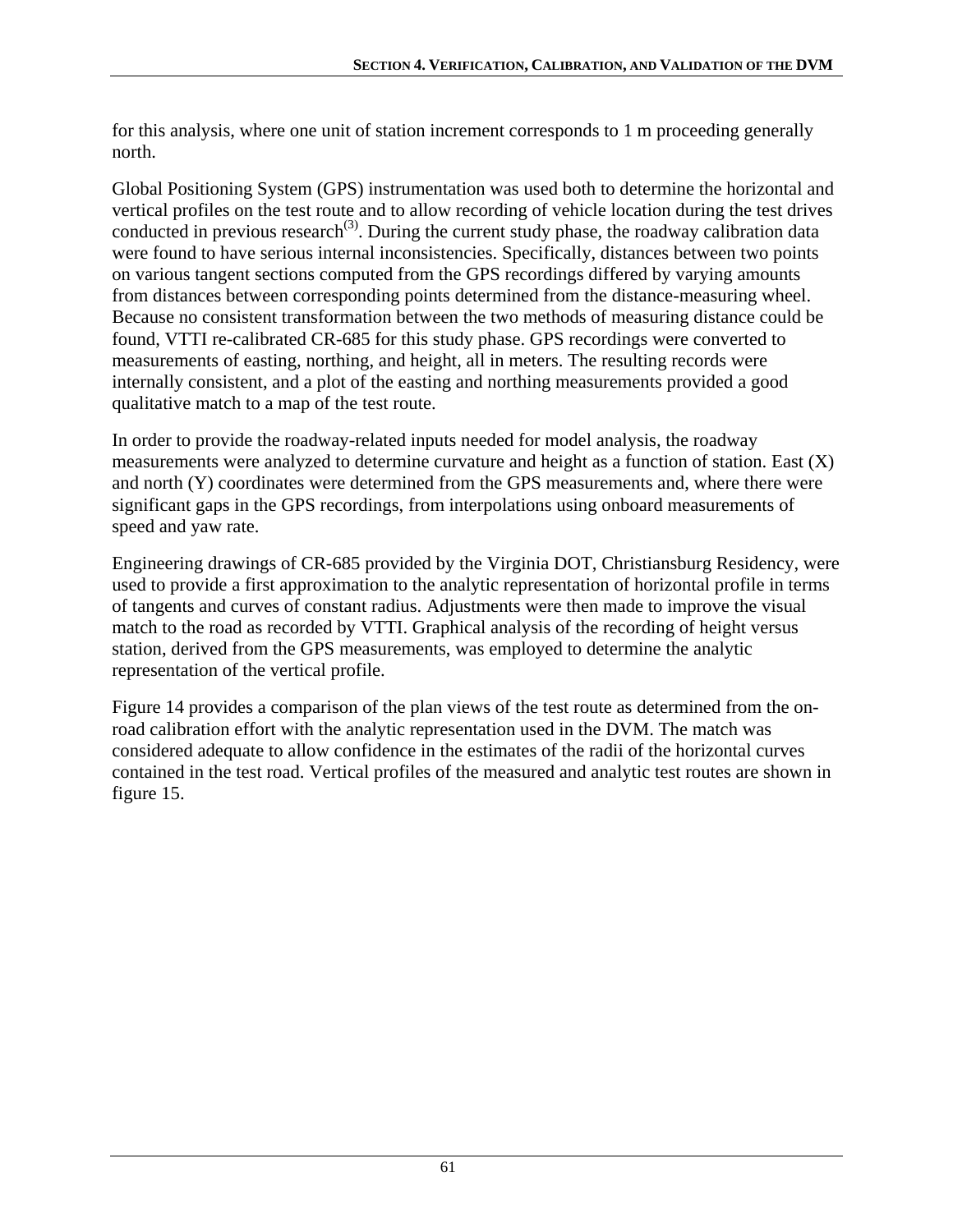for this analysis, where one unit of station increment corresponds to 1 m proceeding generally north.

Global Positioning System (GPS) instrumentation was used both to determine the horizontal and vertical profiles on the test route and to allow recording of vehicle location during the test drives conducted in previous research[3]. During the current study phase, the roadway calibration data were found to have serious internal inconsistencies. Specifically, distances between two points on various tangent sections computed from the GPS recordings differed by varying amounts from distances between corresponding points determined from the distance-measuring wheel. Because no consistent transformation between the two methods of measuring distance could be found, VTTI re-calibrated CR-685 for this study phase. GPS recordings were converted to measurements of easting, northing, and height, all in meters. The resulting records were internally consistent, and a plot of the easting and northing measurements provided a good qualitative match to a map of the test route.

In order to provide the roadway-related inputs needed for model analysis, the roadway measurements were analyzed to determine curvature and height as a function of station. East (X) and north (Y) coordinates were determined from the GPS measurements and, where there were significant gaps in the GPS recordings, from interpolations using onboard measurements of speed and yaw rate.

Engineering drawings of CR-685 provided by the Virginia DOT, Christiansburg Residency, were used to provide a first approximation to the analytic representation of horizontal profile in terms of tangents and curves of constant radius. Adjustments were then made to improve the visual match to the road as recorded by VTTI. Graphical analysis of the recording of height versus station, derived from the GPS measurements, was employed to determine the analytic representation of the vertical profile.

Figure 14 provides a comparison of the plan views of the test route as determined from the on-road calibration effort with the analytic representation used in the DVM. The match was considered adequate to allow confidence in the estimates of the radii of the horizontal curves contained in the test road. Vertical profiles of the measured and analytic test routes are shown in figure 15.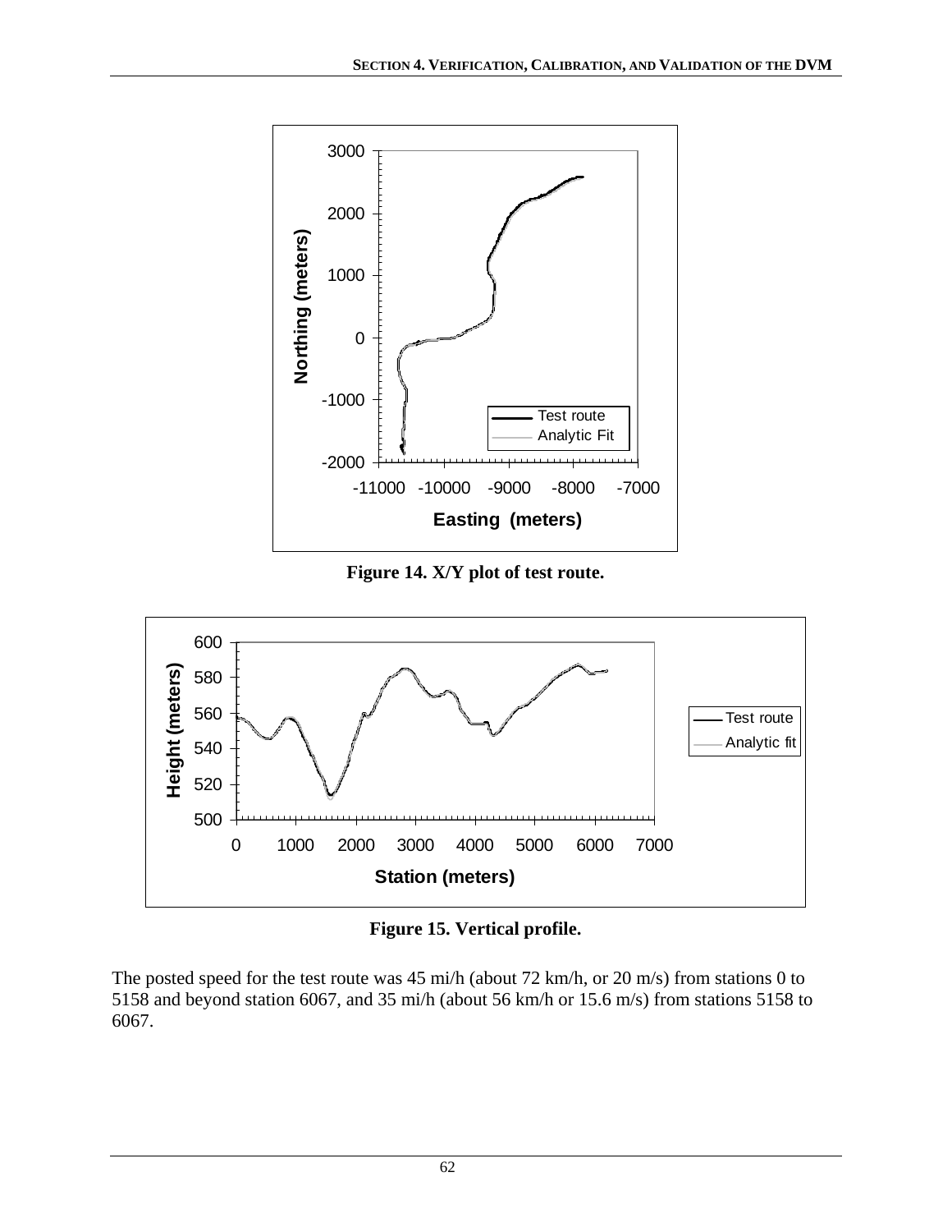Figure 14. X/Y plot of test route.

Figure 15. Vertical profile.

The posted speed for the test route was 45 mi/h (about 72 km/h, or 20 m/s) from stations 0 to 5158 and beyond station 6067, and 35 mi/h (about 56 km/h or 15.6 m/s) from stations 5158 to 6067.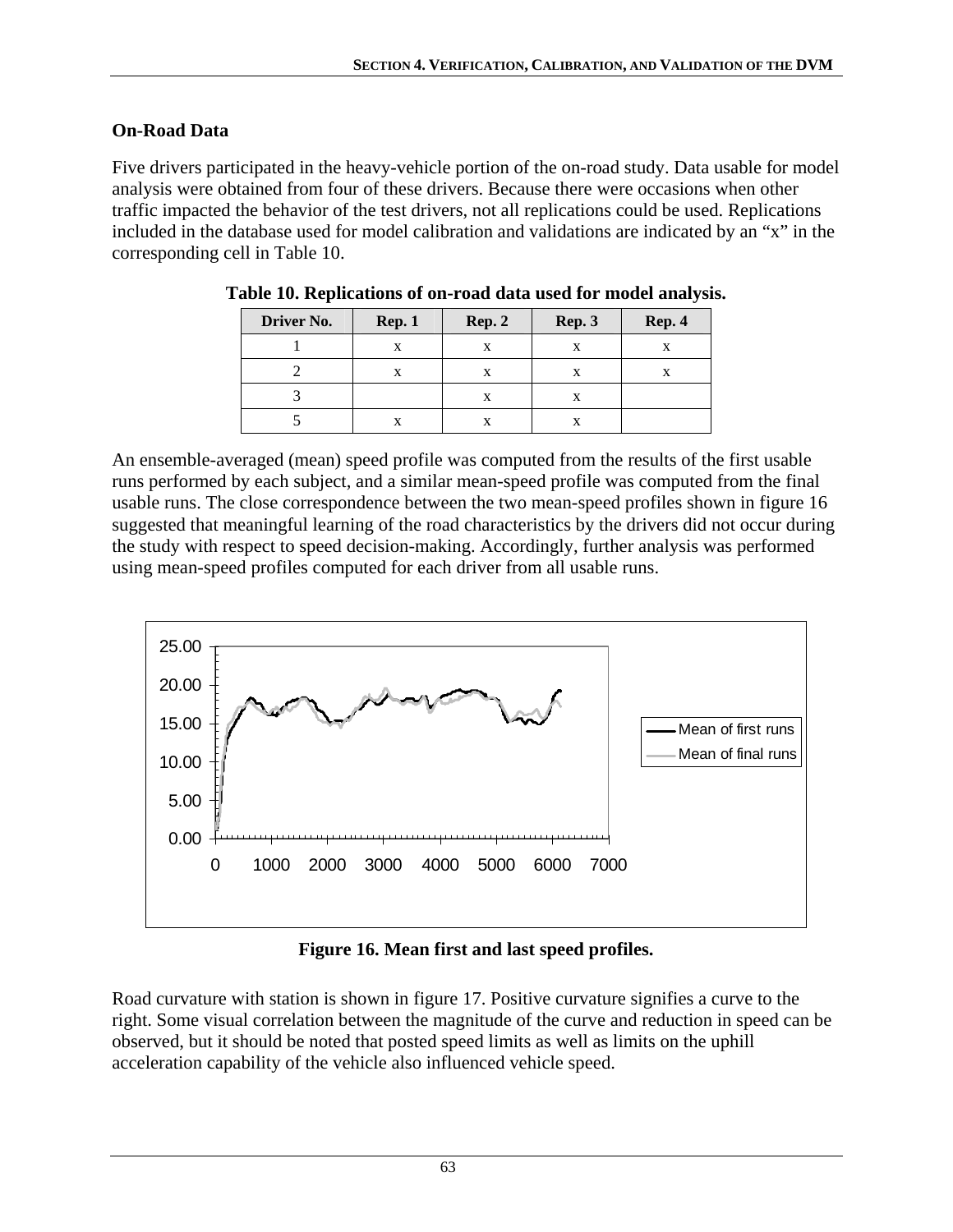### On-Road Data

Five drivers participated in the heavy-vehicle portion of the on-road study. Data usable for model analysis were obtained from four of these drivers. Because there were occasions when other traffic impacted the behavior of the test drivers, not all replications could be used. Replications included in the database used for model calibration and validations are indicated by an "x" in the corresponding cell in Table 10.

**Table 10. Replications of on-road data used for model analysis.**

| Driver No. | Rep. 1 | Rep. 2 | Rep. 3 | Rep. 4 |
|---|---|---|---|---|
| 1 | x | x | x | x |
| 2 | x | x | x | x |
| 3 | | x | x | |
| 5 | x | x | x | |

An ensemble-averaged (mean) speed profile was computed from the results of the first usable runs performed by each subject, and a similar mean-speed profile was computed from the final usable runs. The close correspondence between the two mean-speed profiles shown in figure 16 suggested that meaningful learning of the road characteristics by the drivers did not occur during the study with respect to speed decision-making. Accordingly, further analysis was performed using mean-speed profiles computed for each driver from all usable runs.

**Figure 16. Mean first and last speed profiles.**

Road curvature with station is shown in figure 17. Positive curvature signifies a curve to the right. Some visual correlation between the magnitude of the curve and reduction in speed can be observed, but it should be noted that posted speed limits as well as limits on the uphill acceleration capability of the vehicle also influenced vehicle speed.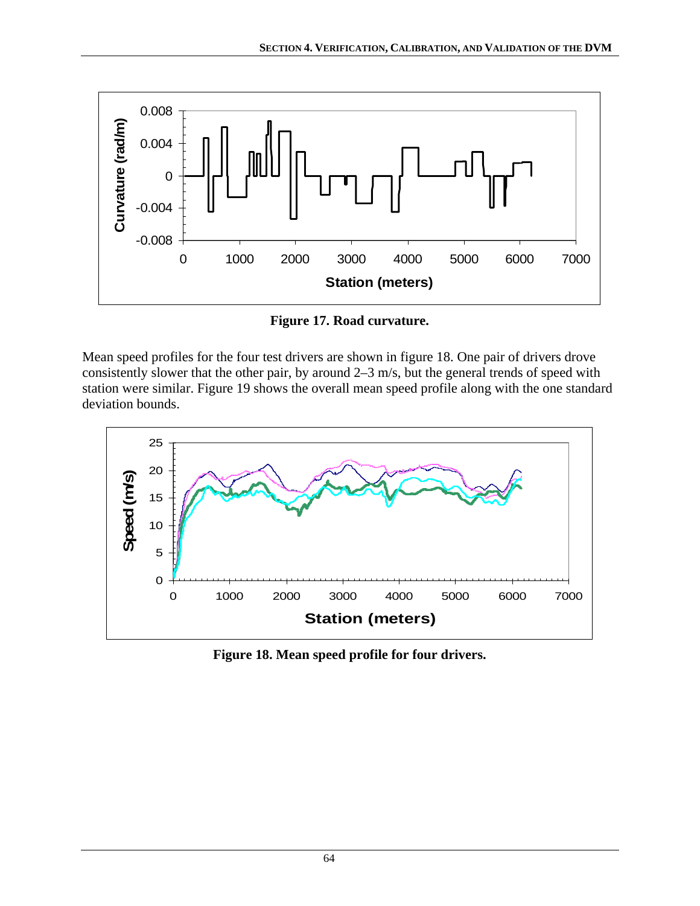Figure 17. Road curvature.

Mean speed profiles for the four test drivers are shown in figure 18. One pair of drivers drove consistently slower that the other pair, by around 2–3 m/s, but the general trends of speed with station were similar. Figure 19 shows the overall mean speed profile along with the one standard deviation bounds.

Figure 18. Mean speed profile for four drivers.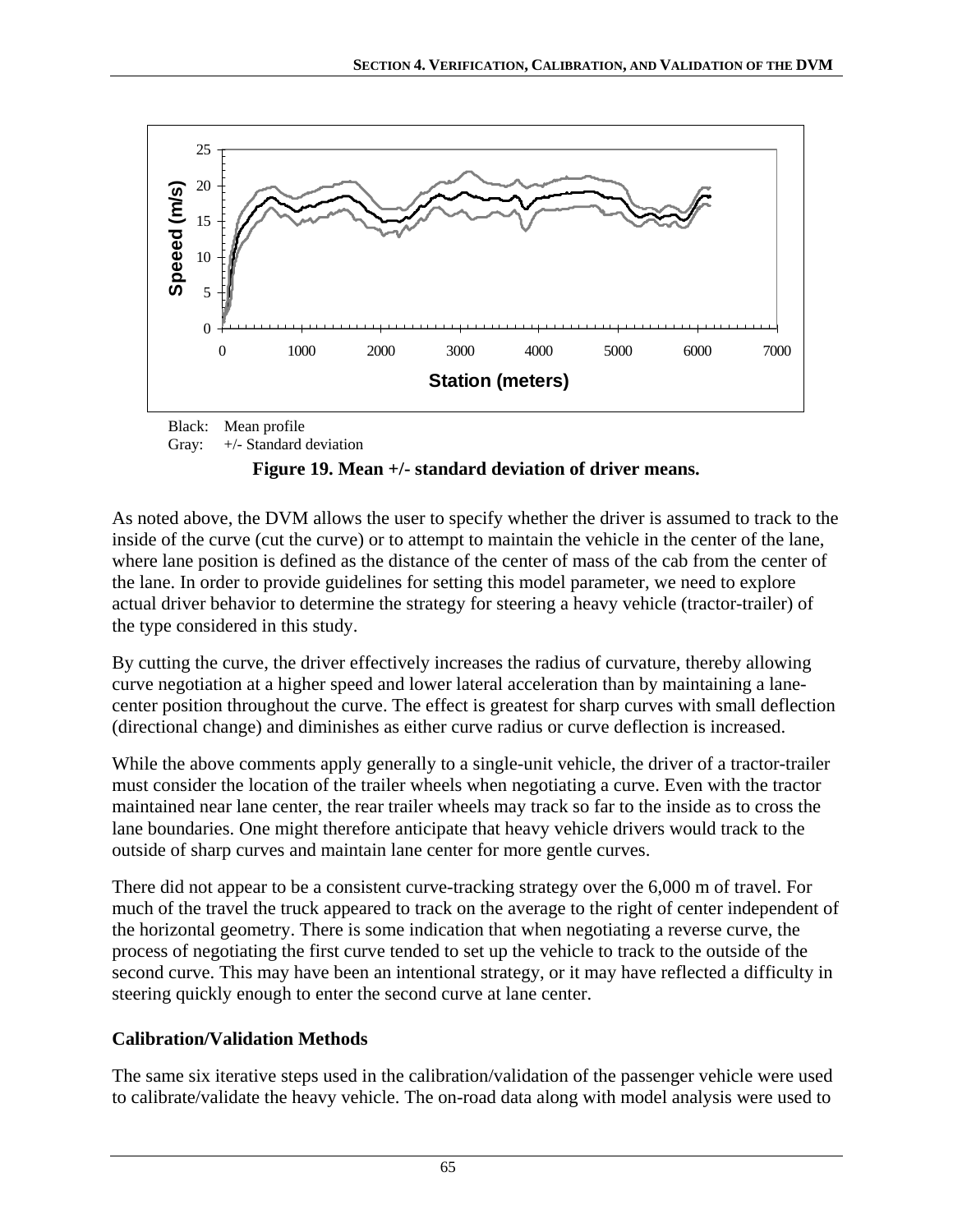Black: Mean profile
Gray: +/- Standard deviation

**Figure 19. Mean +/- standard deviation of driver means.**

As noted above, the DVM allows the user to specify whether the driver is assumed to track to the inside of the curve (cut the curve) or to attempt to maintain the vehicle in the center of the lane, where lane position is defined as the distance of the center of mass of the cab from the center of the lane. In order to provide guidelines for setting this model parameter, we need to explore actual driver behavior to determine the strategy for steering a heavy vehicle (tractor-trailer) of the type considered in this study.

By cutting the curve, the driver effectively increases the radius of curvature, thereby allowing curve negotiation at a higher speed and lower lateral acceleration than by maintaining a lane-center position throughout the curve. The effect is greatest for sharp curves with small deflection (directional change) and diminishes as either curve radius or curve deflection is increased.

While the above comments apply generally to a single-unit vehicle, the driver of a tractor-trailer must consider the location of the trailer wheels when negotiating a curve. Even with the tractor maintained near lane center, the rear trailer wheels may track so far to the inside as to cross the lane boundaries. One might therefore anticipate that heavy vehicle drivers would track to the outside of sharp curves and maintain lane center for more gentle curves.

There did not appear to be a consistent curve-tracking strategy over the 6,000 m of travel. For much of the travel the truck appeared to track on the average to the right of center independent of the horizontal geometry. There is some indication that when negotiating a reverse curve, the process of negotiating the first curve tended to set up the vehicle to track to the outside of the second curve. This may have been an intentional strategy, or it may have reflected a difficulty in steering quickly enough to enter the second curve at lane center.

## Calibration/Validation Methods

The same six iterative steps used in the calibration/validation of the passenger vehicle were used to calibrate/validate the heavy vehicle. The on-road data along with model analysis were used to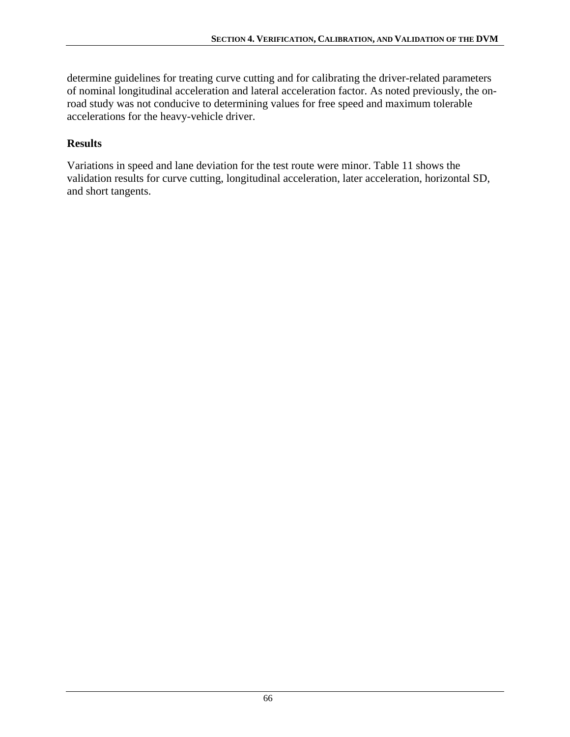determine guidelines for treating curve cutting and for calibrating the driver-related parameters of nominal longitudinal acceleration and lateral acceleration factor. As noted previously, the on-road study was not conducive to determining values for free speed and maximum tolerable accelerations for the heavy-vehicle driver.

### Results

Variations in speed and lane deviation for the test route were minor. Table 11 shows the validation results for curve cutting, longitudinal acceleration, later acceleration, horizontal SD, and short tangents.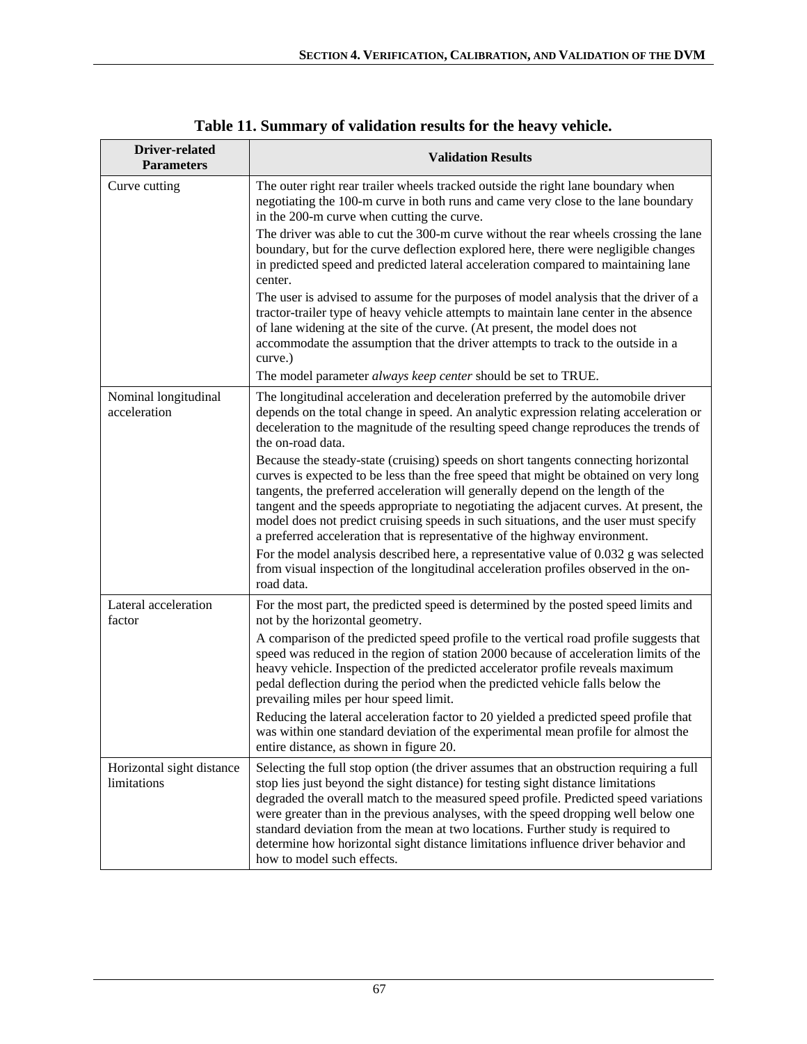**Table 11. Summary of validation results for the heavy vehicle.**

| Driver-related Parameters | Validation Results |
|---|---|
| Curve cutting | The outer right rear trailer wheels tracked outside the right lane boundary when negotiating the 100-m curve in both runs and came very close to the lane boundary in the 200-m curve when cutting the curve.<br><br>The driver was able to cut the 300-m curve without the rear wheels crossing the lane boundary, but for the curve deflection explored here, there were negligible changes in predicted speed and predicted lateral acceleration compared to maintaining lane center.<br><br>The user is advised to assume for the purposes of model analysis that the driver of a tractor-trailer type of heavy vehicle attempts to maintain lane center in the absence of lane widening at the site of the curve. (At present, the model does not accommodate the assumption that the driver attempts to track to the outside in a curve.)<br><br>The model parameter *always keep center* should be set to TRUE. |
| Nominal longitudinal acceleration | The longitudinal acceleration and deceleration preferred by the automobile driver depends on the total change in speed. An analytic expression relating acceleration or deceleration to the magnitude of the resulting speed change reproduces the trends of the on-road data.<br><br>Because the steady-state (cruising) speeds on short tangents connecting horizontal curves is expected to be less than the free speed that might be obtained on very long tangents, the preferred acceleration will generally depend on the length of the tangent and the speeds appropriate to negotiating the adjacent curves. At present, the model does not predict cruising speeds in such situations, and the user must specify a preferred acceleration that is representative of the highway environment.<br><br>For the model analysis described here, a representative value of 0.032 g was selected from visual inspection of the longitudinal acceleration profiles observed in the on-road data. |
| Lateral acceleration factor | For the most part, the predicted speed is determined by the posted speed limits and not by the horizontal geometry.<br><br>A comparison of the predicted speed profile to the vertical road profile suggests that speed was reduced in the region of station 2000 because of acceleration limits of the heavy vehicle. Inspection of the predicted accelerator profile reveals maximum pedal deflection during the period when the predicted vehicle falls below the prevailing miles per hour speed limit.<br><br>Reducing the lateral acceleration factor to 20 yielded a predicted speed profile that was within one standard deviation of the experimental mean profile for almost the entire distance, as shown in figure 20. |
| Horizontal sight distance limitations | Selecting the full stop option (the driver assumes that an obstruction requiring a full stop lies just beyond the sight distance) for testing sight distance limitations degraded the overall match to the measured speed profile. Predicted speed variations were greater than in the previous analyses, with the speed dropping well below one standard deviation from the mean at two locations. Further study is required to determine how horizontal sight distance limitations influence driver behavior and how to model such effects. |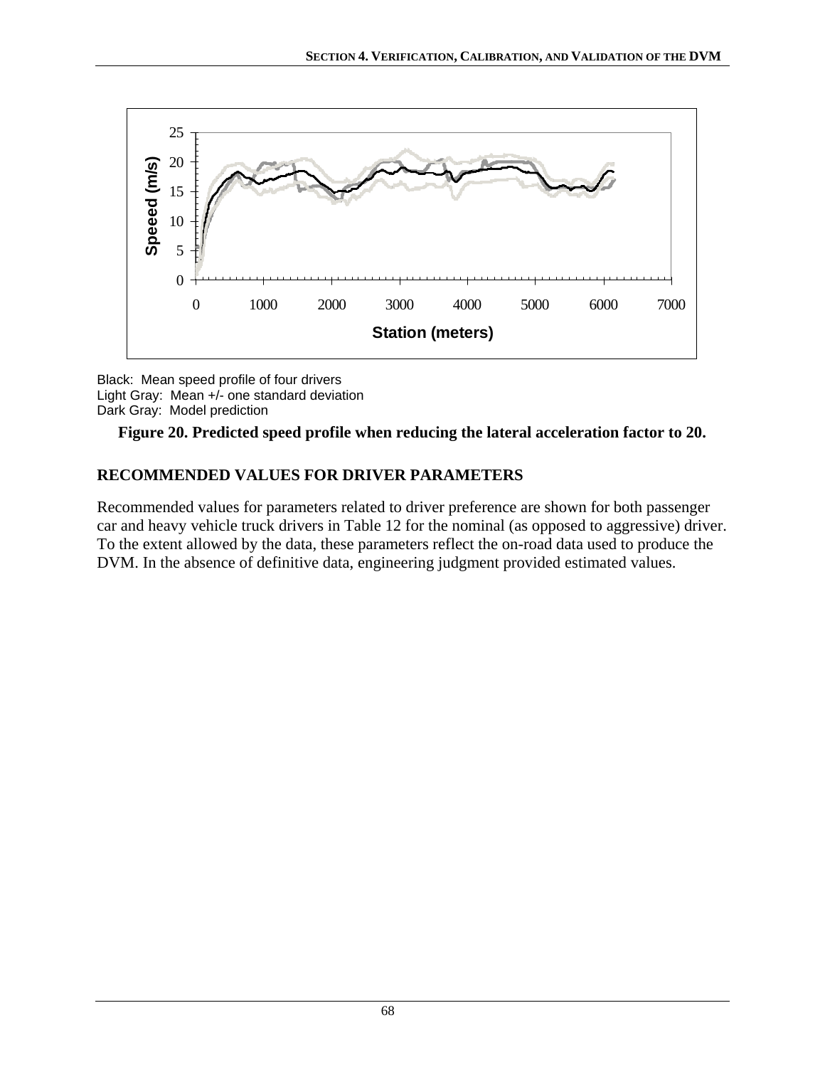Black: Mean speed profile of four drivers
Light Gray: Mean +/- one standard deviation
Dark Gray: Model prediction

**Figure 20. Predicted speed profile when reducing the lateral acceleration factor to 20.**

## RECOMMENDED VALUES FOR DRIVER PARAMETERS

Recommended values for parameters related to driver preference are shown for both passenger car and heavy vehicle truck drivers in Table 12 for the nominal (as opposed to aggressive) driver. To the extent allowed by the data, these parameters reflect the on-road data used to produce the DVM. In the absence of definitive data, engineering judgment provided estimated values.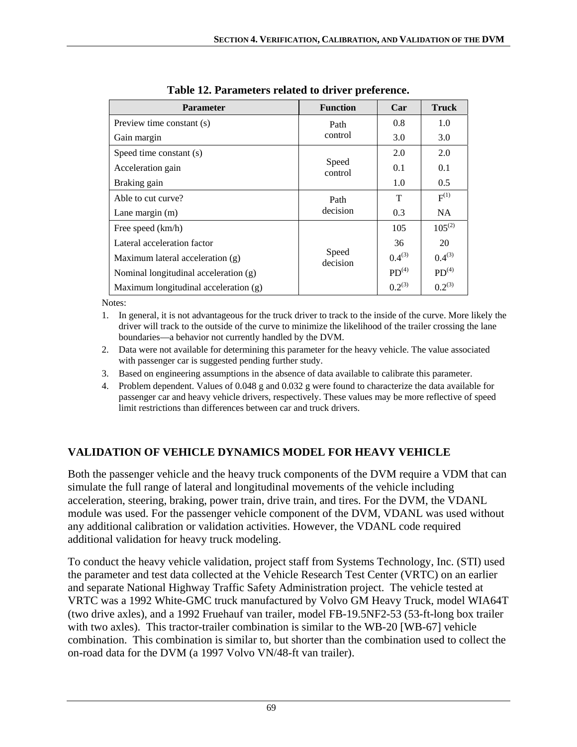**Table 12. Parameters related to driver preference.**

| Parameter | Function | Car | Truck |
|---|---|---|---|
| Preview time constant (s) | Path control | 0.8 | 1.0 |
| Gain margin | | 3.0 | 3.0 |
| Speed time constant (s) | Speed control | 2.0 | 2.0 |
| Acceleration gain | | 0.1 | 0.1 |
| Braking gain | | 1.0 | 0.5 |
| Able to cut curve? | Path decision | T | F[(1)] |
| Lane margin (m) | | 0.3 | NA |
| Free speed (km/h) | Speed decision | 105 | 105[(2)] |
| Lateral acceleration factor | | 36 | 20 |
| Maximum lateral acceleration (g) | | 0.4[(3)] | 0.4[(3)] |
| Nominal longitudinal acceleration (g) | | PD[(4)] | PD[(4)] |
| Maximum longitudinal acceleration (g) | | 0.2[(3)] | 0.2[(3)] |

Notes:

1. In general, it is not advantageous for the truck driver to track to the inside of the curve. More likely the driver will track to the outside of the curve to minimize the likelihood of the trailer crossing the lane boundaries—a behavior not currently handled by the DVM.
2. Data were not available for determining this parameter for the heavy vehicle. The value associated with passenger car is suggested pending further study.
3. Based on engineering assumptions in the absence of data available to calibrate this parameter.
4. Problem dependent. Values of 0.048 g and 0.032 g were found to characterize the data available for passenger car and heavy vehicle drivers, respectively. These values may be more reflective of speed limit restrictions than differences between car and truck drivers.

## VALIDATION OF VEHICLE DYNAMICS MODEL FOR HEAVY VEHICLE

Both the passenger vehicle and the heavy truck components of the DVM require a VDM that can simulate the full range of lateral and longitudinal movements of the vehicle including acceleration, steering, braking, power train, drive train, and tires. For the DVM, the VDANL module was used. For the passenger vehicle component of the DVM, VDANL was used without any additional calibration or validation activities. However, the VDANL code required additional validation for heavy truck modeling.

To conduct the heavy vehicle validation, project staff from Systems Technology, Inc. (STI) used the parameter and test data collected at the Vehicle Research Test Center (VRTC) on an earlier and separate National Highway Traffic Safety Administration project. The vehicle tested at VRTC was a 1992 White-GMC truck manufactured by Volvo GM Heavy Truck, model WIA64T (two drive axles), and a 1992 Fruehauf van trailer, model FB-19.5NF2-53 (53-ft-long box trailer with two axles). This tractor-trailer combination is similar to the WB-20 [WB-67] vehicle combination. This combination is similar to, but shorter than the combination used to collect the on-road data for the DVM (a 1997 Volvo VN/48-ft van trailer).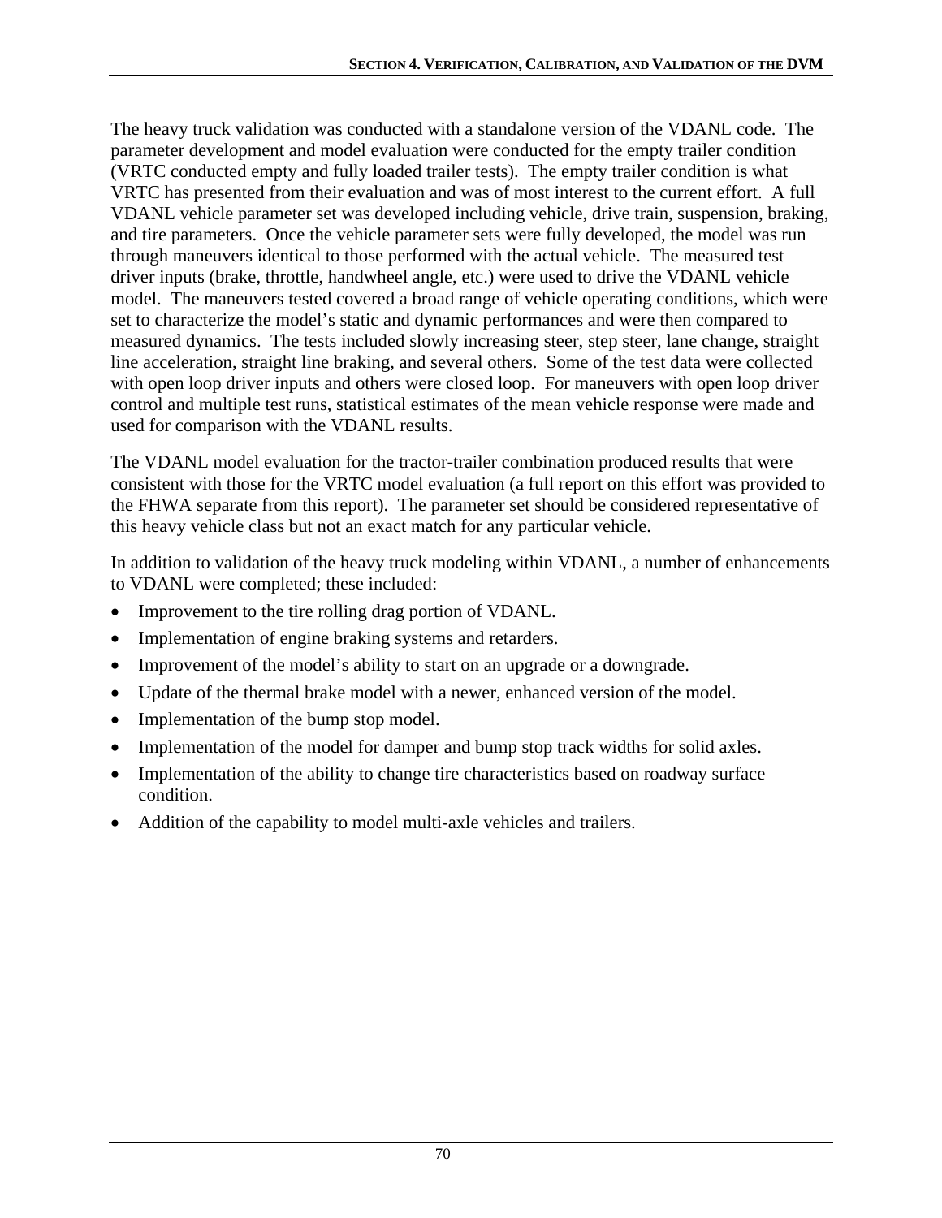The heavy truck validation was conducted with a standalone version of the VDANL code. The parameter development and model evaluation were conducted for the empty trailer condition (VRTC conducted empty and fully loaded trailer tests). The empty trailer condition is what VRTC has presented from their evaluation and was of most interest to the current effort. A full VDANL vehicle parameter set was developed including vehicle, drive train, suspension, braking, and tire parameters. Once the vehicle parameter sets were fully developed, the model was run through maneuvers identical to those performed with the actual vehicle. The measured test driver inputs (brake, throttle, handwheel angle, etc.) were used to drive the VDANL vehicle model. The maneuvers tested covered a broad range of vehicle operating conditions, which were set to characterize the model's static and dynamic performances and were then compared to measured dynamics. The tests included slowly increasing steer, step steer, lane change, straight line acceleration, straight line braking, and several others. Some of the test data were collected with open loop driver inputs and others were closed loop. For maneuvers with open loop driver control and multiple test runs, statistical estimates of the mean vehicle response were made and used for comparison with the VDANL results.

The VDANL model evaluation for the tractor-trailer combination produced results that were consistent with those for the VRTC model evaluation (a full report on this effort was provided to the FHWA separate from this report). The parameter set should be considered representative of this heavy vehicle class but not an exact match for any particular vehicle.

In addition to validation of the heavy truck modeling within VDANL, a number of enhancements to VDANL were completed; these included:

- Improvement to the tire rolling drag portion of VDANL.
- Implementation of engine braking systems and retarders.
- Improvement of the model's ability to start on an upgrade or a downgrade.
- Update of the thermal brake model with a newer, enhanced version of the model.
- Implementation of the bump stop model.
- Implementation of the model for damper and bump stop track widths for solid axles.
- Implementation of the ability to change tire characteristics based on roadway surface condition.
- Addition of the capability to model multi-axle vehicles and trailers.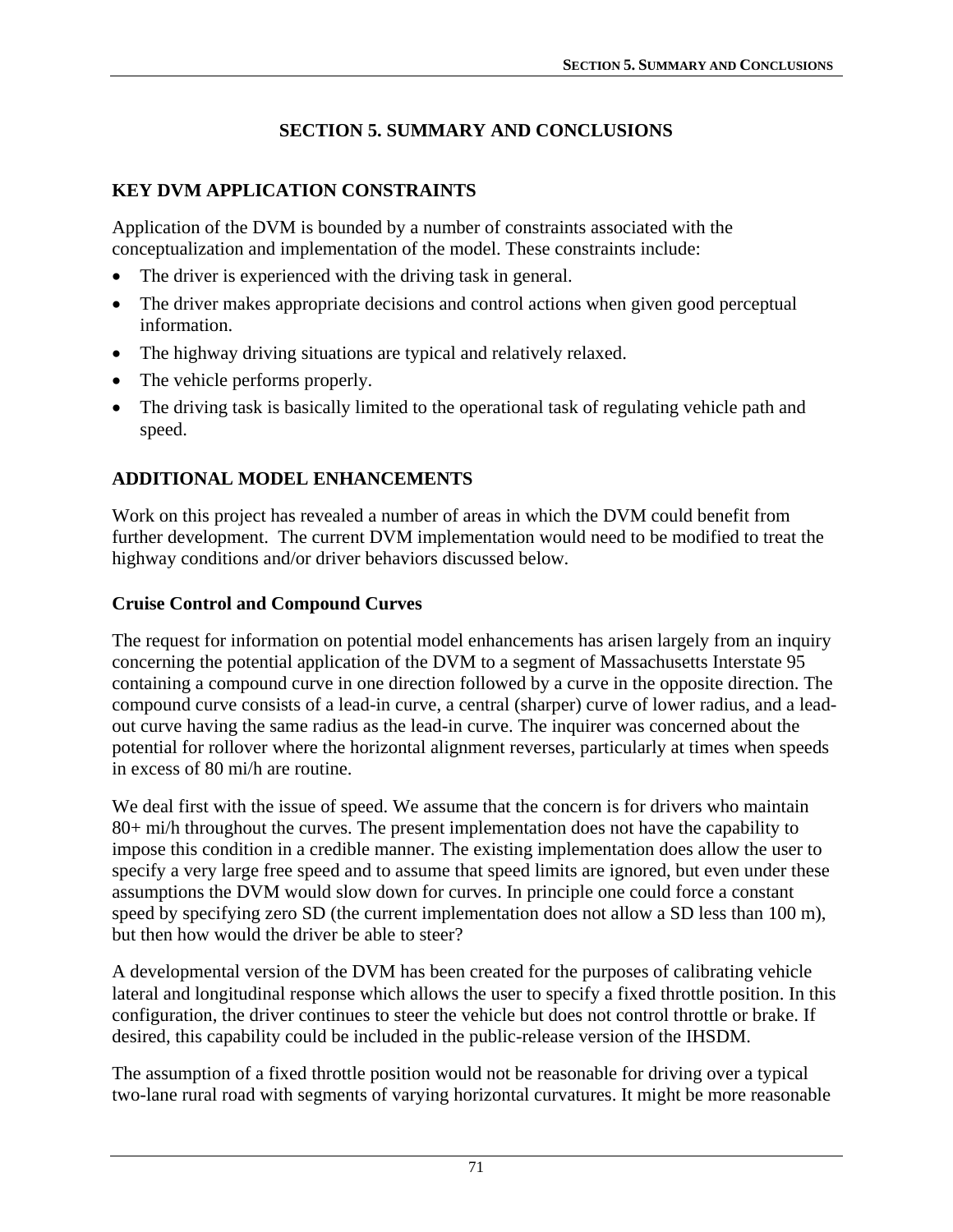# SECTION 5. SUMMARY AND CONCLUSIONS

## KEY DVM APPLICATION CONSTRAINTS

Application of the DVM is bounded by a number of constraints associated with the conceptualization and implementation of the model. These constraints include:

- The driver is experienced with the driving task in general.
- The driver makes appropriate decisions and control actions when given good perceptual information.
- The highway driving situations are typical and relatively relaxed.
- The vehicle performs properly.
- The driving task is basically limited to the operational task of regulating vehicle path and speed.

## ADDITIONAL MODEL ENHANCEMENTS

Work on this project has revealed a number of areas in which the DVM could benefit from further development. The current DVM implementation would need to be modified to treat the highway conditions and/or driver behaviors discussed below.

### Cruise Control and Compound Curves

The request for information on potential model enhancements has arisen largely from an inquiry concerning the potential application of the DVM to a segment of Massachusetts Interstate 95 containing a compound curve in one direction followed by a curve in the opposite direction. The compound curve consists of a lead-in curve, a central (sharper) curve of lower radius, and a lead-out curve having the same radius as the lead-in curve. The inquirer was concerned about the potential for rollover where the horizontal alignment reverses, particularly at times when speeds in excess of 80 mi/h are routine.

We deal first with the issue of speed. We assume that the concern is for drivers who maintain 80+ mi/h throughout the curves. The present implementation does not have the capability to impose this condition in a credible manner. The existing implementation does allow the user to specify a very large free speed and to assume that speed limits are ignored, but even under these assumptions the DVM would slow down for curves. In principle one could force a constant speed by specifying zero SD (the current implementation does not allow a SD less than 100 m), but then how would the driver be able to steer?

A developmental version of the DVM has been created for the purposes of calibrating vehicle lateral and longitudinal response which allows the user to specify a fixed throttle position. In this configuration, the driver continues to steer the vehicle but does not control throttle or brake. If desired, this capability could be included in the public-release version of the IHSDM.

The assumption of a fixed throttle position would not be reasonable for driving over a typical two-lane rural road with segments of varying horizontal curvatures. It might be more reasonable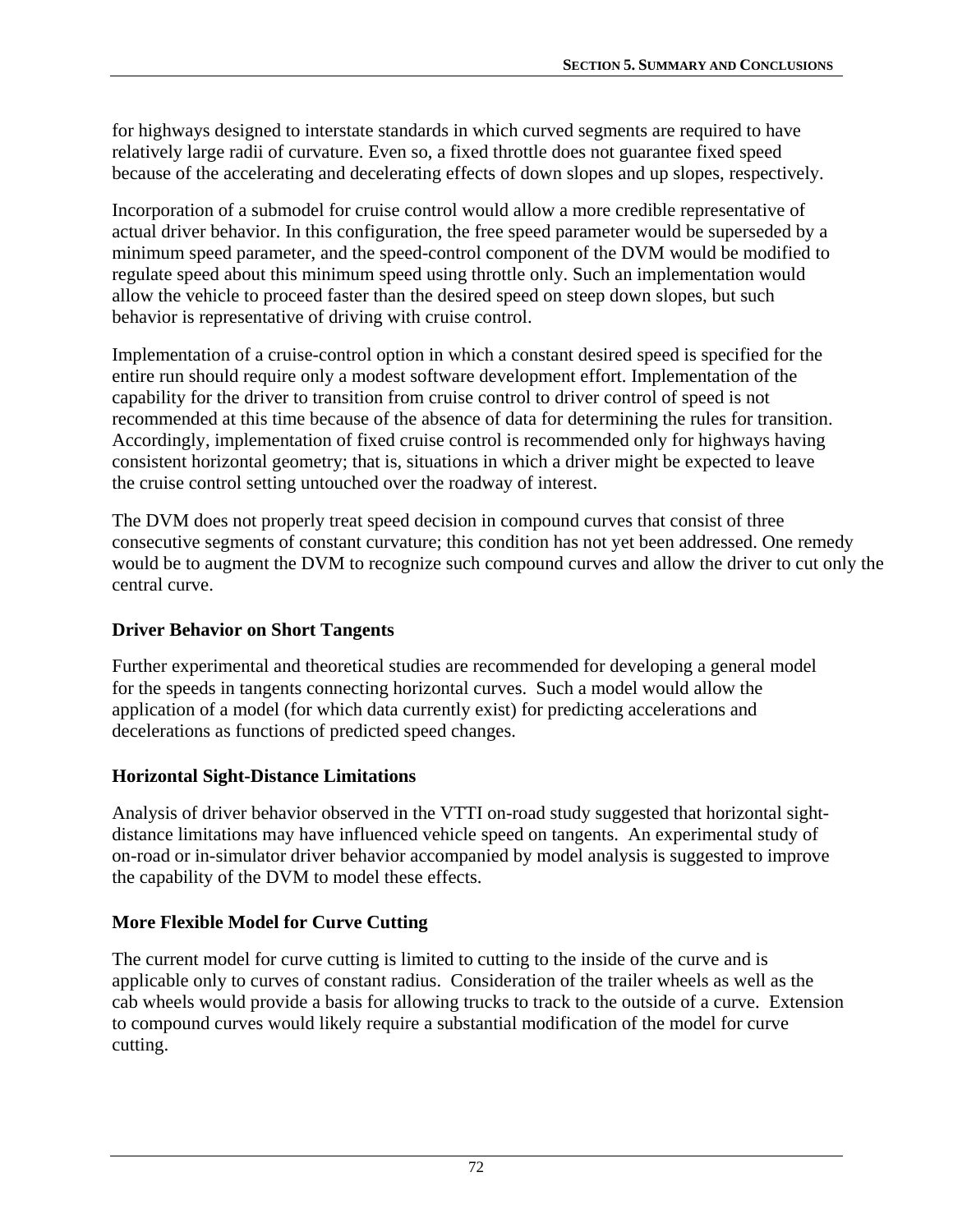for highways designed to interstate standards in which curved segments are required to have relatively large radii of curvature. Even so, a fixed throttle does not guarantee fixed speed because of the accelerating and decelerating effects of down slopes and up slopes, respectively.

Incorporation of a submodel for cruise control would allow a more credible representative of actual driver behavior. In this configuration, the free speed parameter would be superseded by a minimum speed parameter, and the speed-control component of the DVM would be modified to regulate speed about this minimum speed using throttle only. Such an implementation would allow the vehicle to proceed faster than the desired speed on steep down slopes, but such behavior is representative of driving with cruise control.

Implementation of a cruise-control option in which a constant desired speed is specified for the entire run should require only a modest software development effort. Implementation of the capability for the driver to transition from cruise control to driver control of speed is not recommended at this time because of the absence of data for determining the rules for transition. Accordingly, implementation of fixed cruise control is recommended only for highways having consistent horizontal geometry; that is, situations in which a driver might be expected to leave the cruise control setting untouched over the roadway of interest.

The DVM does not properly treat speed decision in compound curves that consist of three consecutive segments of constant curvature; this condition has not yet been addressed. One remedy would be to augment the DVM to recognize such compound curves and allow the driver to cut only the central curve.

### Driver Behavior on Short Tangents

Further experimental and theoretical studies are recommended for developing a general model for the speeds in tangents connecting horizontal curves. Such a model would allow the application of a model (for which data currently exist) for predicting accelerations and decelerations as functions of predicted speed changes.

### Horizontal Sight-Distance Limitations

Analysis of driver behavior observed in the VTTI on-road study suggested that horizontal sight-distance limitations may have influenced vehicle speed on tangents. An experimental study of on-road or in-simulator driver behavior accompanied by model analysis is suggested to improve the capability of the DVM to model these effects.

### More Flexible Model for Curve Cutting

The current model for curve cutting is limited to cutting to the inside of the curve and is applicable only to curves of constant radius. Consideration of the trailer wheels as well as the cab wheels would provide a basis for allowing trucks to track to the outside of a curve. Extension to compound curves would likely require a substantial modification of the model for curve cutting.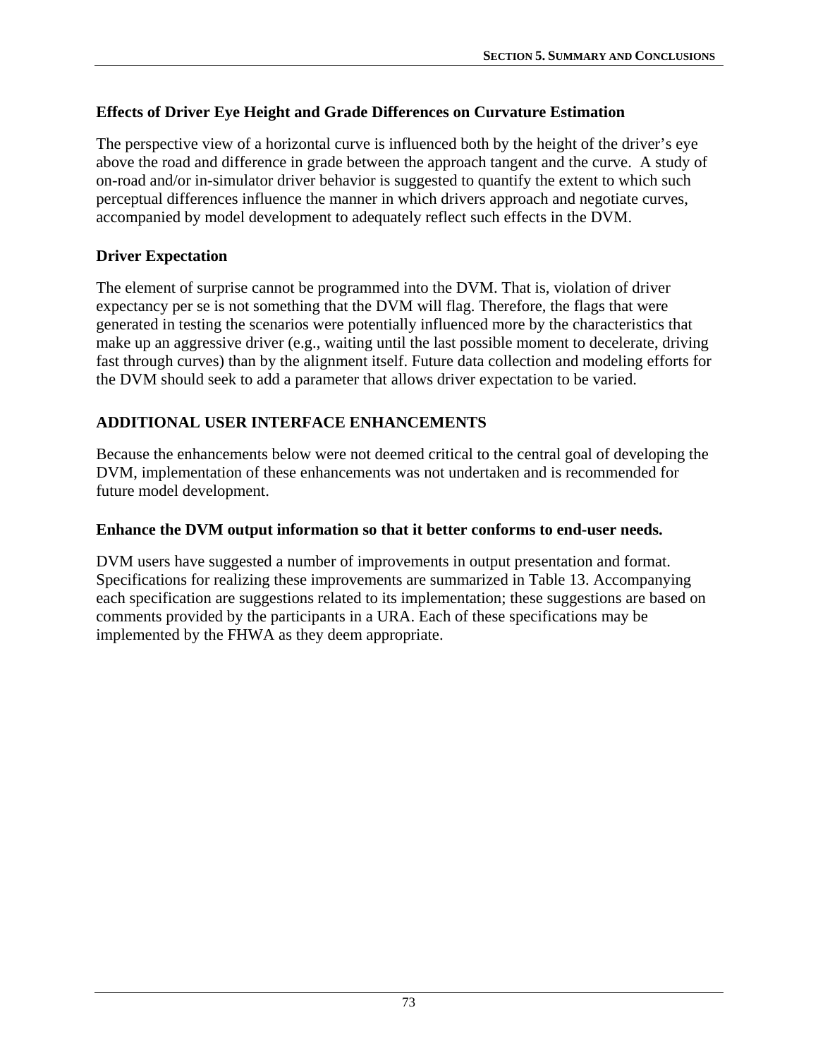### Effects of Driver Eye Height and Grade Differences on Curvature Estimation

The perspective view of a horizontal curve is influenced both by the height of the driver's eye above the road and difference in grade between the approach tangent and the curve. A study of on-road and/or in-simulator driver behavior is suggested to quantify the extent to which such perceptual differences influence the manner in which drivers approach and negotiate curves, accompanied by model development to adequately reflect such effects in the DVM.

### Driver Expectation

The element of surprise cannot be programmed into the DVM. That is, violation of driver expectancy per se is not something that the DVM will flag. Therefore, the flags that were generated in testing the scenarios were potentially influenced more by the characteristics that make up an aggressive driver (e.g., waiting until the last possible moment to decelerate, driving fast through curves) than by the alignment itself. Future data collection and modeling efforts for the DVM should seek to add a parameter that allows driver expectation to be varied.

## ADDITIONAL USER INTERFACE ENHANCEMENTS

Because the enhancements below were not deemed critical to the central goal of developing the DVM, implementation of these enhancements was not undertaken and is recommended for future model development.

### Enhance the DVM output information so that it better conforms to end-user needs.

DVM users have suggested a number of improvements in output presentation and format. Specifications for realizing these improvements are summarized in Table 13. Accompanying each specification are suggestions related to its implementation; these suggestions are based on comments provided by the participants in a URA. Each of these specifications may be implemented by the FHWA as they deem appropriate.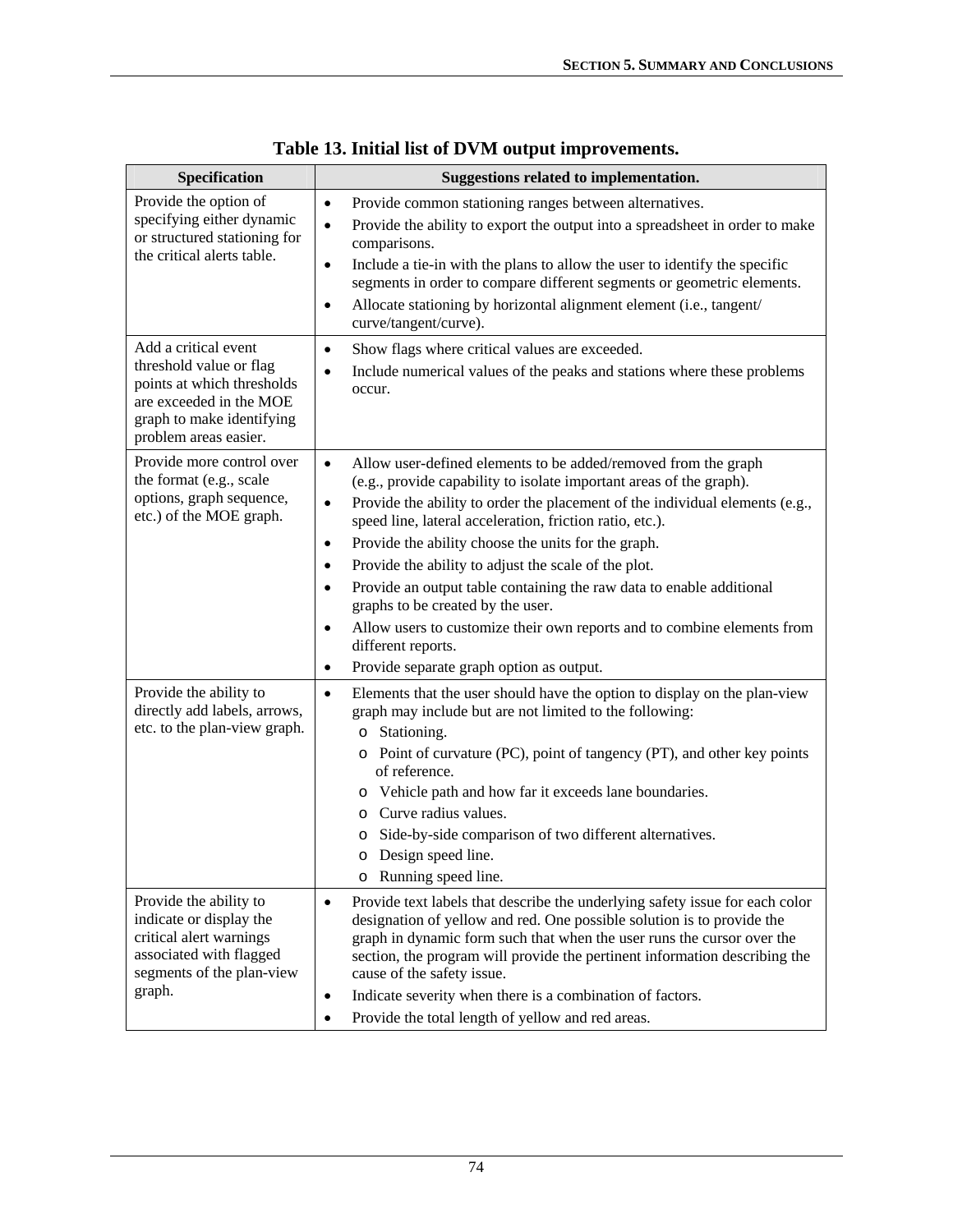**Table 13. Initial list of DVM output improvements.**

| Specification | Suggestions related to implementation. |
|---|---|
| Provide the option of specifying either dynamic or structured stationing for the critical alerts table. | • Provide common stationing ranges between alternatives.<br>• Provide the ability to export the output into a spreadsheet in order to make comparisons.<br>• Include a tie-in with the plans to allow the user to identify the specific segments in order to compare different segments or geometric elements.<br>• Allocate stationing by horizontal alignment element (i.e., tangent/ curve/tangent/curve). |
| Add a critical event threshold value or flag points at which thresholds are exceeded in the MOE graph to make identifying problem areas easier. | • Show flags where critical values are exceeded.<br>• Include numerical values of the peaks and stations where these problems occur. |
| Provide more control over the format (e.g., scale options, graph sequence, etc.) of the MOE graph. | • Allow user-defined elements to be added/removed from the graph (e.g., provide capability to isolate important areas of the graph).<br>• Provide the ability to order the placement of the individual elements (e.g., speed line, lateral acceleration, friction ratio, etc.).<br>• Provide the ability choose the units for the graph.<br>• Provide the ability to adjust the scale of the plot.<br>• Provide an output table containing the raw data to enable additional graphs to be created by the user.<br>• Allow users to customize their own reports and to combine elements from different reports.<br>• Provide separate graph option as output. |
| Provide the ability to directly add labels, arrows, etc. to the plan-view graph. | • Elements that the user should have the option to display on the plan-view graph may include but are not limited to the following:<br>  o Stationing.<br>  o Point of curvature (PC), point of tangency (PT), and other key points of reference.<br>  o Vehicle path and how far it exceeds lane boundaries.<br>  o Curve radius values.<br>  o Side-by-side comparison of two different alternatives.<br>  o Design speed line.<br>  o Running speed line. |
| Provide the ability to indicate or display the critical alert warnings associated with flagged segments of the plan-view graph. | • Provide text labels that describe the underlying safety issue for each color designation of yellow and red. One possible solution is to provide the graph in dynamic form such that when the user runs the cursor over the section, the program will provide the pertinent information describing the cause of the safety issue.<br>• Indicate severity when there is a combination of factors.<br>• Provide the total length of yellow and red areas. |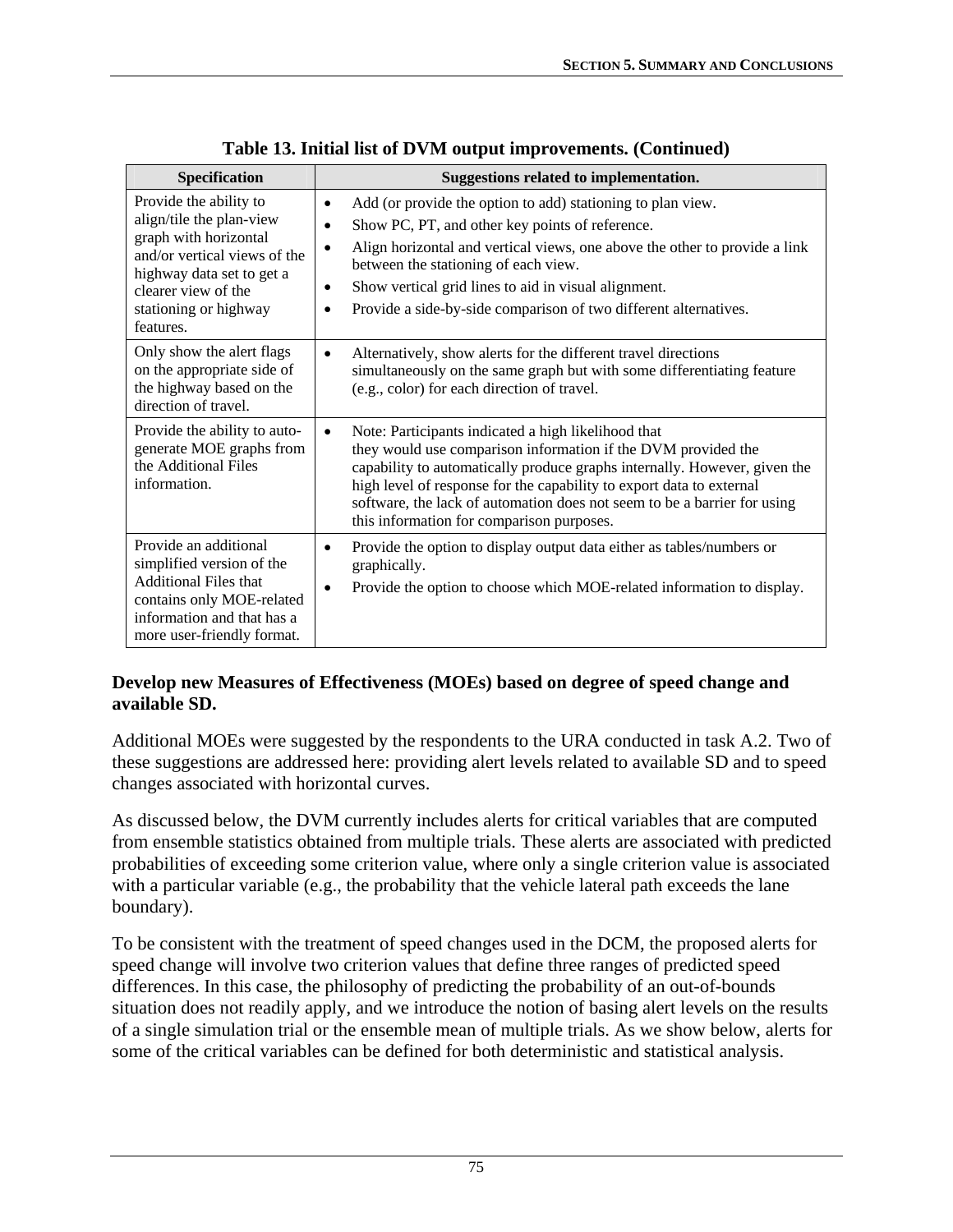**Table 13. Initial list of DVM output improvements. (Continued)**

| Specification | Suggestions related to implementation. |
|---|---|
| Provide the ability to align/tile the plan-view graph with horizontal and/or vertical views of the highway data set to get a clearer view of the stationing or highway features. | • Add (or provide the option to add) stationing to plan view.<br>• Show PC, PT, and other key points of reference.<br>• Align horizontal and vertical views, one above the other to provide a link between the stationing of each view.<br>• Show vertical grid lines to aid in visual alignment.<br>• Provide a side-by-side comparison of two different alternatives. |
| Only show the alert flags on the appropriate side of the highway based on the direction of travel. | • Alternatively, show alerts for the different travel directions simultaneously on the same graph but with some differentiating feature (e.g., color) for each direction of travel. |
| Provide the ability to auto-generate MOE graphs from the Additional Files information. | • Note: Participants indicated a high likelihood that they would use comparison information if the DVM provided the capability to automatically produce graphs internally. However, given the high level of response for the capability to export data to external software, the lack of automation does not seem to be a barrier for using this information for comparison purposes. |
| Provide an additional simplified version of the Additional Files that contains only MOE-related information and that has a more user-friendly format. | • Provide the option to display output data either as tables/numbers or graphically.<br>• Provide the option to choose which MOE-related information to display. |

**Develop new Measures of Effectiveness (MOEs) based on degree of speed change and available SD.**

Additional MOEs were suggested by the respondents to the URA conducted in task A.2. Two of these suggestions are addressed here: providing alert levels related to available SD and to speed changes associated with horizontal curves.

As discussed below, the DVM currently includes alerts for critical variables that are computed from ensemble statistics obtained from multiple trials. These alerts are associated with predicted probabilities of exceeding some criterion value, where only a single criterion value is associated with a particular variable (e.g., the probability that the vehicle lateral path exceeds the lane boundary).

To be consistent with the treatment of speed changes used in the DCM, the proposed alerts for speed change will involve two criterion values that define three ranges of predicted speed differences. In this case, the philosophy of predicting the probability of an out-of-bounds situation does not readily apply, and we introduce the notion of basing alert levels on the results of a single simulation trial or the ensemble mean of multiple trials. As we show below, alerts for some of the critical variables can be defined for both deterministic and statistical analysis.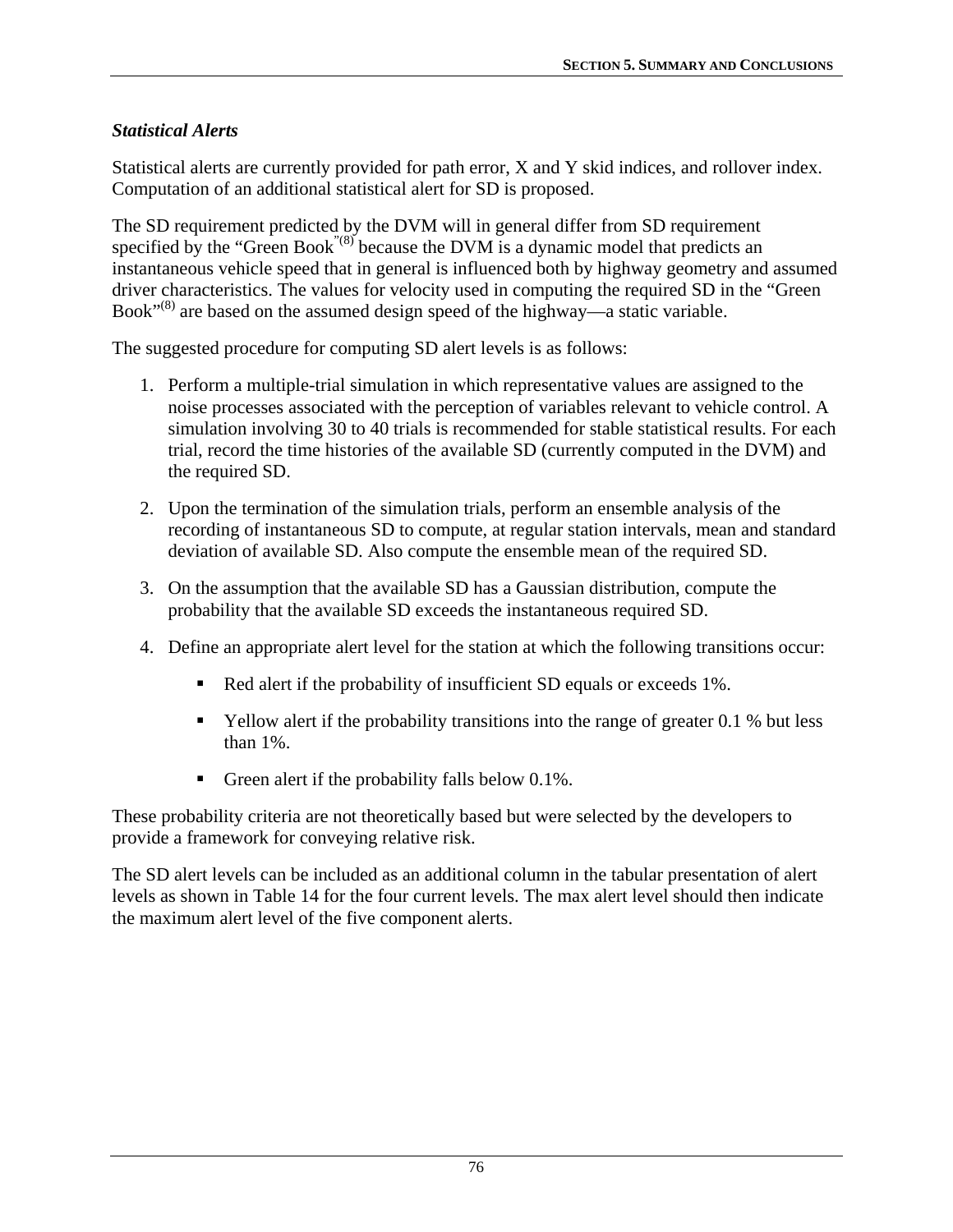### *Statistical Alerts*

Statistical alerts are currently provided for path error, X and Y skid indices, and rollover index. Computation of an additional statistical alert for SD is proposed.

The SD requirement predicted by the DVM will in general differ from SD requirement specified by the "Green Book"[(8)] because the DVM is a dynamic model that predicts an instantaneous vehicle speed that in general is influenced both by highway geometry and assumed driver characteristics. The values for velocity used in computing the required SD in the "Green Book"[(8)] are based on the assumed design speed of the highway—a static variable.

The suggested procedure for computing SD alert levels is as follows:

1. Perform a multiple-trial simulation in which representative values are assigned to the noise processes associated with the perception of variables relevant to vehicle control. A simulation involving 30 to 40 trials is recommended for stable statistical results. For each trial, record the time histories of the available SD (currently computed in the DVM) and the required SD.
2. Upon the termination of the simulation trials, perform an ensemble analysis of the recording of instantaneous SD to compute, at regular station intervals, mean and standard deviation of available SD. Also compute the ensemble mean of the required SD.
3. On the assumption that the available SD has a Gaussian distribution, compute the probability that the available SD exceeds the instantaneous required SD.
4. Define an appropriate alert level for the station at which the following transitions occur:
   - Red alert if the probability of insufficient SD equals or exceeds 1%.
   - Yellow alert if the probability transitions into the range of greater 0.1 % but less than 1%.
   - Green alert if the probability falls below 0.1%.

These probability criteria are not theoretically based but were selected by the developers to provide a framework for conveying relative risk.

The SD alert levels can be included as an additional column in the tabular presentation of alert levels as shown in Table 14 for the four current levels. The max alert level should then indicate the maximum alert level of the five component alerts.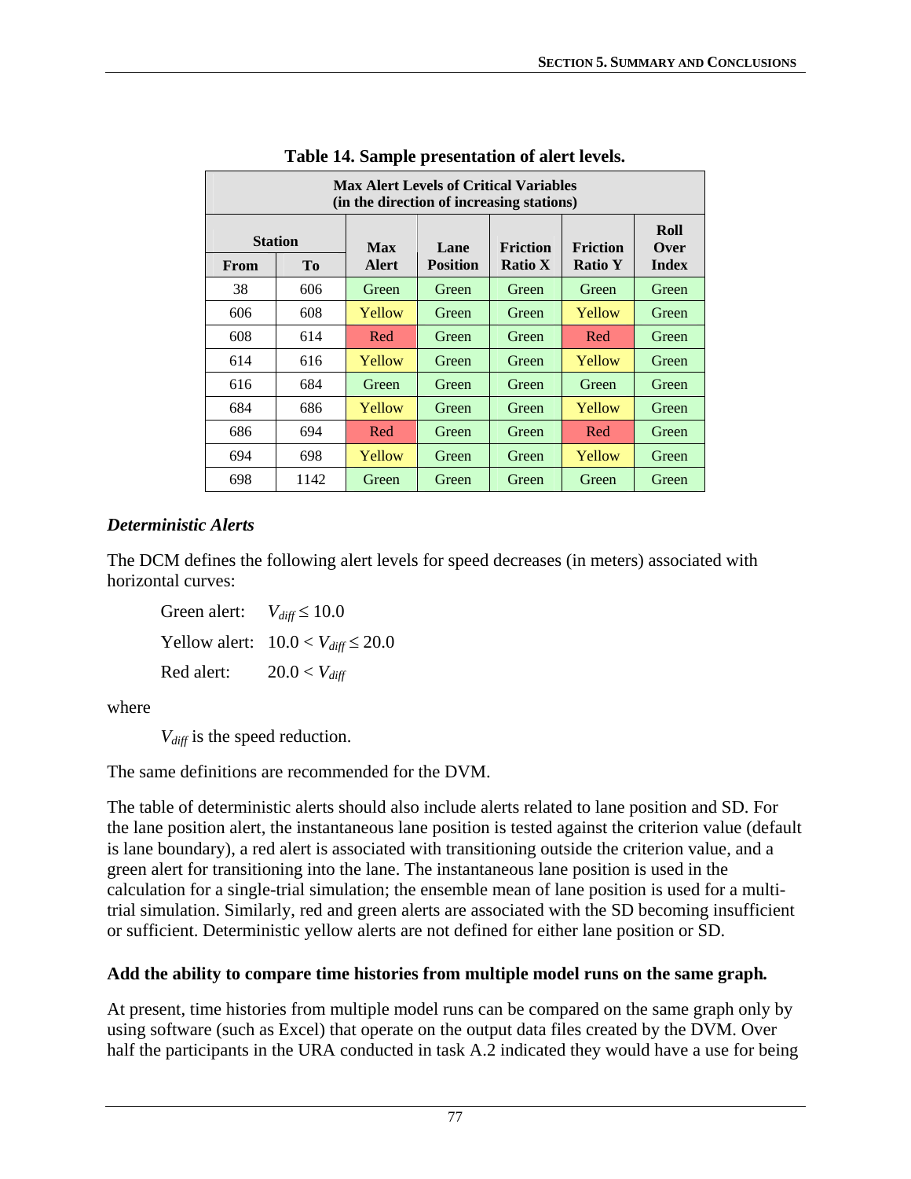**Table 14. Sample presentation of alert levels.**

| Max Alert Levels of Critical Variables (in the direction of increasing stations) | | | | | | |
|---|---|---|---|---|---|---|
| Station | | Max Alert | Lane Position | Friction Ratio X | Friction Ratio Y | Roll Over Index |
| From | To | | | | | |
| 38 | 606 | Green | Green | Green | Green | Green |
| 606 | 608 | Yellow | Green | Green | Yellow | Green |
| 608 | 614 | Red | Green | Green | Red | Green |
| 614 | 616 | Yellow | Green | Green | Yellow | Green |
| 616 | 684 | Green | Green | Green | Green | Green |
| 684 | 686 | Yellow | Green | Green | Yellow | Green |
| 686 | 694 | Red | Green | Green | Red | Green |
| 694 | 698 | Yellow | Green | Green | Yellow | Green |
| 698 | 1142 | Green | Green | Green | Green | Green |

### *Deterministic Alerts*

The DCM defines the following alert levels for speed decreases (in meters) associated with horizontal curves:

Green alert: $V_{diff} \leq 10.0$

Yellow alert: $10.0 < V_{diff} \leq 20.0$

Red alert: $20.0 < V_{diff}$

where

$V_{diff}$ is the speed reduction.

The same definitions are recommended for the DVM.

The table of deterministic alerts should also include alerts related to lane position and SD. For the lane position alert, the instantaneous lane position is tested against the criterion value (default is lane boundary), a red alert is associated with transitioning outside the criterion value, and a green alert for transitioning into the lane. The instantaneous lane position is used in the calculation for a single-trial simulation; the ensemble mean of lane position is used for a multi-trial simulation. Similarly, red and green alerts are associated with the SD becoming insufficient or sufficient. Deterministic yellow alerts are not defined for either lane position or SD.

**Add the ability to compare time histories from multiple model runs on the same graph.**

At present, time histories from multiple model runs can be compared on the same graph only by using software (such as Excel) that operate on the output data files created by the DVM. Over half the participants in the URA conducted in task A.2 indicated they would have a use for being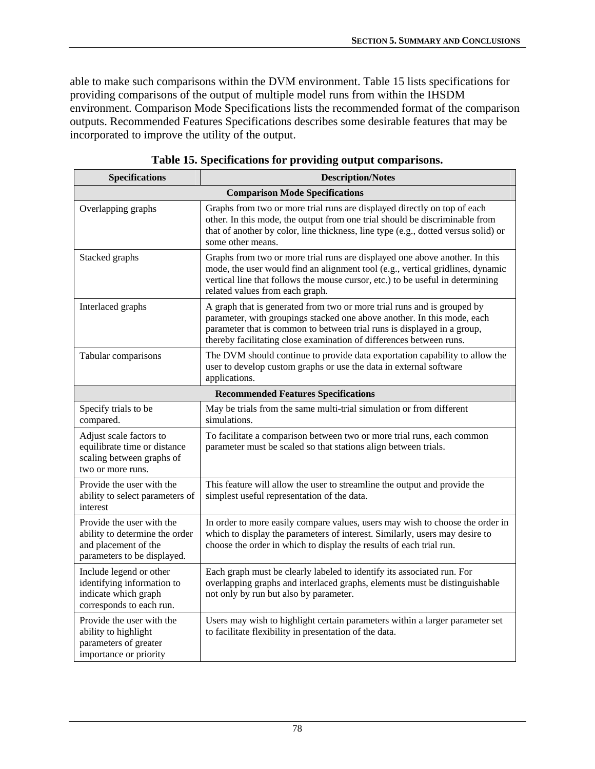able to make such comparisons within the DVM environment. Table 15 lists specifications for providing comparisons of the output of multiple model runs from within the IHSDM environment. Comparison Mode Specifications lists the recommended format of the comparison outputs. Recommended Features Specifications describes some desirable features that may be incorporated to improve the utility of the output.

**Table 15. Specifications for providing output comparisons.**

| Specifications | Description/Notes |
|---|---|
| **Comparison Mode Specifications** | |
| Overlapping graphs | Graphs from two or more trial runs are displayed directly on top of each other. In this mode, the output from one trial should be discriminable from that of another by color, line thickness, line type (e.g., dotted versus solid) or some other means. |
| Stacked graphs | Graphs from two or more trial runs are displayed one above another. In this mode, the user would find an alignment tool (e.g., vertical gridlines, dynamic vertical line that follows the mouse cursor, etc.) to be useful in determining related values from each graph. |
| Interlaced graphs | A graph that is generated from two or more trial runs and is grouped by parameter, with groupings stacked one above another. In this mode, each parameter that is common to between trial runs is displayed in a group, thereby facilitating close examination of differences between runs. |
| Tabular comparisons | The DVM should continue to provide data exportation capability to allow the user to develop custom graphs or use the data in external software applications. |
| **Recommended Features Specifications** | |
| Specify trials to be compared. | May be trials from the same multi-trial simulation or from different simulations. |
| Adjust scale factors to equilibrate time or distance scaling between graphs of two or more runs. | To facilitate a comparison between two or more trial runs, each common parameter must be scaled so that stations align between trials. |
| Provide the user with the ability to select parameters of interest | This feature will allow the user to streamline the output and provide the simplest useful representation of the data. |
| Provide the user with the ability to determine the order and placement of the parameters to be displayed. | In order to more easily compare values, users may wish to choose the order in which to display the parameters of interest. Similarly, users may desire to choose the order in which to display the results of each trial run. |
| Include legend or other identifying information to indicate which graph corresponds to each run. | Each graph must be clearly labeled to identify its associated run. For overlapping graphs and interlaced graphs, elements must be distinguishable not only by run but also by parameter. |
| Provide the user with the ability to highlight parameters of greater importance or priority | Users may wish to highlight certain parameters within a larger parameter set to facilitate flexibility in presentation of the data. |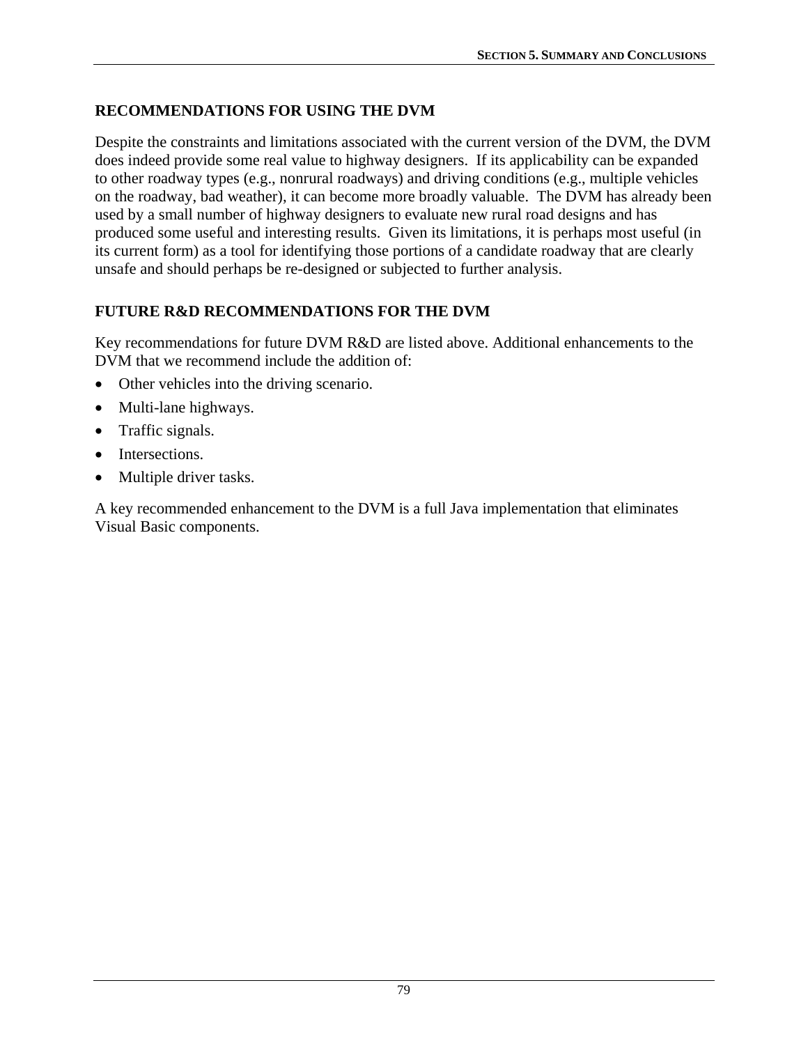## RECOMMENDATIONS FOR USING THE DVM

Despite the constraints and limitations associated with the current version of the DVM, the DVM does indeed provide some real value to highway designers. If its applicability can be expanded to other roadway types (e.g., nonrural roadways) and driving conditions (e.g., multiple vehicles on the roadway, bad weather), it can become more broadly valuable. The DVM has already been used by a small number of highway designers to evaluate new rural road designs and has produced some useful and interesting results. Given its limitations, it is perhaps most useful (in its current form) as a tool for identifying those portions of a candidate roadway that are clearly unsafe and should perhaps be re-designed or subjected to further analysis.

## FUTURE R&D RECOMMENDATIONS FOR THE DVM

Key recommendations for future DVM R&D are listed above. Additional enhancements to the DVM that we recommend include the addition of:

- Other vehicles into the driving scenario.
- Multi-lane highways.
- Traffic signals.
- Intersections.
- Multiple driver tasks.

A key recommended enhancement to the DVM is a full Java implementation that eliminates Visual Basic components.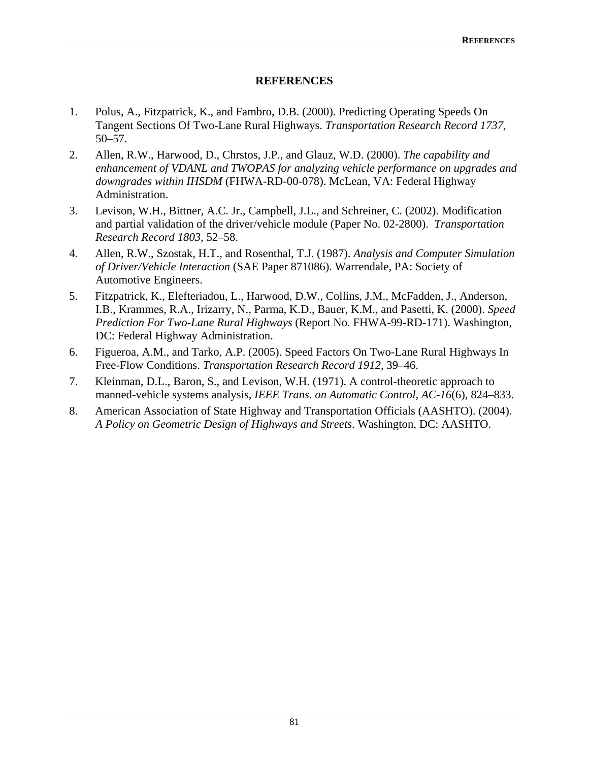# REFERENCES

1. Polus, A., Fitzpatrick, K., and Fambro, D.B. (2000). Predicting Operating Speeds On Tangent Sections Of Two-Lane Rural Highways. *Transportation Research Record 1737*, 50–57.
2. Allen, R.W., Harwood, D., Chrstos, J.P., and Glauz, W.D. (2000). *The capability and enhancement of VDANL and TWOPAS for analyzing vehicle performance on upgrades and downgrades within IHSDM* (FHWA-RD-00-078). McLean, VA: Federal Highway Administration.
3. Levison, W.H., Bittner, A.C. Jr., Campbell, J.L., and Schreiner, C. (2002). Modification and partial validation of the driver/vehicle module (Paper No. 02-2800). *Transportation Research Record 1803*, 52–58.
4. Allen, R.W., Szostak, H.T., and Rosenthal, T.J. (1987). *Analysis and Computer Simulation of Driver/Vehicle Interaction* (SAE Paper 871086). Warrendale, PA: Society of Automotive Engineers.
5. Fitzpatrick, K., Elefteriadou, L., Harwood, D.W., Collins, J.M., McFadden, J., Anderson, I.B., Krammes, R.A., Irizarry, N., Parma, K.D., Bauer, K.M., and Pasetti, K. (2000). *Speed Prediction For Two-Lane Rural Highways* (Report No. FHWA-99-RD-171). Washington, DC: Federal Highway Administration.
6. Figueroa, A.M., and Tarko, A.P. (2005). Speed Factors On Two-Lane Rural Highways In Free-Flow Conditions. *Transportation Research Record 1912*, 39–46.
7. Kleinman, D.L., Baron, S., and Levison, W.H. (1971). A control-theoretic approach to manned-vehicle systems analysis, *IEEE Trans. on Automatic Control, AC-16*(6), 824–833.
8. American Association of State Highway and Transportation Officials (AASHTO). (2004). *A Policy on Geometric Design of Highways and Streets*. Washington, DC: AASHTO.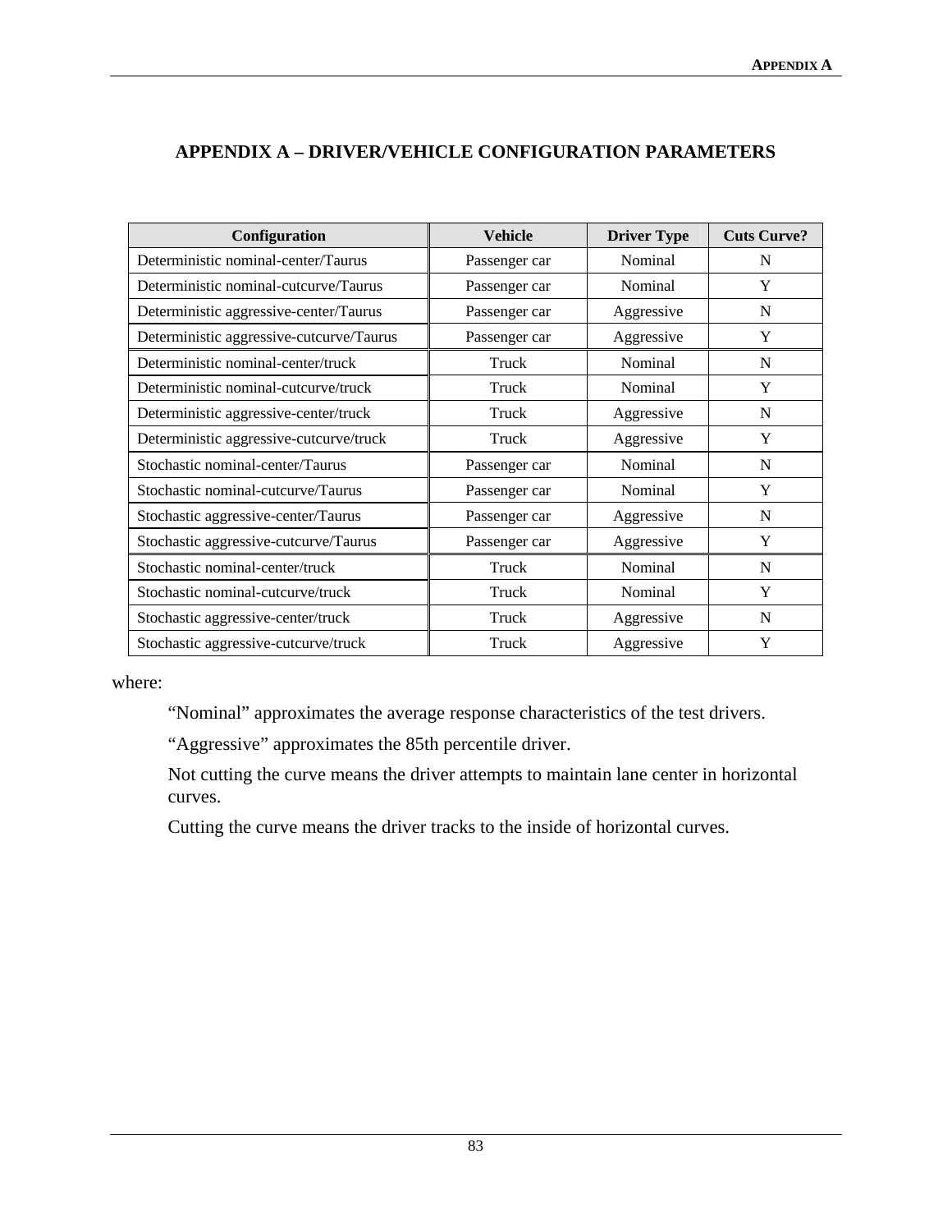# APPENDIX A – DRIVER/VEHICLE CONFIGURATION PARAMETERS

| Configuration | Vehicle | Driver Type | Cuts Curve? |
|---|---|---|---|
| Deterministic nominal-center/Taurus | Passenger car | Nominal | N |
| Deterministic nominal-cutcurve/Taurus | Passenger car | Nominal | Y |
| Deterministic aggressive-center/Taurus | Passenger car | Aggressive | N |
| Deterministic aggressive-cutcurve/Taurus | Passenger car | Aggressive | Y |
| Deterministic nominal-center/truck | Truck | Nominal | N |
| Deterministic nominal-cutcurve/truck | Truck | Nominal | Y |
| Deterministic aggressive-center/truck | Truck | Aggressive | N |
| Deterministic aggressive-cutcurve/truck | Truck | Aggressive | Y |
| Stochastic nominal-center/Taurus | Passenger car | Nominal | N |
| Stochastic nominal-cutcurve/Taurus | Passenger car | Nominal | Y |
| Stochastic aggressive-center/Taurus | Passenger car | Aggressive | N |
| Stochastic aggressive-cutcurve/Taurus | Passenger car | Aggressive | Y |
| Stochastic nominal-center/truck | Truck | Nominal | N |
| Stochastic nominal-cutcurve/truck | Truck | Nominal | Y |
| Stochastic aggressive-center/truck | Truck | Aggressive | N |
| Stochastic aggressive-cutcurve/truck | Truck | Aggressive | Y |

where:

“Nominal” approximates the average response characteristics of the test drivers.

“Aggressive” approximates the 85th percentile driver.

Not cutting the curve means the driver attempts to maintain lane center in horizontal curves.

Cutting the curve means the driver tracks to the inside of horizontal curves.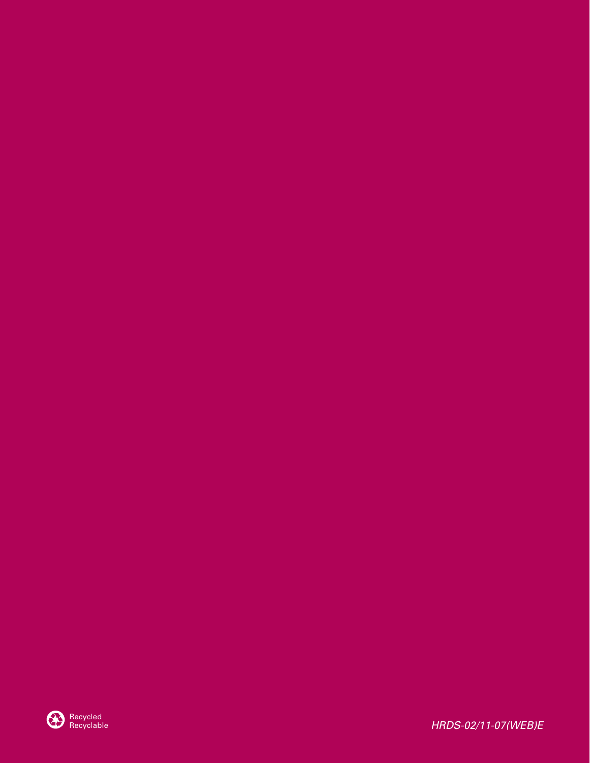Recycled
Recyclable

*HRDS-02/11-07(WEB)E*